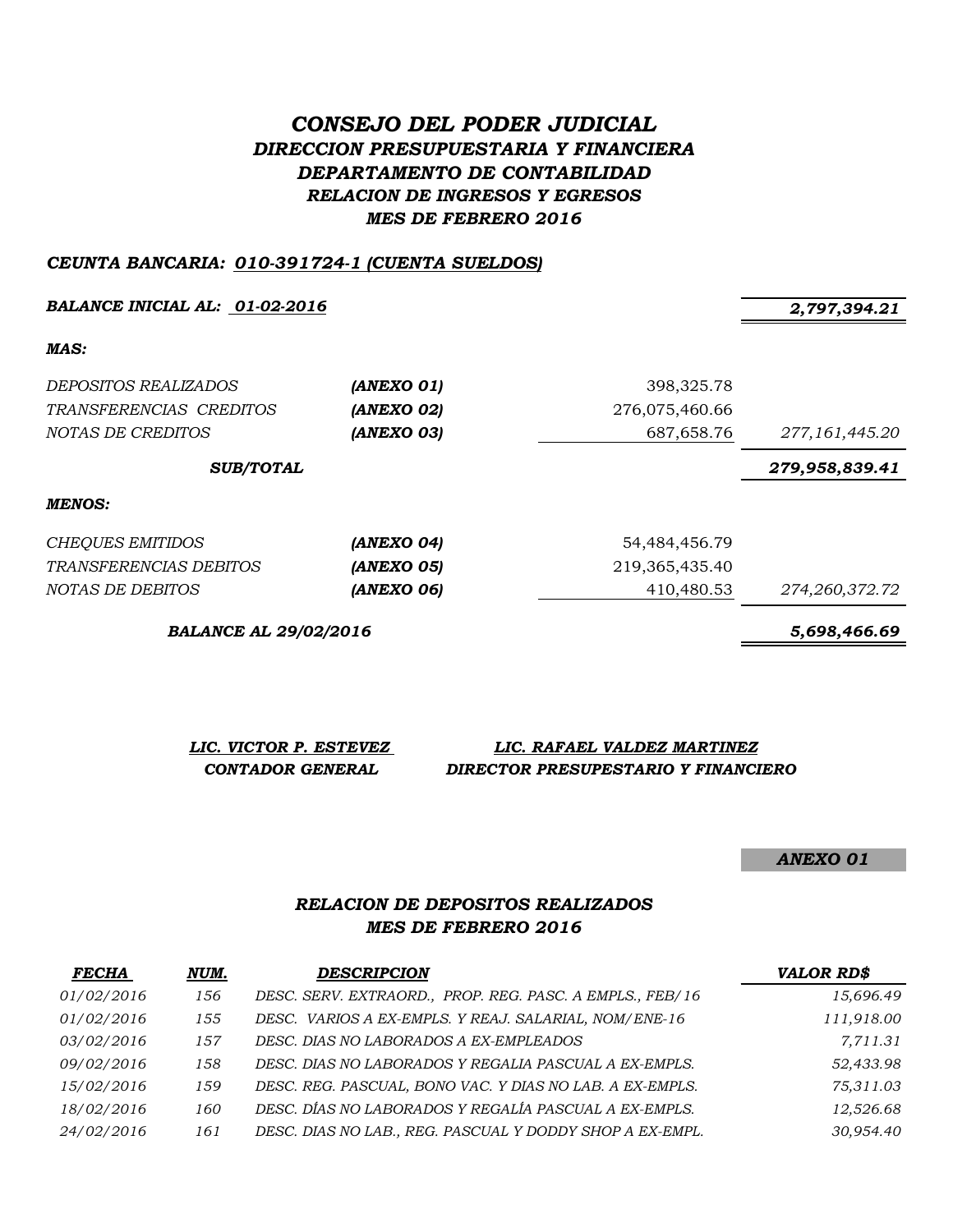# *CONSEJO DEL PODER JUDICIAL*
## *DIRECCION PRESUPUESTARIA Y FINANCIERA*
## *DEPARTAMENTO DE CONTABILIDAD*
### *RELACION DE INGRESOS Y EGRESOS*
### *MES DE FEBRERO 2016*

***CEUNTA BANCARIA: 010-391724-1 (CUENTA SUELDOS)***

| | | | |
|---|---|---|---|
| ***BALANCE INICIAL AL: 01-02-2016*** | | | ***2,797,394.21*** |
| ***MAS:*** | | | |
| *DEPOSITOS REALIZADOS* | ***(ANEXO 01)*** | 398,325.78 | |
| *TRANSFERENCIAS CREDITOS* | ***(ANEXO 02)*** | 276,075,460.66 | |
| *NOTAS DE CREDITOS* | ***(ANEXO 03)*** | 687,658.76 | *277,161,445.20* |
| ***SUB/TOTAL*** | | | ***279,958,839.41*** |
| ***MENOS:*** | | | |
| *CHEQUES EMITIDOS* | ***(ANEXO 04)*** | 54,484,456.79 | |
| *TRANSFERENCIAS DEBITOS* | ***(ANEXO 05)*** | 219,365,435.40 | |
| *NOTAS DE DEBITOS* | ***(ANEXO 06)*** | 410,480.53 | *274,260,372.72* |
| ***BALANCE AL 29/02/2016*** | | | ***5,698,466.69*** |

| ***LIC. VICTOR P. ESTEVEZ*** | ***LIC. RAFAEL VALDEZ MARTINEZ*** |
|---|---|
| ***CONTADOR GENERAL*** | ***DIRECTOR PRESUPESTARIO Y FINANCIERO*** |

***ANEXO 01***

### *RELACION DE DEPOSITOS REALIZADOS*
### *MES DE FEBRERO 2016*

| ***FECHA*** | ***NUM.*** | ***DESCRIPCION*** | ***VALOR RD$*** |
|---|---|---|---|
| *01/02/2016* | *156* | *DESC. SERV. EXTRAORD., PROP. REG. PASC. A EMPLS., FEB/16* | *15,696.49* |
| *01/02/2016* | *155* | *DESC. VARIOS A EX-EMPLS. Y REAJ. SALARIAL, NOM/ENE-16* | *111,918.00* |
| *03/02/2016* | *157* | *DESC. DIAS NO LABORADOS A EX-EMPLEADOS* | *7,711.31* |
| *09/02/2016* | *158* | *DESC. DIAS NO LABORADOS Y REGALIA PASCUAL A EX-EMPLS.* | *52,433.98* |
| *15/02/2016* | *159* | *DESC. REG. PASCUAL, BONO VAC. Y DIAS NO LAB. A EX-EMPLS.* | *75,311.03* |
| *18/02/2016* | *160* | *DESC. DÍAS NO LABORADOS Y REGALÍA PASCUAL A EX-EMPLS.* | *12,526.68* |
| *24/02/2016* | *161* | *DESC. DIAS NO LAB., REG. PASCUAL Y DODDY SHOP A EX-EMPL.* | *30,954.40* |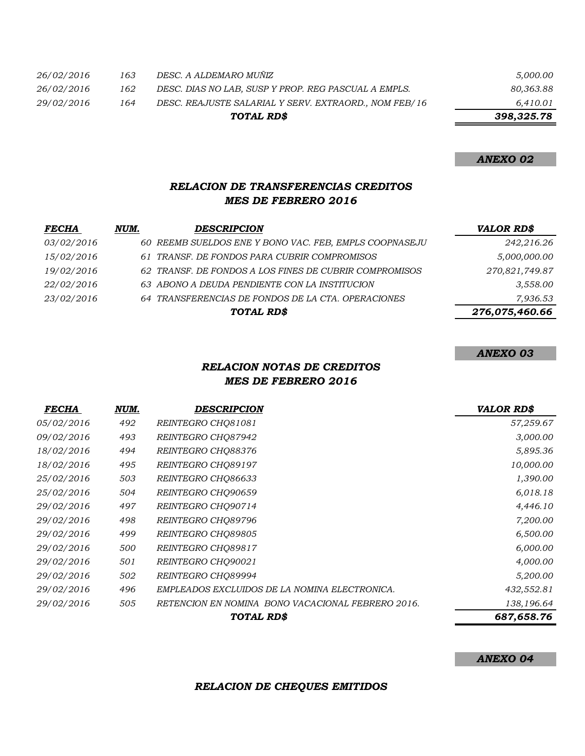| | | | |
|---|---|---|---|
| 26/02/2016 | 163 | DESC. A ALDEMARO MUÑIZ | 5,000.00 |
| 26/02/2016 | 162 | DESC. DIAS NO LAB, SUSP Y PROP. REG PASCUAL A EMPLS. | 80,363.88 |
| 29/02/2016 | 164 | DESC. REAJUSTE SALARIAL Y SERV. EXTRAORD., NOM FEB/16 | 6,410.01 |
| | | **TOTAL RD$** | **398,325.78** |

***ANEXO 02***

## *RELACION DE TRANSFERENCIAS CREDITOS*
## *MES DE FEBRERO 2016*

| *FECHA* | *NUM.* | *DESCRIPCION* | *VALOR RD$* |
|---|---|---|---|
| 03/02/2016 | 60 | REEMB SUELDOS ENE Y BONO VAC. FEB, EMPLS COOPNASEJU | 242,216.26 |
| 15/02/2016 | 61 | TRANSF. DE FONDOS PARA CUBRIR COMPROMISOS | 5,000,000.00 |
| 19/02/2016 | 62 | TRANSF. DE FONDOS A LOS FINES DE CUBRIR COMPROMISOS | 270,821,749.87 |
| 22/02/2016 | 63 | ABONO A DEUDA PENDIENTE CON LA INSTITUCION | 3,558.00 |
| 23/02/2016 | 64 | TRANSFERENCIAS DE FONDOS DE LA CTA. OPERACIONES | 7,936.53 |
| | | **TOTAL RD$** | **276,075,460.66** |

***ANEXO 03***

## *RELACION NOTAS DE CREDITOS*
## *MES DE FEBRERO 2016*

| *FECHA* | *NUM.* | *DESCRIPCION* | *VALOR RD$* |
|---|---|---|---|
| 05/02/2016 | 492 | REINTEGRO CHQ81081 | 57,259.67 |
| 09/02/2016 | 493 | REINTEGRO CHQ87942 | 3,000.00 |
| 18/02/2016 | 494 | REINTEGRO CHQ88376 | 5,895.36 |
| 18/02/2016 | 495 | REINTEGRO CHQ89197 | 10,000.00 |
| 25/02/2016 | 503 | REINTEGRO CHQ86633 | 1,390.00 |
| 25/02/2016 | 504 | REINTEGRO CHQ90659 | 6,018.18 |
| 29/02/2016 | 497 | REINTEGRO CHQ90714 | 4,446.10 |
| 29/02/2016 | 498 | REINTEGRO CHQ89796 | 7,200.00 |
| 29/02/2016 | 499 | REINTEGRO CHQ89805 | 6,500.00 |
| 29/02/2016 | 500 | REINTEGRO CHQ89817 | 6,000.00 |
| 29/02/2016 | 501 | REINTEGRO CHQ90021 | 4,000.00 |
| 29/02/2016 | 502 | REINTEGRO CHQ89994 | 5,200.00 |
| 29/02/2016 | 496 | EMPLEADOS EXCLUIDOS DE LA NOMINA ELECTRONICA. | 432,552.81 |
| 29/02/2016 | 505 | RETENCION EN NOMINA BONO VACACIONAL FEBRERO 2016. | 138,196.64 |
| | | **TOTAL RD$** | **687,658.76** |

***ANEXO 04***

## *RELACION DE CHEQUES EMITIDOS*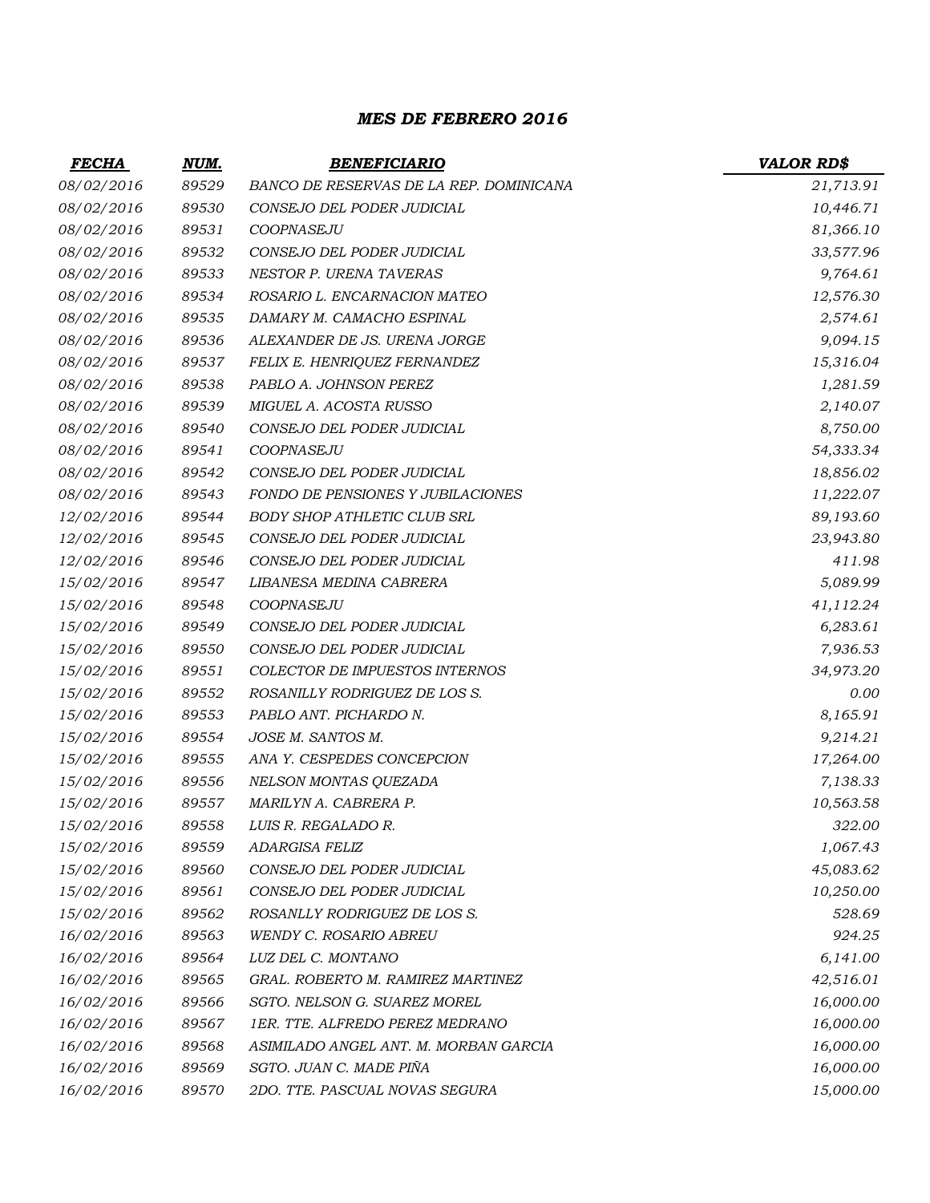## *MES DE FEBRERO 2016*

| ***FECHA*** | ***NUM.*** | ***BENEFICIARIO*** | ***VALOR RD$*** |
|---|---|---|---|
| *08/02/2016* | *89529* | *BANCO DE RESERVAS DE LA REP. DOMINICANA* | *21,713.91* |
| *08/02/2016* | *89530* | *CONSEJO DEL PODER JUDICIAL* | *10,446.71* |
| *08/02/2016* | *89531* | *COOPNASEJU* | *81,366.10* |
| *08/02/2016* | *89532* | *CONSEJO DEL PODER JUDICIAL* | *33,577.96* |
| *08/02/2016* | *89533* | *NESTOR P. URENA TAVERAS* | *9,764.61* |
| *08/02/2016* | *89534* | *ROSARIO L. ENCARNACION MATEO* | *12,576.30* |
| *08/02/2016* | *89535* | *DAMARY M. CAMACHO ESPINAL* | *2,574.61* |
| *08/02/2016* | *89536* | *ALEXANDER DE JS. URENA JORGE* | *9,094.15* |
| *08/02/2016* | *89537* | *FELIX E. HENRIQUEZ FERNANDEZ* | *15,316.04* |
| *08/02/2016* | *89538* | *PABLO A. JOHNSON PEREZ* | *1,281.59* |
| *08/02/2016* | *89539* | *MIGUEL A. ACOSTA RUSSO* | *2,140.07* |
| *08/02/2016* | *89540* | *CONSEJO DEL PODER JUDICIAL* | *8,750.00* |
| *08/02/2016* | *89541* | *COOPNASEJU* | *54,333.34* |
| *08/02/2016* | *89542* | *CONSEJO DEL PODER JUDICIAL* | *18,856.02* |
| *08/02/2016* | *89543* | *FONDO DE PENSIONES Y JUBILACIONES* | *11,222.07* |
| *12/02/2016* | *89544* | *BODY SHOP ATHLETIC CLUB SRL* | *89,193.60* |
| *12/02/2016* | *89545* | *CONSEJO DEL PODER JUDICIAL* | *23,943.80* |
| *12/02/2016* | *89546* | *CONSEJO DEL PODER JUDICIAL* | *411.98* |
| *15/02/2016* | *89547* | *LIBANESA MEDINA CABRERA* | *5,089.99* |
| *15/02/2016* | *89548* | *COOPNASEJU* | *41,112.24* |
| *15/02/2016* | *89549* | *CONSEJO DEL PODER JUDICIAL* | *6,283.61* |
| *15/02/2016* | *89550* | *CONSEJO DEL PODER JUDICIAL* | *7,936.53* |
| *15/02/2016* | *89551* | *COLECTOR DE IMPUESTOS INTERNOS* | *34,973.20* |
| *15/02/2016* | *89552* | *ROSANILLY RODRIGUEZ DE LOS S.* | *0.00* |
| *15/02/2016* | *89553* | *PABLO ANT. PICHARDO N.* | *8,165.91* |
| *15/02/2016* | *89554* | *JOSE M. SANTOS M.* | *9,214.21* |
| *15/02/2016* | *89555* | *ANA Y. CESPEDES CONCEPCION* | *17,264.00* |
| *15/02/2016* | *89556* | *NELSON MONTAS QUEZADA* | *7,138.33* |
| *15/02/2016* | *89557* | *MARILYN A. CABRERA P.* | *10,563.58* |
| *15/02/2016* | *89558* | *LUIS R. REGALADO R.* | *322.00* |
| *15/02/2016* | *89559* | *ADARGISA FELIZ* | *1,067.43* |
| *15/02/2016* | *89560* | *CONSEJO DEL PODER JUDICIAL* | *45,083.62* |
| *15/02/2016* | *89561* | *CONSEJO DEL PODER JUDICIAL* | *10,250.00* |
| *15/02/2016* | *89562* | *ROSANLLY RODRIGUEZ DE LOS S.* | *528.69* |
| *16/02/2016* | *89563* | *WENDY C. ROSARIO ABREU* | *924.25* |
| *16/02/2016* | *89564* | *LUZ DEL C. MONTANO* | *6,141.00* |
| *16/02/2016* | *89565* | *GRAL. ROBERTO M. RAMIREZ MARTINEZ* | *42,516.01* |
| *16/02/2016* | *89566* | *SGTO. NELSON G. SUAREZ MOREL* | *16,000.00* |
| *16/02/2016* | *89567* | *1ER. TTE. ALFREDO PEREZ MEDRANO* | *16,000.00* |
| *16/02/2016* | *89568* | *ASIMILADO ANGEL ANT. M. MORBAN GARCIA* | *16,000.00* |
| *16/02/2016* | *89569* | *SGTO. JUAN C. MADE PIÑA* | *16,000.00* |
| *16/02/2016* | *89570* | *2DO. TTE. PASCUAL NOVAS SEGURA* | *15,000.00* |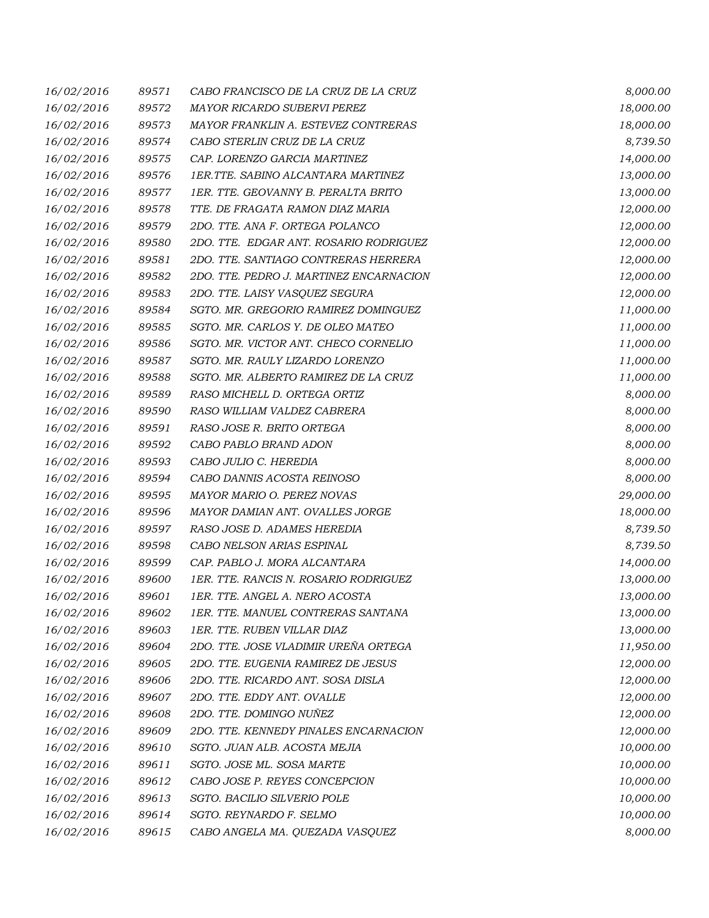| | | | |
|---|---|---|---|
| 16/02/2016 | 89571 | CABO FRANCISCO DE LA CRUZ DE LA CRUZ | 8,000.00 |
| 16/02/2016 | 89572 | MAYOR RICARDO SUBERVI PEREZ | 18,000.00 |
| 16/02/2016 | 89573 | MAYOR FRANKLIN A. ESTEVEZ CONTRERAS | 18,000.00 |
| 16/02/2016 | 89574 | CABO STERLIN CRUZ DE LA CRUZ | 8,739.50 |
| 16/02/2016 | 89575 | CAP. LORENZO GARCIA MARTINEZ | 14,000.00 |
| 16/02/2016 | 89576 | 1ER.TTE. SABINO ALCANTARA MARTINEZ | 13,000.00 |
| 16/02/2016 | 89577 | 1ER. TTE. GEOVANNY B. PERALTA BRITO | 13,000.00 |
| 16/02/2016 | 89578 | TTE. DE FRAGATA RAMON DIAZ MARIA | 12,000.00 |
| 16/02/2016 | 89579 | 2DO. TTE. ANA F. ORTEGA POLANCO | 12,000.00 |
| 16/02/2016 | 89580 | 2DO. TTE. EDGAR ANT. ROSARIO RODRIGUEZ | 12,000.00 |
| 16/02/2016 | 89581 | 2DO. TTE. SANTIAGO CONTRERAS HERRERA | 12,000.00 |
| 16/02/2016 | 89582 | 2DO. TTE. PEDRO J. MARTINEZ ENCARNACION | 12,000.00 |
| 16/02/2016 | 89583 | 2DO. TTE. LAISY VASQUEZ SEGURA | 12,000.00 |
| 16/02/2016 | 89584 | SGTO. MR. GREGORIO RAMIREZ DOMINGUEZ | 11,000.00 |
| 16/02/2016 | 89585 | SGTO. MR. CARLOS Y. DE OLEO MATEO | 11,000.00 |
| 16/02/2016 | 89586 | SGTO. MR. VICTOR ANT. CHECO CORNELIO | 11,000.00 |
| 16/02/2016 | 89587 | SGTO. MR. RAULY LIZARDO LORENZO | 11,000.00 |
| 16/02/2016 | 89588 | SGTO. MR. ALBERTO RAMIREZ DE LA CRUZ | 11,000.00 |
| 16/02/2016 | 89589 | RASO MICHELL D. ORTEGA ORTIZ | 8,000.00 |
| 16/02/2016 | 89590 | RASO WILLIAM VALDEZ CABRERA | 8,000.00 |
| 16/02/2016 | 89591 | RASO JOSE R. BRITO ORTEGA | 8,000.00 |
| 16/02/2016 | 89592 | CABO PABLO BRAND ADON | 8,000.00 |
| 16/02/2016 | 89593 | CABO JULIO C. HEREDIA | 8,000.00 |
| 16/02/2016 | 89594 | CABO DANNIS ACOSTA REINOSO | 8,000.00 |
| 16/02/2016 | 89595 | MAYOR MARIO O. PEREZ NOVAS | 29,000.00 |
| 16/02/2016 | 89596 | MAYOR DAMIAN ANT. OVALLES JORGE | 18,000.00 |
| 16/02/2016 | 89597 | RASO JOSE D. ADAMES HEREDIA | 8,739.50 |
| 16/02/2016 | 89598 | CABO NELSON ARIAS ESPINAL | 8,739.50 |
| 16/02/2016 | 89599 | CAP. PABLO J. MORA ALCANTARA | 14,000.00 |
| 16/02/2016 | 89600 | 1ER. TTE. RANCIS N. ROSARIO RODRIGUEZ | 13,000.00 |
| 16/02/2016 | 89601 | 1ER. TTE. ANGEL A. NERO ACOSTA | 13,000.00 |
| 16/02/2016 | 89602 | 1ER. TTE. MANUEL CONTRERAS SANTANA | 13,000.00 |
| 16/02/2016 | 89603 | 1ER. TTE. RUBEN VILLAR DIAZ | 13,000.00 |
| 16/02/2016 | 89604 | 2DO. TTE. JOSE VLADIMIR UREÑA ORTEGA | 11,950.00 |
| 16/02/2016 | 89605 | 2DO. TTE. EUGENIA RAMIREZ DE JESUS | 12,000.00 |
| 16/02/2016 | 89606 | 2DO. TTE. RICARDO ANT. SOSA DISLA | 12,000.00 |
| 16/02/2016 | 89607 | 2DO. TTE. EDDY ANT. OVALLE | 12,000.00 |
| 16/02/2016 | 89608 | 2DO. TTE. DOMINGO NUÑEZ | 12,000.00 |
| 16/02/2016 | 89609 | 2DO. TTE. KENNEDY PINALES ENCARNACION | 12,000.00 |
| 16/02/2016 | 89610 | SGTO. JUAN ALB. ACOSTA MEJIA | 10,000.00 |
| 16/02/2016 | 89611 | SGTO. JOSE ML. SOSA MARTE | 10,000.00 |
| 16/02/2016 | 89612 | CABO JOSE P. REYES CONCEPCION | 10,000.00 |
| 16/02/2016 | 89613 | SGTO. BACILIO SILVERIO POLE | 10,000.00 |
| 16/02/2016 | 89614 | SGTO. REYNARDO F. SELMO | 10,000.00 |
| 16/02/2016 | 89615 | CABO ANGELA MA. QUEZADA VASQUEZ | 8,000.00 |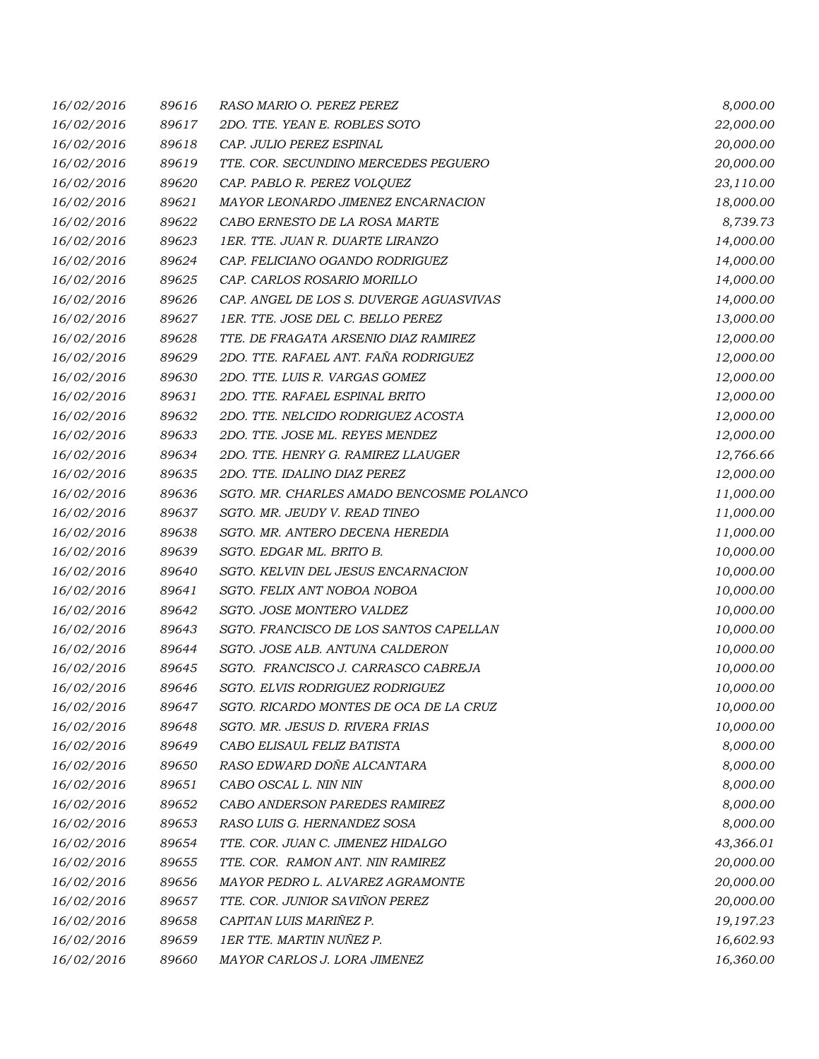| | | | |
|---|---|---|---|
| 16/02/2016 | 89616 | RASO MARIO O. PEREZ PEREZ | 8,000.00 |
| 16/02/2016 | 89617 | 2DO. TTE. YEAN E. ROBLES SOTO | 22,000.00 |
| 16/02/2016 | 89618 | CAP. JULIO PEREZ ESPINAL | 20,000.00 |
| 16/02/2016 | 89619 | TTE. COR. SECUNDINO MERCEDES PEGUERO | 20,000.00 |
| 16/02/2016 | 89620 | CAP. PABLO R. PEREZ VOLQUEZ | 23,110.00 |
| 16/02/2016 | 89621 | MAYOR LEONARDO JIMENEZ ENCARNACION | 18,000.00 |
| 16/02/2016 | 89622 | CABO ERNESTO DE LA ROSA MARTE | 8,739.73 |
| 16/02/2016 | 89623 | 1ER. TTE. JUAN R. DUARTE LIRANZO | 14,000.00 |
| 16/02/2016 | 89624 | CAP. FELICIANO OGANDO RODRIGUEZ | 14,000.00 |
| 16/02/2016 | 89625 | CAP. CARLOS ROSARIO MORILLO | 14,000.00 |
| 16/02/2016 | 89626 | CAP. ANGEL DE LOS S. DUVERGE AGUASVIVAS | 14,000.00 |
| 16/02/2016 | 89627 | 1ER. TTE. JOSE DEL C. BELLO PEREZ | 13,000.00 |
| 16/02/2016 | 89628 | TTE. DE FRAGATA ARSENIO DIAZ RAMIREZ | 12,000.00 |
| 16/02/2016 | 89629 | 2DO. TTE. RAFAEL ANT. FAÑA RODRIGUEZ | 12,000.00 |
| 16/02/2016 | 89630 | 2DO. TTE. LUIS R. VARGAS GOMEZ | 12,000.00 |
| 16/02/2016 | 89631 | 2DO. TTE. RAFAEL ESPINAL BRITO | 12,000.00 |
| 16/02/2016 | 89632 | 2DO. TTE. NELCIDO RODRIGUEZ ACOSTA | 12,000.00 |
| 16/02/2016 | 89633 | 2DO. TTE. JOSE ML. REYES MENDEZ | 12,000.00 |
| 16/02/2016 | 89634 | 2DO. TTE. HENRY G. RAMIREZ LLAUGER | 12,766.66 |
| 16/02/2016 | 89635 | 2DO. TTE. IDALINO DIAZ PEREZ | 12,000.00 |
| 16/02/2016 | 89636 | SGTO. MR. CHARLES AMADO BENCOSME POLANCO | 11,000.00 |
| 16/02/2016 | 89637 | SGTO. MR. JEUDY V. READ TINEO | 11,000.00 |
| 16/02/2016 | 89638 | SGTO. MR. ANTERO DECENA HEREDIA | 11,000.00 |
| 16/02/2016 | 89639 | SGTO. EDGAR ML. BRITO B. | 10,000.00 |
| 16/02/2016 | 89640 | SGTO. KELVIN DEL JESUS ENCARNACION | 10,000.00 |
| 16/02/2016 | 89641 | SGTO. FELIX ANT NOBOA NOBOA | 10,000.00 |
| 16/02/2016 | 89642 | SGTO. JOSE MONTERO VALDEZ | 10,000.00 |
| 16/02/2016 | 89643 | SGTO. FRANCISCO DE LOS SANTOS CAPELLAN | 10,000.00 |
| 16/02/2016 | 89644 | SGTO. JOSE ALB. ANTUNA CALDERON | 10,000.00 |
| 16/02/2016 | 89645 | SGTO. FRANCISCO J. CARRASCO CABREJA | 10,000.00 |
| 16/02/2016 | 89646 | SGTO. ELVIS RODRIGUEZ RODRIGUEZ | 10,000.00 |
| 16/02/2016 | 89647 | SGTO. RICARDO MONTES DE OCA DE LA CRUZ | 10,000.00 |
| 16/02/2016 | 89648 | SGTO. MR. JESUS D. RIVERA FRIAS | 10,000.00 |
| 16/02/2016 | 89649 | CABO ELISAUL FELIZ BATISTA | 8,000.00 |
| 16/02/2016 | 89650 | RASO EDWARD DOÑE ALCANTARA | 8,000.00 |
| 16/02/2016 | 89651 | CABO OSCAL L. NIN NIN | 8,000.00 |
| 16/02/2016 | 89652 | CABO ANDERSON PAREDES RAMIREZ | 8,000.00 |
| 16/02/2016 | 89653 | RASO LUIS G. HERNANDEZ SOSA | 8,000.00 |
| 16/02/2016 | 89654 | TTE. COR. JUAN C. JIMENEZ HIDALGO | 43,366.01 |
| 16/02/2016 | 89655 | TTE. COR. RAMON ANT. NIN RAMIREZ | 20,000.00 |
| 16/02/2016 | 89656 | MAYOR PEDRO L. ALVAREZ AGRAMONTE | 20,000.00 |
| 16/02/2016 | 89657 | TTE. COR. JUNIOR SAVIÑON PEREZ | 20,000.00 |
| 16/02/2016 | 89658 | CAPITAN LUIS MARIÑEZ P. | 19,197.23 |
| 16/02/2016 | 89659 | 1ER TTE. MARTIN NUÑEZ P. | 16,602.93 |
| 16/02/2016 | 89660 | MAYOR CARLOS J. LORA JIMENEZ | 16,360.00 |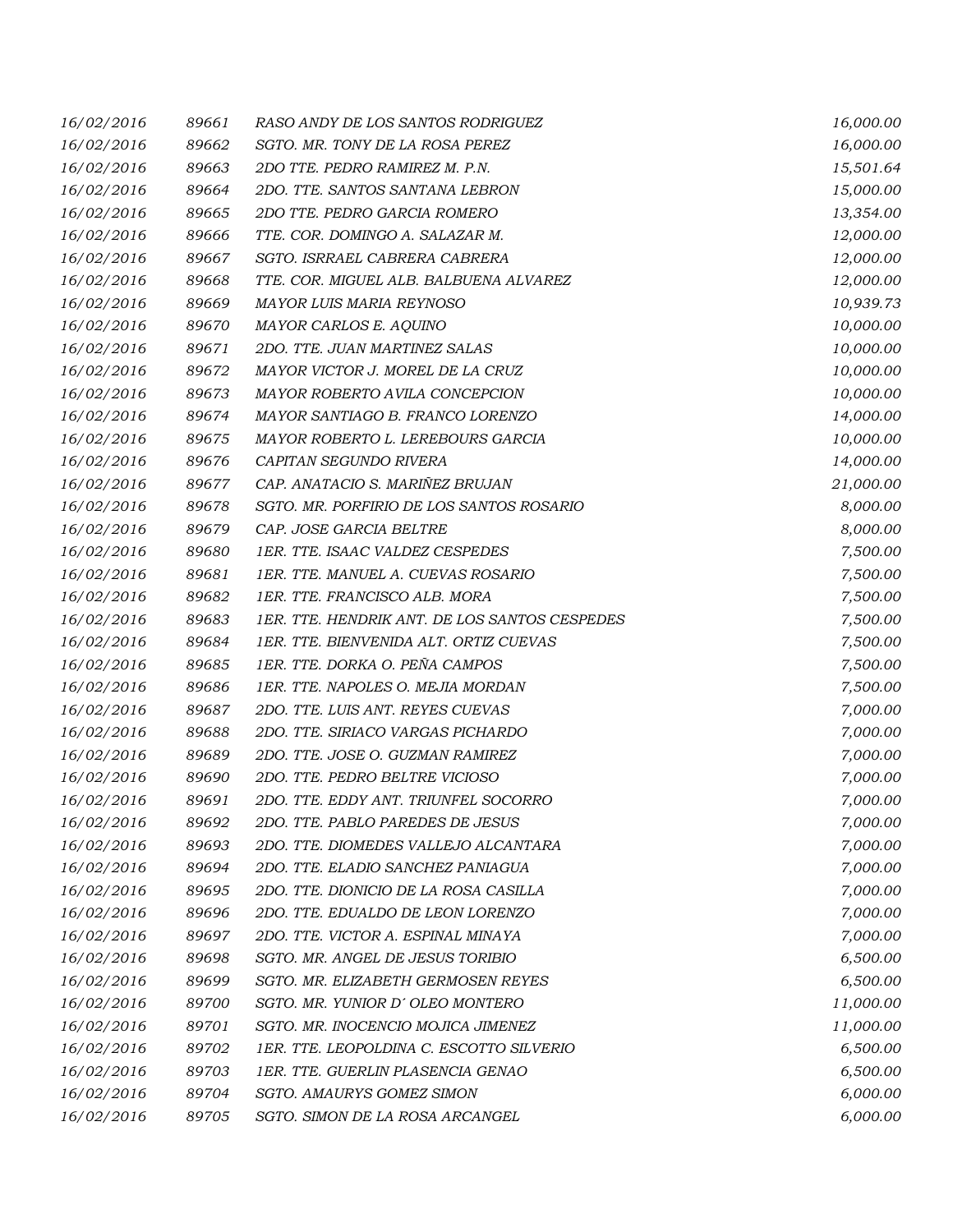| | | | |
|---|---|---|---|
| 16/02/2016 | 89661 | RASO ANDY DE LOS SANTOS RODRIGUEZ | 16,000.00 |
| 16/02/2016 | 89662 | SGTO. MR. TONY DE LA ROSA PEREZ | 16,000.00 |
| 16/02/2016 | 89663 | 2DO TTE. PEDRO RAMIREZ M. P.N. | 15,501.64 |
| 16/02/2016 | 89664 | 2DO. TTE. SANTOS SANTANA LEBRON | 15,000.00 |
| 16/02/2016 | 89665 | 2DO TTE. PEDRO GARCIA ROMERO | 13,354.00 |
| 16/02/2016 | 89666 | TTE. COR. DOMINGO A. SALAZAR M. | 12,000.00 |
| 16/02/2016 | 89667 | SGTO. ISRRAEL CABRERA CABRERA | 12,000.00 |
| 16/02/2016 | 89668 | TTE. COR. MIGUEL ALB. BALBUENA ALVAREZ | 12,000.00 |
| 16/02/2016 | 89669 | MAYOR LUIS MARIA REYNOSO | 10,939.73 |
| 16/02/2016 | 89670 | MAYOR CARLOS E. AQUINO | 10,000.00 |
| 16/02/2016 | 89671 | 2DO. TTE. JUAN MARTINEZ SALAS | 10,000.00 |
| 16/02/2016 | 89672 | MAYOR VICTOR J. MOREL DE LA CRUZ | 10,000.00 |
| 16/02/2016 | 89673 | MAYOR ROBERTO AVILA CONCEPCION | 10,000.00 |
| 16/02/2016 | 89674 | MAYOR SANTIAGO B. FRANCO LORENZO | 14,000.00 |
| 16/02/2016 | 89675 | MAYOR ROBERTO L. LEREBOURS GARCIA | 10,000.00 |
| 16/02/2016 | 89676 | CAPITAN SEGUNDO RIVERA | 14,000.00 |
| 16/02/2016 | 89677 | CAP. ANATACIO S. MARIÑEZ BRUJAN | 21,000.00 |
| 16/02/2016 | 89678 | SGTO. MR. PORFIRIO DE LOS SANTOS ROSARIO | 8,000.00 |
| 16/02/2016 | 89679 | CAP. JOSE GARCIA BELTRE | 8,000.00 |
| 16/02/2016 | 89680 | 1ER. TTE. ISAAC VALDEZ CESPEDES | 7,500.00 |
| 16/02/2016 | 89681 | 1ER. TTE. MANUEL A. CUEVAS ROSARIO | 7,500.00 |
| 16/02/2016 | 89682 | 1ER. TTE. FRANCISCO ALB. MORA | 7,500.00 |
| 16/02/2016 | 89683 | 1ER. TTE. HENDRIK ANT. DE LOS SANTOS CESPEDES | 7,500.00 |
| 16/02/2016 | 89684 | 1ER. TTE. BIENVENIDA ALT. ORTIZ CUEVAS | 7,500.00 |
| 16/02/2016 | 89685 | 1ER. TTE. DORKA O. PEÑA CAMPOS | 7,500.00 |
| 16/02/2016 | 89686 | 1ER. TTE. NAPOLES O. MEJIA MORDAN | 7,500.00 |
| 16/02/2016 | 89687 | 2DO. TTE. LUIS ANT. REYES CUEVAS | 7,000.00 |
| 16/02/2016 | 89688 | 2DO. TTE. SIRIACO VARGAS PICHARDO | 7,000.00 |
| 16/02/2016 | 89689 | 2DO. TTE. JOSE O. GUZMAN RAMIREZ | 7,000.00 |
| 16/02/2016 | 89690 | 2DO. TTE. PEDRO BELTRE VICIOSO | 7,000.00 |
| 16/02/2016 | 89691 | 2DO. TTE. EDDY ANT. TRIUNFEL SOCORRO | 7,000.00 |
| 16/02/2016 | 89692 | 2DO. TTE. PABLO PAREDES DE JESUS | 7,000.00 |
| 16/02/2016 | 89693 | 2DO. TTE. DIOMEDES VALLEJO ALCANTARA | 7,000.00 |
| 16/02/2016 | 89694 | 2DO. TTE. ELADIO SANCHEZ PANIAGUA | 7,000.00 |
| 16/02/2016 | 89695 | 2DO. TTE. DIONICIO DE LA ROSA CASILLA | 7,000.00 |
| 16/02/2016 | 89696 | 2DO. TTE. EDUALDO DE LEON LORENZO | 7,000.00 |
| 16/02/2016 | 89697 | 2DO. TTE. VICTOR A. ESPINAL MINAYA | 7,000.00 |
| 16/02/2016 | 89698 | SGTO. MR. ANGEL DE JESUS TORIBIO | 6,500.00 |
| 16/02/2016 | 89699 | SGTO. MR. ELIZABETH GERMOSEN REYES | 6,500.00 |
| 16/02/2016 | 89700 | SGTO. MR. YUNIOR D´ OLEO MONTERO | 11,000.00 |
| 16/02/2016 | 89701 | SGTO. MR. INOCENCIO MOJICA JIMENEZ | 11,000.00 |
| 16/02/2016 | 89702 | 1ER. TTE. LEOPOLDINA C. ESCOTTO SILVERIO | 6,500.00 |
| 16/02/2016 | 89703 | 1ER. TTE. GUERLIN PLASENCIA GENAO | 6,500.00 |
| 16/02/2016 | 89704 | SGTO. AMAURYS GOMEZ SIMON | 6,000.00 |
| 16/02/2016 | 89705 | SGTO. SIMON DE LA ROSA ARCANGEL | 6,000.00 |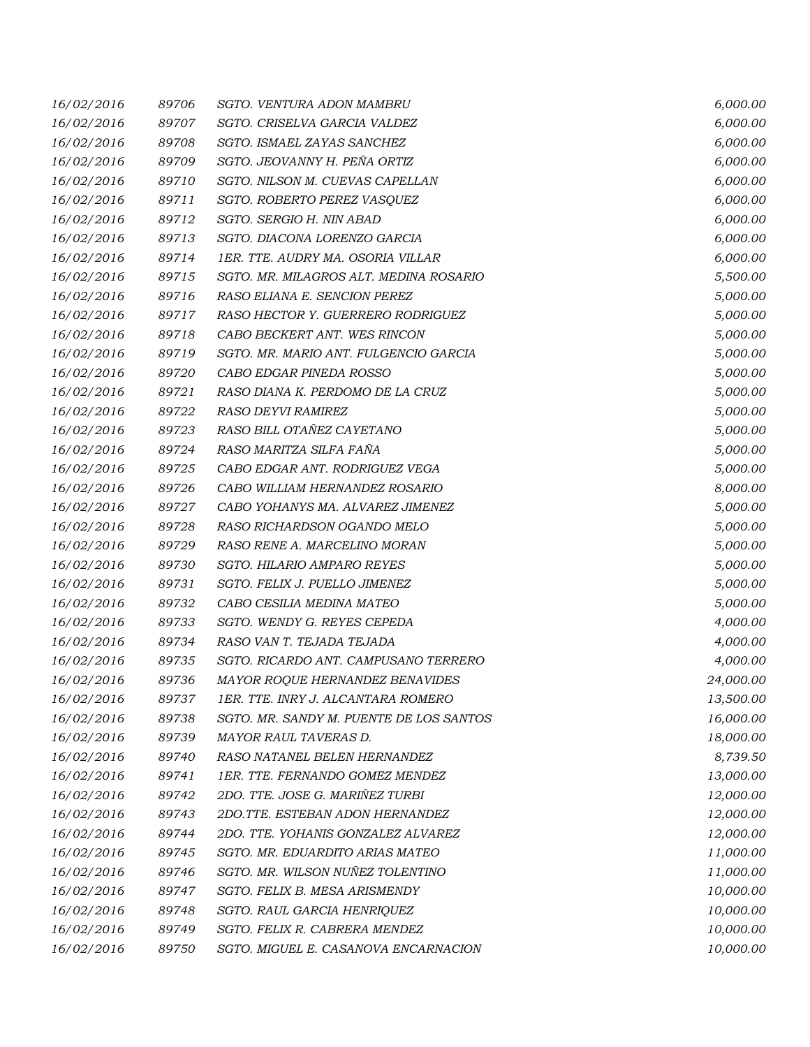| | | | |
|---|---|---|---|
| 16/02/2016 | 89706 | SGTO. VENTURA ADON MAMBRU | 6,000.00 |
| 16/02/2016 | 89707 | SGTO. CRISELVA GARCIA VALDEZ | 6,000.00 |
| 16/02/2016 | 89708 | SGTO. ISMAEL ZAYAS SANCHEZ | 6,000.00 |
| 16/02/2016 | 89709 | SGTO. JEOVANNY H. PEÑA ORTIZ | 6,000.00 |
| 16/02/2016 | 89710 | SGTO. NILSON M. CUEVAS CAPELLAN | 6,000.00 |
| 16/02/2016 | 89711 | SGTO. ROBERTO PEREZ VASQUEZ | 6,000.00 |
| 16/02/2016 | 89712 | SGTO. SERGIO H. NIN ABAD | 6,000.00 |
| 16/02/2016 | 89713 | SGTO. DIACONA LORENZO GARCIA | 6,000.00 |
| 16/02/2016 | 89714 | 1ER. TTE. AUDRY MA. OSORIA VILLAR | 6,000.00 |
| 16/02/2016 | 89715 | SGTO. MR. MILAGROS ALT. MEDINA ROSARIO | 5,500.00 |
| 16/02/2016 | 89716 | RASO ELIANA E. SENCION PEREZ | 5,000.00 |
| 16/02/2016 | 89717 | RASO HECTOR Y. GUERRERO RODRIGUEZ | 5,000.00 |
| 16/02/2016 | 89718 | CABO BECKERT ANT. WES RINCON | 5,000.00 |
| 16/02/2016 | 89719 | SGTO. MR. MARIO ANT. FULGENCIO GARCIA | 5,000.00 |
| 16/02/2016 | 89720 | CABO EDGAR PINEDA ROSSO | 5,000.00 |
| 16/02/2016 | 89721 | RASO DIANA K. PERDOMO DE LA CRUZ | 5,000.00 |
| 16/02/2016 | 89722 | RASO DEYVI RAMIREZ | 5,000.00 |
| 16/02/2016 | 89723 | RASO BILL OTAÑEZ CAYETANO | 5,000.00 |
| 16/02/2016 | 89724 | RASO MARITZA SILFA FAÑA | 5,000.00 |
| 16/02/2016 | 89725 | CABO EDGAR ANT. RODRIGUEZ VEGA | 5,000.00 |
| 16/02/2016 | 89726 | CABO WILLIAM HERNANDEZ ROSARIO | 8,000.00 |
| 16/02/2016 | 89727 | CABO YOHANYS MA. ALVAREZ JIMENEZ | 5,000.00 |
| 16/02/2016 | 89728 | RASO RICHARDSON OGANDO MELO | 5,000.00 |
| 16/02/2016 | 89729 | RASO RENE A. MARCELINO MORAN | 5,000.00 |
| 16/02/2016 | 89730 | SGTO. HILARIO AMPARO REYES | 5,000.00 |
| 16/02/2016 | 89731 | SGTO. FELIX J. PUELLO JIMENEZ | 5,000.00 |
| 16/02/2016 | 89732 | CABO CESILIA MEDINA MATEO | 5,000.00 |
| 16/02/2016 | 89733 | SGTO. WENDY G. REYES CEPEDA | 4,000.00 |
| 16/02/2016 | 89734 | RASO VAN T. TEJADA TEJADA | 4,000.00 |
| 16/02/2016 | 89735 | SGTO. RICARDO ANT. CAMPUSANO TERRERO | 4,000.00 |
| 16/02/2016 | 89736 | MAYOR ROQUE HERNANDEZ BENAVIDES | 24,000.00 |
| 16/02/2016 | 89737 | 1ER. TTE. INRY J. ALCANTARA ROMERO | 13,500.00 |
| 16/02/2016 | 89738 | SGTO. MR. SANDY M. PUENTE DE LOS SANTOS | 16,000.00 |
| 16/02/2016 | 89739 | MAYOR RAUL TAVERAS D. | 18,000.00 |
| 16/02/2016 | 89740 | RASO NATANEL BELEN HERNANDEZ | 8,739.50 |
| 16/02/2016 | 89741 | 1ER. TTE. FERNANDO GOMEZ MENDEZ | 13,000.00 |
| 16/02/2016 | 89742 | 2DO. TTE. JOSE G. MARIÑEZ TURBI | 12,000.00 |
| 16/02/2016 | 89743 | 2DO.TTE. ESTEBAN ADON HERNANDEZ | 12,000.00 |
| 16/02/2016 | 89744 | 2DO. TTE. YOHANIS GONZALEZ ALVAREZ | 12,000.00 |
| 16/02/2016 | 89745 | SGTO. MR. EDUARDITO ARIAS MATEO | 11,000.00 |
| 16/02/2016 | 89746 | SGTO. MR. WILSON NUÑEZ TOLENTINO | 11,000.00 |
| 16/02/2016 | 89747 | SGTO. FELIX B. MESA ARISMENDY | 10,000.00 |
| 16/02/2016 | 89748 | SGTO. RAUL GARCIA HENRIQUEZ | 10,000.00 |
| 16/02/2016 | 89749 | SGTO. FELIX R. CABRERA MENDEZ | 10,000.00 |
| 16/02/2016 | 89750 | SGTO. MIGUEL E. CASANOVA ENCARNACION | 10,000.00 |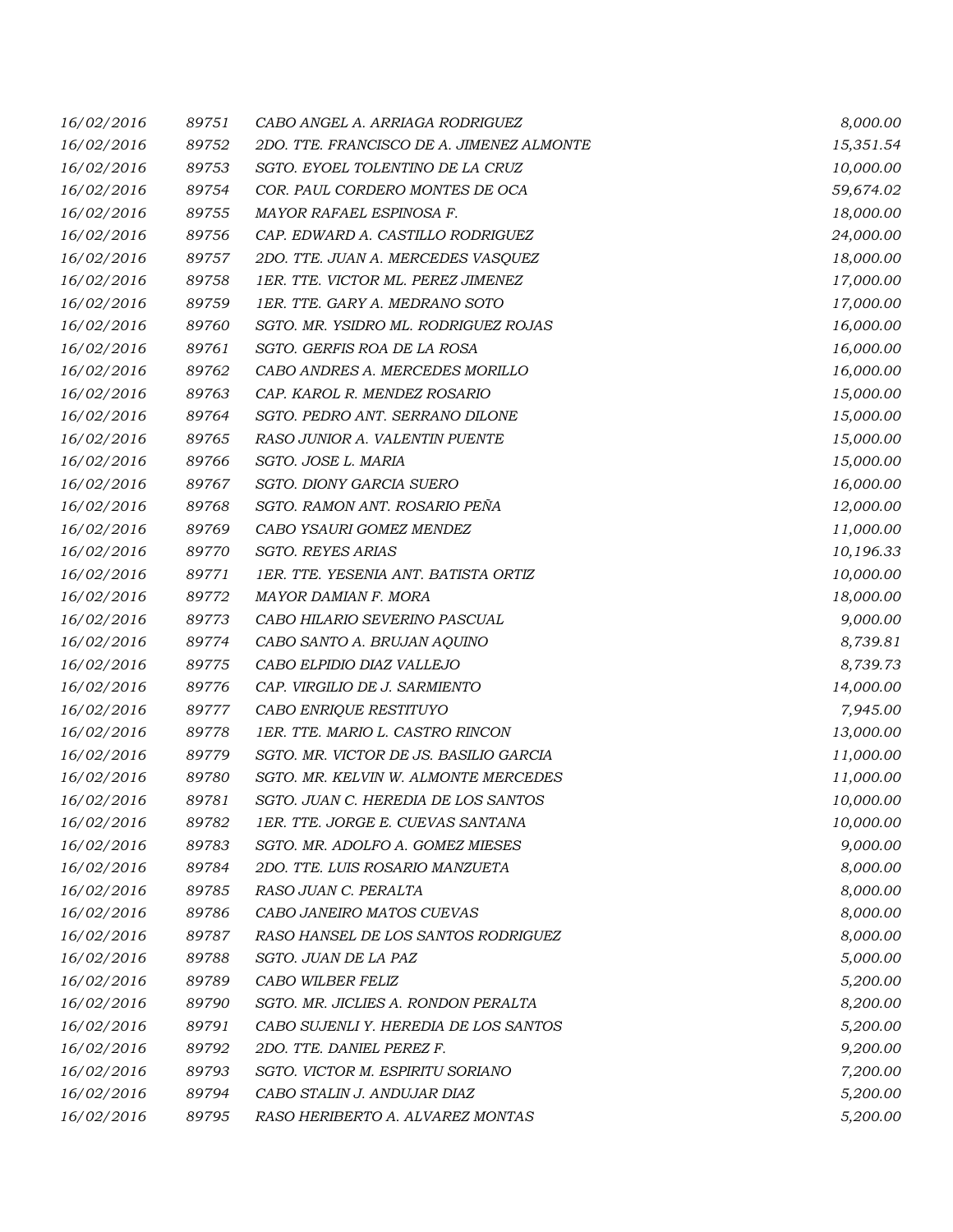| | | | |
|---|---|---|---|
| 16/02/2016 | 89751 | CABO ANGEL A. ARRIAGA RODRIGUEZ | 8,000.00 |
| 16/02/2016 | 89752 | 2DO. TTE. FRANCISCO DE A. JIMENEZ ALMONTE | 15,351.54 |
| 16/02/2016 | 89753 | SGTO. EYOEL TOLENTINO DE LA CRUZ | 10,000.00 |
| 16/02/2016 | 89754 | COR. PAUL CORDERO MONTES DE OCA | 59,674.02 |
| 16/02/2016 | 89755 | MAYOR RAFAEL ESPINOSA F. | 18,000.00 |
| 16/02/2016 | 89756 | CAP. EDWARD A. CASTILLO RODRIGUEZ | 24,000.00 |
| 16/02/2016 | 89757 | 2DO. TTE. JUAN A. MERCEDES VASQUEZ | 18,000.00 |
| 16/02/2016 | 89758 | 1ER. TTE. VICTOR ML. PEREZ JIMENEZ | 17,000.00 |
| 16/02/2016 | 89759 | 1ER. TTE. GARY A. MEDRANO SOTO | 17,000.00 |
| 16/02/2016 | 89760 | SGTO. MR. YSIDRO ML. RODRIGUEZ ROJAS | 16,000.00 |
| 16/02/2016 | 89761 | SGTO. GERFIS ROA DE LA ROSA | 16,000.00 |
| 16/02/2016 | 89762 | CABO ANDRES A. MERCEDES MORILLO | 16,000.00 |
| 16/02/2016 | 89763 | CAP. KAROL R. MENDEZ ROSARIO | 15,000.00 |
| 16/02/2016 | 89764 | SGTO. PEDRO ANT. SERRANO DILONE | 15,000.00 |
| 16/02/2016 | 89765 | RASO JUNIOR A. VALENTIN PUENTE | 15,000.00 |
| 16/02/2016 | 89766 | SGTO. JOSE L. MARIA | 15,000.00 |
| 16/02/2016 | 89767 | SGTO. DIONY GARCIA SUERO | 16,000.00 |
| 16/02/2016 | 89768 | SGTO. RAMON ANT. ROSARIO PEÑA | 12,000.00 |
| 16/02/2016 | 89769 | CABO YSAURI GOMEZ MENDEZ | 11,000.00 |
| 16/02/2016 | 89770 | SGTO. REYES ARIAS | 10,196.33 |
| 16/02/2016 | 89771 | 1ER. TTE. YESENIA ANT. BATISTA ORTIZ | 10,000.00 |
| 16/02/2016 | 89772 | MAYOR DAMIAN F. MORA | 18,000.00 |
| 16/02/2016 | 89773 | CABO HILARIO SEVERINO PASCUAL | 9,000.00 |
| 16/02/2016 | 89774 | CABO SANTO A. BRUJAN AQUINO | 8,739.81 |
| 16/02/2016 | 89775 | CABO ELPIDIO DIAZ VALLEJO | 8,739.73 |
| 16/02/2016 | 89776 | CAP. VIRGILIO DE J. SARMIENTO | 14,000.00 |
| 16/02/2016 | 89777 | CABO ENRIQUE RESTITUYO | 7,945.00 |
| 16/02/2016 | 89778 | 1ER. TTE. MARIO L. CASTRO RINCON | 13,000.00 |
| 16/02/2016 | 89779 | SGTO. MR. VICTOR DE JS. BASILIO GARCIA | 11,000.00 |
| 16/02/2016 | 89780 | SGTO. MR. KELVIN W. ALMONTE MERCEDES | 11,000.00 |
| 16/02/2016 | 89781 | SGTO. JUAN C. HEREDIA DE LOS SANTOS | 10,000.00 |
| 16/02/2016 | 89782 | 1ER. TTE. JORGE E. CUEVAS SANTANA | 10,000.00 |
| 16/02/2016 | 89783 | SGTO. MR. ADOLFO A. GOMEZ MIESES | 9,000.00 |
| 16/02/2016 | 89784 | 2DO. TTE. LUIS ROSARIO MANZUETA | 8,000.00 |
| 16/02/2016 | 89785 | RASO JUAN C. PERALTA | 8,000.00 |
| 16/02/2016 | 89786 | CABO JANEIRO MATOS CUEVAS | 8,000.00 |
| 16/02/2016 | 89787 | RASO HANSEL DE LOS SANTOS RODRIGUEZ | 8,000.00 |
| 16/02/2016 | 89788 | SGTO. JUAN DE LA PAZ | 5,000.00 |
| 16/02/2016 | 89789 | CABO WILBER FELIZ | 5,200.00 |
| 16/02/2016 | 89790 | SGTO. MR. JICLIES A. RONDON PERALTA | 8,200.00 |
| 16/02/2016 | 89791 | CABO SUJENLI Y. HEREDIA DE LOS SANTOS | 5,200.00 |
| 16/02/2016 | 89792 | 2DO. TTE. DANIEL PEREZ F. | 9,200.00 |
| 16/02/2016 | 89793 | SGTO. VICTOR M. ESPIRITU SORIANO | 7,200.00 |
| 16/02/2016 | 89794 | CABO STALIN J. ANDUJAR DIAZ | 5,200.00 |
| 16/02/2016 | 89795 | RASO HERIBERTO A. ALVAREZ MONTAS | 5,200.00 |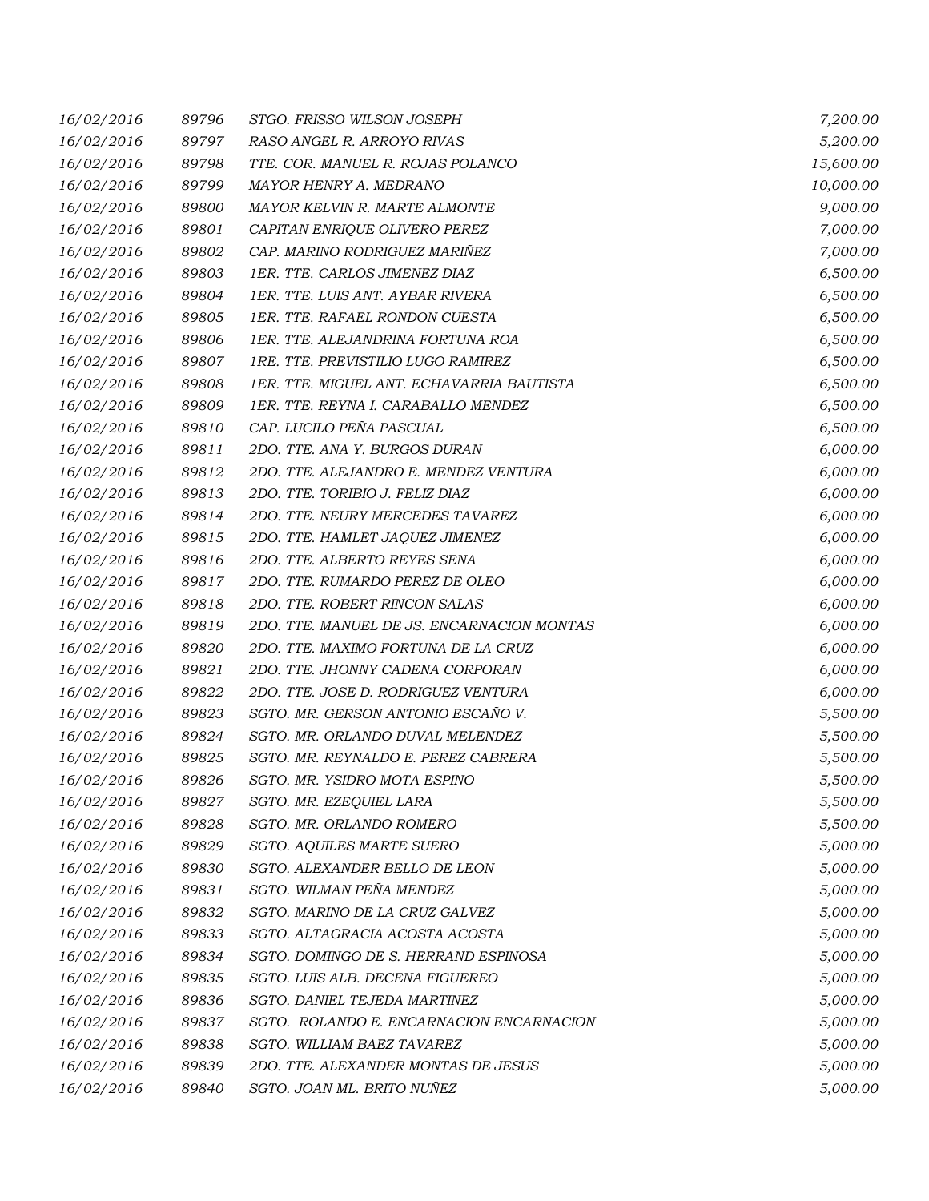| | | | |
|---|---|---|---|
| 16/02/2016 | 89796 | STGO. FRISSO WILSON JOSEPH | 7,200.00 |
| 16/02/2016 | 89797 | RASO ANGEL R. ARROYO RIVAS | 5,200.00 |
| 16/02/2016 | 89798 | TTE. COR. MANUEL R. ROJAS POLANCO | 15,600.00 |
| 16/02/2016 | 89799 | MAYOR HENRY A. MEDRANO | 10,000.00 |
| 16/02/2016 | 89800 | MAYOR KELVIN R. MARTE ALMONTE | 9,000.00 |
| 16/02/2016 | 89801 | CAPITAN ENRIQUE OLIVERO PEREZ | 7,000.00 |
| 16/02/2016 | 89802 | CAP. MARINO RODRIGUEZ MARIÑEZ | 7,000.00 |
| 16/02/2016 | 89803 | 1ER. TTE. CARLOS JIMENEZ DIAZ | 6,500.00 |
| 16/02/2016 | 89804 | 1ER. TTE. LUIS ANT. AYBAR RIVERA | 6,500.00 |
| 16/02/2016 | 89805 | 1ER. TTE. RAFAEL RONDON CUESTA | 6,500.00 |
| 16/02/2016 | 89806 | 1ER. TTE. ALEJANDRINA FORTUNA ROA | 6,500.00 |
| 16/02/2016 | 89807 | 1RE. TTE. PREVISTILIO LUGO RAMIREZ | 6,500.00 |
| 16/02/2016 | 89808 | 1ER. TTE. MIGUEL ANT. ECHAVARRIA BAUTISTA | 6,500.00 |
| 16/02/2016 | 89809 | 1ER. TTE. REYNA I. CARABALLO MENDEZ | 6,500.00 |
| 16/02/2016 | 89810 | CAP. LUCILO PEÑA PASCUAL | 6,500.00 |
| 16/02/2016 | 89811 | 2DO. TTE. ANA Y. BURGOS DURAN | 6,000.00 |
| 16/02/2016 | 89812 | 2DO. TTE. ALEJANDRO E. MENDEZ VENTURA | 6,000.00 |
| 16/02/2016 | 89813 | 2DO. TTE. TORIBIO J. FELIZ DIAZ | 6,000.00 |
| 16/02/2016 | 89814 | 2DO. TTE. NEURY MERCEDES TAVAREZ | 6,000.00 |
| 16/02/2016 | 89815 | 2DO. TTE. HAMLET JAQUEZ JIMENEZ | 6,000.00 |
| 16/02/2016 | 89816 | 2DO. TTE. ALBERTO REYES SENA | 6,000.00 |
| 16/02/2016 | 89817 | 2DO. TTE. RUMARDO PEREZ DE OLEO | 6,000.00 |
| 16/02/2016 | 89818 | 2DO. TTE. ROBERT RINCON SALAS | 6,000.00 |
| 16/02/2016 | 89819 | 2DO. TTE. MANUEL DE JS. ENCARNACION MONTAS | 6,000.00 |
| 16/02/2016 | 89820 | 2DO. TTE. MAXIMO FORTUNA DE LA CRUZ | 6,000.00 |
| 16/02/2016 | 89821 | 2DO. TTE. JHONNY CADENA CORPORAN | 6,000.00 |
| 16/02/2016 | 89822 | 2DO. TTE. JOSE D. RODRIGUEZ VENTURA | 6,000.00 |
| 16/02/2016 | 89823 | SGTO. MR. GERSON ANTONIO ESCAÑO V. | 5,500.00 |
| 16/02/2016 | 89824 | SGTO. MR. ORLANDO DUVAL MELENDEZ | 5,500.00 |
| 16/02/2016 | 89825 | SGTO. MR. REYNALDO E. PEREZ CABRERA | 5,500.00 |
| 16/02/2016 | 89826 | SGTO. MR. YSIDRO MOTA ESPINO | 5,500.00 |
| 16/02/2016 | 89827 | SGTO. MR. EZEQUIEL LARA | 5,500.00 |
| 16/02/2016 | 89828 | SGTO. MR. ORLANDO ROMERO | 5,500.00 |
| 16/02/2016 | 89829 | SGTO. AQUILES MARTE SUERO | 5,000.00 |
| 16/02/2016 | 89830 | SGTO. ALEXANDER BELLO DE LEON | 5,000.00 |
| 16/02/2016 | 89831 | SGTO. WILMAN PEÑA MENDEZ | 5,000.00 |
| 16/02/2016 | 89832 | SGTO. MARINO DE LA CRUZ GALVEZ | 5,000.00 |
| 16/02/2016 | 89833 | SGTO. ALTAGRACIA ACOSTA ACOSTA | 5,000.00 |
| 16/02/2016 | 89834 | SGTO. DOMINGO DE S. HERRAND ESPINOSA | 5,000.00 |
| 16/02/2016 | 89835 | SGTO. LUIS ALB. DECENA FIGUEREO | 5,000.00 |
| 16/02/2016 | 89836 | SGTO. DANIEL TEJEDA MARTINEZ | 5,000.00 |
| 16/02/2016 | 89837 | SGTO. ROLANDO E. ENCARNACION ENCARNACION | 5,000.00 |
| 16/02/2016 | 89838 | SGTO. WILLIAM BAEZ TAVAREZ | 5,000.00 |
| 16/02/2016 | 89839 | 2DO. TTE. ALEXANDER MONTAS DE JESUS | 5,000.00 |
| 16/02/2016 | 89840 | SGTO. JOAN ML. BRITO NUÑEZ | 5,000.00 |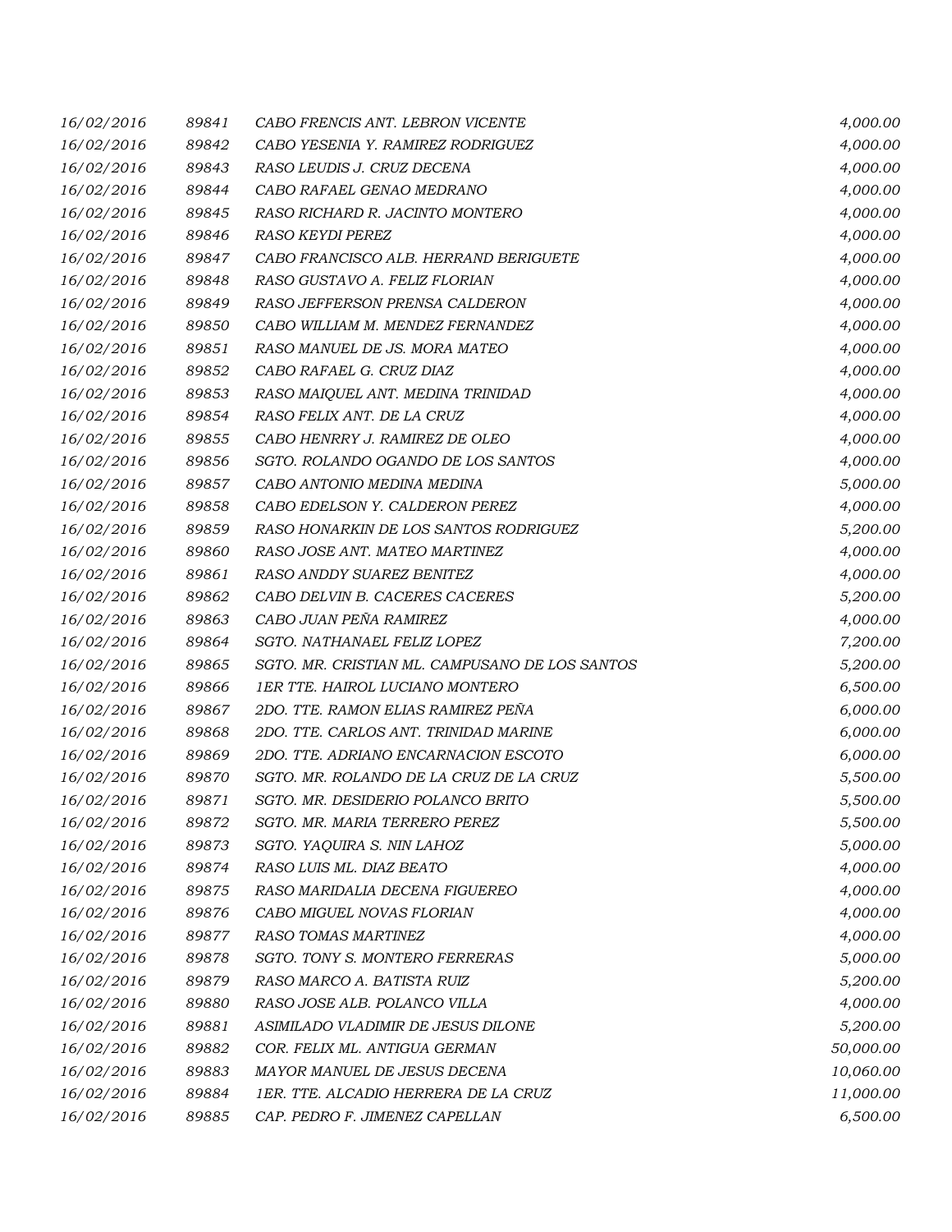| | | | |
|---|---|---|---|
| 16/02/2016 | 89841 | CABO FRENCIS ANT. LEBRON VICENTE | 4,000.00 |
| 16/02/2016 | 89842 | CABO YESENIA Y. RAMIREZ RODRIGUEZ | 4,000.00 |
| 16/02/2016 | 89843 | RASO LEUDIS J. CRUZ DECENA | 4,000.00 |
| 16/02/2016 | 89844 | CABO RAFAEL GENAO MEDRANO | 4,000.00 |
| 16/02/2016 | 89845 | RASO RICHARD R. JACINTO MONTERO | 4,000.00 |
| 16/02/2016 | 89846 | RASO KEYDI PEREZ | 4,000.00 |
| 16/02/2016 | 89847 | CABO FRANCISCO ALB. HERRAND BERIGUETE | 4,000.00 |
| 16/02/2016 | 89848 | RASO GUSTAVO A. FELIZ FLORIAN | 4,000.00 |
| 16/02/2016 | 89849 | RASO JEFFERSON PRENSA CALDERON | 4,000.00 |
| 16/02/2016 | 89850 | CABO WILLIAM M. MENDEZ FERNANDEZ | 4,000.00 |
| 16/02/2016 | 89851 | RASO MANUEL DE JS. MORA MATEO | 4,000.00 |
| 16/02/2016 | 89852 | CABO RAFAEL G. CRUZ DIAZ | 4,000.00 |
| 16/02/2016 | 89853 | RASO MAIQUEL ANT. MEDINA TRINIDAD | 4,000.00 |
| 16/02/2016 | 89854 | RASO FELIX ANT. DE LA CRUZ | 4,000.00 |
| 16/02/2016 | 89855 | CABO HENRRY J. RAMIREZ DE OLEO | 4,000.00 |
| 16/02/2016 | 89856 | SGTO. ROLANDO OGANDO DE LOS SANTOS | 4,000.00 |
| 16/02/2016 | 89857 | CABO ANTONIO MEDINA MEDINA | 5,000.00 |
| 16/02/2016 | 89858 | CABO EDELSON Y. CALDERON PEREZ | 4,000.00 |
| 16/02/2016 | 89859 | RASO HONARKIN DE LOS SANTOS RODRIGUEZ | 5,200.00 |
| 16/02/2016 | 89860 | RASO JOSE ANT. MATEO MARTINEZ | 4,000.00 |
| 16/02/2016 | 89861 | RASO ANDDY SUAREZ BENITEZ | 4,000.00 |
| 16/02/2016 | 89862 | CABO DELVIN B. CACERES CACERES | 5,200.00 |
| 16/02/2016 | 89863 | CABO JUAN PEÑA RAMIREZ | 4,000.00 |
| 16/02/2016 | 89864 | SGTO. NATHANAEL FELIZ LOPEZ | 7,200.00 |
| 16/02/2016 | 89865 | SGTO. MR. CRISTIAN ML. CAMPUSANO DE LOS SANTOS | 5,200.00 |
| 16/02/2016 | 89866 | 1ER TTE. HAIROL LUCIANO MONTERO | 6,500.00 |
| 16/02/2016 | 89867 | 2DO. TTE. RAMON ELIAS RAMIREZ PEÑA | 6,000.00 |
| 16/02/2016 | 89868 | 2DO. TTE. CARLOS ANT. TRINIDAD MARINE | 6,000.00 |
| 16/02/2016 | 89869 | 2DO. TTE. ADRIANO ENCARNACION ESCOTO | 6,000.00 |
| 16/02/2016 | 89870 | SGTO. MR. ROLANDO DE LA CRUZ DE LA CRUZ | 5,500.00 |
| 16/02/2016 | 89871 | SGTO. MR. DESIDERIO POLANCO BRITO | 5,500.00 |
| 16/02/2016 | 89872 | SGTO. MR. MARIA TERRERO PEREZ | 5,500.00 |
| 16/02/2016 | 89873 | SGTO. YAQUIRA S. NIN LAHOZ | 5,000.00 |
| 16/02/2016 | 89874 | RASO LUIS ML. DIAZ BEATO | 4,000.00 |
| 16/02/2016 | 89875 | RASO MARIDALIA DECENA FIGUEREO | 4,000.00 |
| 16/02/2016 | 89876 | CABO MIGUEL NOVAS FLORIAN | 4,000.00 |
| 16/02/2016 | 89877 | RASO TOMAS MARTINEZ | 4,000.00 |
| 16/02/2016 | 89878 | SGTO. TONY S. MONTERO FERRERAS | 5,000.00 |
| 16/02/2016 | 89879 | RASO MARCO A. BATISTA RUIZ | 5,200.00 |
| 16/02/2016 | 89880 | RASO JOSE ALB. POLANCO VILLA | 4,000.00 |
| 16/02/2016 | 89881 | ASIMILADO VLADIMIR DE JESUS DILONE | 5,200.00 |
| 16/02/2016 | 89882 | COR. FELIX ML. ANTIGUA GERMAN | 50,000.00 |
| 16/02/2016 | 89883 | MAYOR MANUEL DE JESUS DECENA | 10,060.00 |
| 16/02/2016 | 89884 | 1ER. TTE. ALCADIO HERRERA DE LA CRUZ | 11,000.00 |
| 16/02/2016 | 89885 | CAP. PEDRO F. JIMENEZ CAPELLAN | 6,500.00 |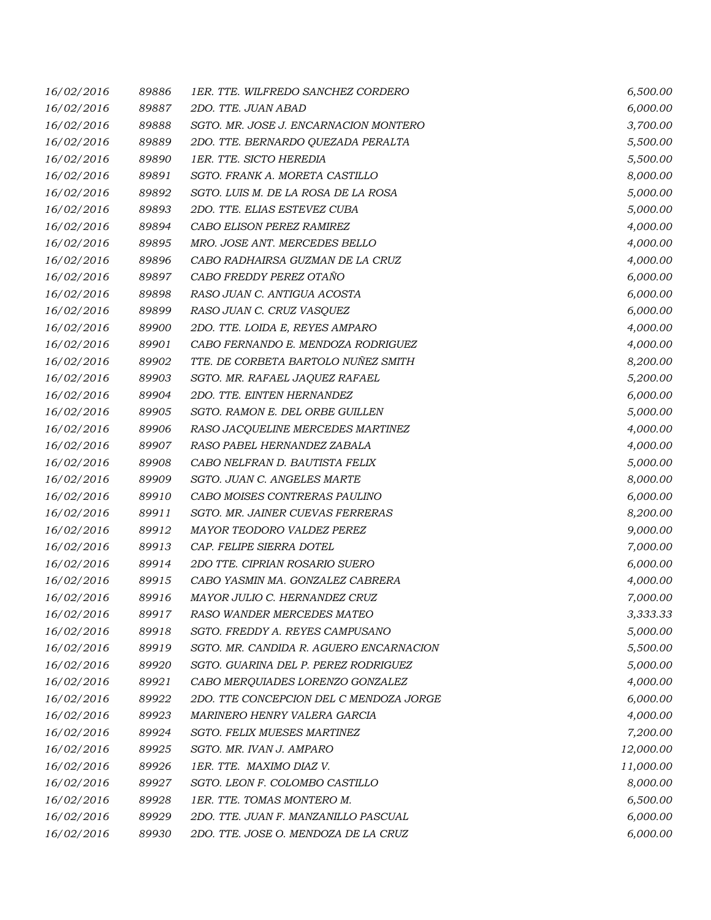| | | | |
|---|---|---|---|
| 16/02/2016 | 89886 | 1ER. TTE. WILFREDO SANCHEZ CORDERO | 6,500.00 |
| 16/02/2016 | 89887 | 2DO. TTE. JUAN ABAD | 6,000.00 |
| 16/02/2016 | 89888 | SGTO. MR. JOSE J. ENCARNACION MONTERO | 3,700.00 |
| 16/02/2016 | 89889 | 2DO. TTE. BERNARDO QUEZADA PERALTA | 5,500.00 |
| 16/02/2016 | 89890 | 1ER. TTE. SICTO HEREDIA | 5,500.00 |
| 16/02/2016 | 89891 | SGTO. FRANK A. MORETA CASTILLO | 8,000.00 |
| 16/02/2016 | 89892 | SGTO. LUIS M. DE LA ROSA DE LA ROSA | 5,000.00 |
| 16/02/2016 | 89893 | 2DO. TTE. ELIAS ESTEVEZ CUBA | 5,000.00 |
| 16/02/2016 | 89894 | CABO ELISON PEREZ RAMIREZ | 4,000.00 |
| 16/02/2016 | 89895 | MRO. JOSE ANT. MERCEDES BELLO | 4,000.00 |
| 16/02/2016 | 89896 | CABO RADHAIRSA GUZMAN DE LA CRUZ | 4,000.00 |
| 16/02/2016 | 89897 | CABO FREDDY PEREZ OTAÑO | 6,000.00 |
| 16/02/2016 | 89898 | RASO JUAN C. ANTIGUA ACOSTA | 6,000.00 |
| 16/02/2016 | 89899 | RASO JUAN C. CRUZ VASQUEZ | 6,000.00 |
| 16/02/2016 | 89900 | 2DO. TTE. LOIDA E, REYES AMPARO | 4,000.00 |
| 16/02/2016 | 89901 | CABO FERNANDO E. MENDOZA RODRIGUEZ | 4,000.00 |
| 16/02/2016 | 89902 | TTE. DE CORBETA BARTOLO NUÑEZ SMITH | 8,200.00 |
| 16/02/2016 | 89903 | SGTO. MR. RAFAEL JAQUEZ RAFAEL | 5,200.00 |
| 16/02/2016 | 89904 | 2DO. TTE. EINTEN HERNANDEZ | 6,000.00 |
| 16/02/2016 | 89905 | SGTO. RAMON E. DEL ORBE GUILLEN | 5,000.00 |
| 16/02/2016 | 89906 | RASO JACQUELINE MERCEDES MARTINEZ | 4,000.00 |
| 16/02/2016 | 89907 | RASO PABEL HERNANDEZ ZABALA | 4,000.00 |
| 16/02/2016 | 89908 | CABO NELFRAN D. BAUTISTA FELIX | 5,000.00 |
| 16/02/2016 | 89909 | SGTO. JUAN C. ANGELES MARTE | 8,000.00 |
| 16/02/2016 | 89910 | CABO MOISES CONTRERAS PAULINO | 6,000.00 |
| 16/02/2016 | 89911 | SGTO. MR. JAINER CUEVAS FERRERAS | 8,200.00 |
| 16/02/2016 | 89912 | MAYOR TEODORO VALDEZ PEREZ | 9,000.00 |
| 16/02/2016 | 89913 | CAP. FELIPE SIERRA DOTEL | 7,000.00 |
| 16/02/2016 | 89914 | 2DO TTE. CIPRIAN ROSARIO SUERO | 6,000.00 |
| 16/02/2016 | 89915 | CABO YASMIN MA. GONZALEZ CABRERA | 4,000.00 |
| 16/02/2016 | 89916 | MAYOR JULIO C. HERNANDEZ CRUZ | 7,000.00 |
| 16/02/2016 | 89917 | RASO WANDER MERCEDES MATEO | 3,333.33 |
| 16/02/2016 | 89918 | SGTO. FREDDY A. REYES CAMPUSANO | 5,000.00 |
| 16/02/2016 | 89919 | SGTO. MR. CANDIDA R. AGUERO ENCARNACION | 5,500.00 |
| 16/02/2016 | 89920 | SGTO. GUARINA DEL P. PEREZ RODRIGUEZ | 5,000.00 |
| 16/02/2016 | 89921 | CABO MERQUIADES LORENZO GONZALEZ | 4,000.00 |
| 16/02/2016 | 89922 | 2DO. TTE CONCEPCION DEL C MENDOZA JORGE | 6,000.00 |
| 16/02/2016 | 89923 | MARINERO HENRY VALERA GARCIA | 4,000.00 |
| 16/02/2016 | 89924 | SGTO. FELIX MUESES MARTINEZ | 7,200.00 |
| 16/02/2016 | 89925 | SGTO. MR. IVAN J. AMPARO | 12,000.00 |
| 16/02/2016 | 89926 | 1ER. TTE. MAXIMO DIAZ V. | 11,000.00 |
| 16/02/2016 | 89927 | SGTO. LEON F. COLOMBO CASTILLO | 8,000.00 |
| 16/02/2016 | 89928 | 1ER. TTE. TOMAS MONTERO M. | 6,500.00 |
| 16/02/2016 | 89929 | 2DO. TTE. JUAN F. MANZANILLO PASCUAL | 6,000.00 |
| 16/02/2016 | 89930 | 2DO. TTE. JOSE O. MENDOZA DE LA CRUZ | 6,000.00 |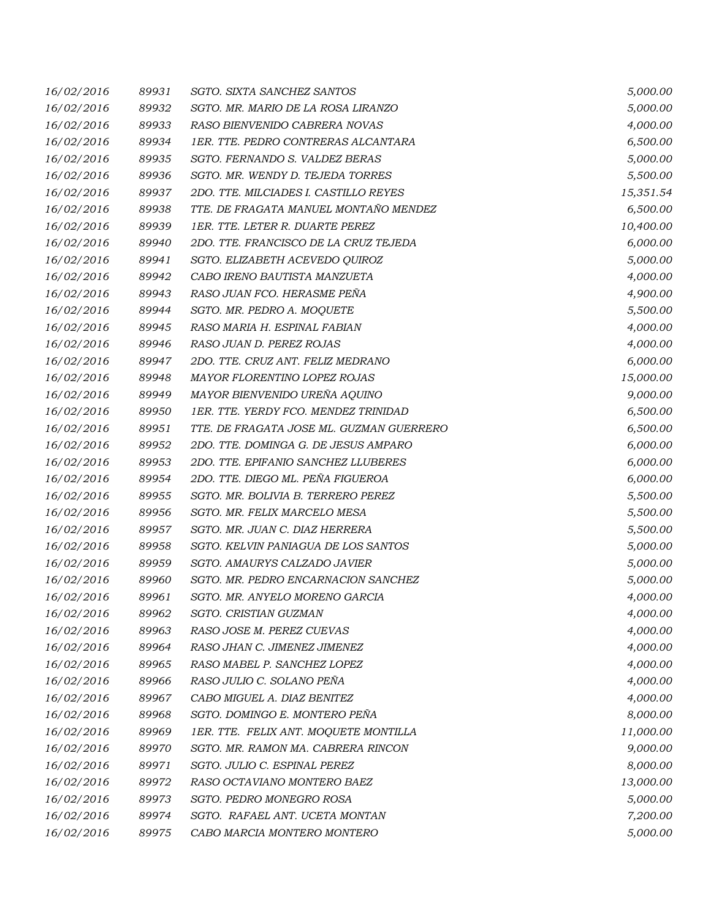| | | | |
|---|---|---|---|
| 16/02/2016 | 89931 | SGTO. SIXTA SANCHEZ SANTOS | 5,000.00 |
| 16/02/2016 | 89932 | SGTO. MR. MARIO DE LA ROSA LIRANZO | 5,000.00 |
| 16/02/2016 | 89933 | RASO BIENVENIDO CABRERA NOVAS | 4,000.00 |
| 16/02/2016 | 89934 | 1ER. TTE. PEDRO CONTRERAS ALCANTARA | 6,500.00 |
| 16/02/2016 | 89935 | SGTO. FERNANDO S. VALDEZ BERAS | 5,000.00 |
| 16/02/2016 | 89936 | SGTO. MR. WENDY D. TEJEDA TORRES | 5,500.00 |
| 16/02/2016 | 89937 | 2DO. TTE. MILCIADES I. CASTILLO REYES | 15,351.54 |
| 16/02/2016 | 89938 | TTE. DE FRAGATA MANUEL MONTAÑO MENDEZ | 6,500.00 |
| 16/02/2016 | 89939 | 1ER. TTE. LETER R. DUARTE PEREZ | 10,400.00 |
| 16/02/2016 | 89940 | 2DO. TTE. FRANCISCO DE LA CRUZ TEJEDA | 6,000.00 |
| 16/02/2016 | 89941 | SGTO. ELIZABETH ACEVEDO QUIROZ | 5,000.00 |
| 16/02/2016 | 89942 | CABO IRENO BAUTISTA MANZUETA | 4,000.00 |
| 16/02/2016 | 89943 | RASO JUAN FCO. HERASME PEÑA | 4,900.00 |
| 16/02/2016 | 89944 | SGTO. MR. PEDRO A. MOQUETE | 5,500.00 |
| 16/02/2016 | 89945 | RASO MARIA H. ESPINAL FABIAN | 4,000.00 |
| 16/02/2016 | 89946 | RASO JUAN D. PEREZ ROJAS | 4,000.00 |
| 16/02/2016 | 89947 | 2DO. TTE. CRUZ ANT. FELIZ MEDRANO | 6,000.00 |
| 16/02/2016 | 89948 | MAYOR FLORENTINO LOPEZ ROJAS | 15,000.00 |
| 16/02/2016 | 89949 | MAYOR BIENVENIDO UREÑA AQUINO | 9,000.00 |
| 16/02/2016 | 89950 | 1ER. TTE. YERDY FCO. MENDEZ TRINIDAD | 6,500.00 |
| 16/02/2016 | 89951 | TTE. DE FRAGATA JOSE ML. GUZMAN GUERRERO | 6,500.00 |
| 16/02/2016 | 89952 | 2DO. TTE. DOMINGA G. DE JESUS AMPARO | 6,000.00 |
| 16/02/2016 | 89953 | 2DO. TTE. EPIFANIO SANCHEZ LLUBERES | 6,000.00 |
| 16/02/2016 | 89954 | 2DO. TTE. DIEGO ML. PEÑA FIGUEROA | 6,000.00 |
| 16/02/2016 | 89955 | SGTO. MR. BOLIVIA B. TERRERO PEREZ | 5,500.00 |
| 16/02/2016 | 89956 | SGTO. MR. FELIX MARCELO MESA | 5,500.00 |
| 16/02/2016 | 89957 | SGTO. MR. JUAN C. DIAZ HERRERA | 5,500.00 |
| 16/02/2016 | 89958 | SGTO. KELVIN PANIAGUA DE LOS SANTOS | 5,000.00 |
| 16/02/2016 | 89959 | SGTO. AMAURYS CALZADO JAVIER | 5,000.00 |
| 16/02/2016 | 89960 | SGTO. MR. PEDRO ENCARNACION SANCHEZ | 5,000.00 |
| 16/02/2016 | 89961 | SGTO. MR. ANYELO MORENO GARCIA | 4,000.00 |
| 16/02/2016 | 89962 | SGTO. CRISTIAN GUZMAN | 4,000.00 |
| 16/02/2016 | 89963 | RASO JOSE M. PEREZ CUEVAS | 4,000.00 |
| 16/02/2016 | 89964 | RASO JHAN C. JIMENEZ JIMENEZ | 4,000.00 |
| 16/02/2016 | 89965 | RASO MABEL P. SANCHEZ LOPEZ | 4,000.00 |
| 16/02/2016 | 89966 | RASO JULIO C. SOLANO PEÑA | 4,000.00 |
| 16/02/2016 | 89967 | CABO MIGUEL A. DIAZ BENITEZ | 4,000.00 |
| 16/02/2016 | 89968 | SGTO. DOMINGO E. MONTERO PEÑA | 8,000.00 |
| 16/02/2016 | 89969 | 1ER. TTE. FELIX ANT. MOQUETE MONTILLA | 11,000.00 |
| 16/02/2016 | 89970 | SGTO. MR. RAMON MA. CABRERA RINCON | 9,000.00 |
| 16/02/2016 | 89971 | SGTO. JULIO C. ESPINAL PEREZ | 8,000.00 |
| 16/02/2016 | 89972 | RASO OCTAVIANO MONTERO BAEZ | 13,000.00 |
| 16/02/2016 | 89973 | SGTO. PEDRO MONEGRO ROSA | 5,000.00 |
| 16/02/2016 | 89974 | SGTO. RAFAEL ANT. UCETA MONTAN | 7,200.00 |
| 16/02/2016 | 89975 | CABO MARCIA MONTERO MONTERO | 5,000.00 |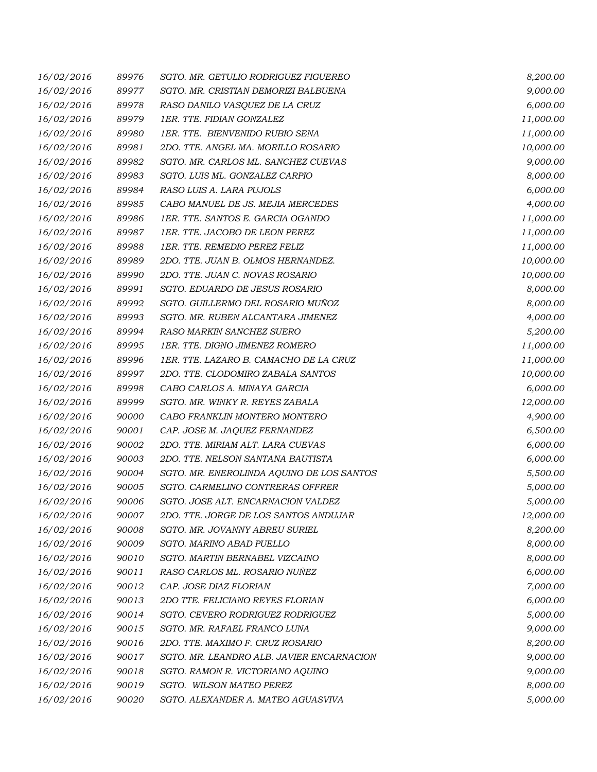| | | | |
|---|---|---|---|
| 16/02/2016 | 89976 | SGTO. MR. GETULIO RODRIGUEZ FIGUEREO | 8,200.00 |
| 16/02/2016 | 89977 | SGTO. MR. CRISTIAN DEMORIZI BALBUENA | 9,000.00 |
| 16/02/2016 | 89978 | RASO DANILO VASQUEZ DE LA CRUZ | 6,000.00 |
| 16/02/2016 | 89979 | 1ER. TTE. FIDIAN GONZALEZ | 11,000.00 |
| 16/02/2016 | 89980 | 1ER. TTE. BIENVENIDO RUBIO SENA | 11,000.00 |
| 16/02/2016 | 89981 | 2DO. TTE. ANGEL MA. MORILLO ROSARIO | 10,000.00 |
| 16/02/2016 | 89982 | SGTO. MR. CARLOS ML. SANCHEZ CUEVAS | 9,000.00 |
| 16/02/2016 | 89983 | SGTO. LUIS ML. GONZALEZ CARPIO | 8,000.00 |
| 16/02/2016 | 89984 | RASO LUIS A. LARA PUJOLS | 6,000.00 |
| 16/02/2016 | 89985 | CABO MANUEL DE JS. MEJIA MERCEDES | 4,000.00 |
| 16/02/2016 | 89986 | 1ER. TTE. SANTOS E. GARCIA OGANDO | 11,000.00 |
| 16/02/2016 | 89987 | 1ER. TTE. JACOBO DE LEON PEREZ | 11,000.00 |
| 16/02/2016 | 89988 | 1ER. TTE. REMEDIO PEREZ FELIZ | 11,000.00 |
| 16/02/2016 | 89989 | 2DO. TTE. JUAN B. OLMOS HERNANDEZ. | 10,000.00 |
| 16/02/2016 | 89990 | 2DO. TTE. JUAN C. NOVAS ROSARIO | 10,000.00 |
| 16/02/2016 | 89991 | SGTO. EDUARDO DE JESUS ROSARIO | 8,000.00 |
| 16/02/2016 | 89992 | SGTO. GUILLERMO DEL ROSARIO MUÑOZ | 8,000.00 |
| 16/02/2016 | 89993 | SGTO. MR. RUBEN ALCANTARA JIMENEZ | 4,000.00 |
| 16/02/2016 | 89994 | RASO MARKIN SANCHEZ SUERO | 5,200.00 |
| 16/02/2016 | 89995 | 1ER. TTE. DIGNO JIMENEZ ROMERO | 11,000.00 |
| 16/02/2016 | 89996 | 1ER. TTE. LAZARO B. CAMACHO DE LA CRUZ | 11,000.00 |
| 16/02/2016 | 89997 | 2DO. TTE. CLODOMIRO ZABALA SANTOS | 10,000.00 |
| 16/02/2016 | 89998 | CABO CARLOS A. MINAYA GARCIA | 6,000.00 |
| 16/02/2016 | 89999 | SGTO. MR. WINKY R. REYES ZABALA | 12,000.00 |
| 16/02/2016 | 90000 | CABO FRANKLIN MONTERO MONTERO | 4,900.00 |
| 16/02/2016 | 90001 | CAP. JOSE M. JAQUEZ FERNANDEZ | 6,500.00 |
| 16/02/2016 | 90002 | 2DO. TTE. MIRIAM ALT. LARA CUEVAS | 6,000.00 |
| 16/02/2016 | 90003 | 2DO. TTE. NELSON SANTANA BAUTISTA | 6,000.00 |
| 16/02/2016 | 90004 | SGTO. MR. ENEROLINDA AQUINO DE LOS SANTOS | 5,500.00 |
| 16/02/2016 | 90005 | SGTO. CARMELINO CONTRERAS OFFRER | 5,000.00 |
| 16/02/2016 | 90006 | SGTO. JOSE ALT. ENCARNACION VALDEZ | 5,000.00 |
| 16/02/2016 | 90007 | 2DO. TTE. JORGE DE LOS SANTOS ANDUJAR | 12,000.00 |
| 16/02/2016 | 90008 | SGTO. MR. JOVANNY ABREU SURIEL | 8,200.00 |
| 16/02/2016 | 90009 | SGTO. MARINO ABAD PUELLO | 8,000.00 |
| 16/02/2016 | 90010 | SGTO. MARTIN BERNABEL VIZCAINO | 8,000.00 |
| 16/02/2016 | 90011 | RASO CARLOS ML. ROSARIO NUÑEZ | 6,000.00 |
| 16/02/2016 | 90012 | CAP. JOSE DIAZ FLORIAN | 7,000.00 |
| 16/02/2016 | 90013 | 2DO TTE. FELICIANO REYES FLORIAN | 6,000.00 |
| 16/02/2016 | 90014 | SGTO. CEVERO RODRIGUEZ RODRIGUEZ | 5,000.00 |
| 16/02/2016 | 90015 | SGTO. MR. RAFAEL FRANCO LUNA | 9,000.00 |
| 16/02/2016 | 90016 | 2DO. TTE. MAXIMO F. CRUZ ROSARIO | 8,200.00 |
| 16/02/2016 | 90017 | SGTO. MR. LEANDRO ALB. JAVIER ENCARNACION | 9,000.00 |
| 16/02/2016 | 90018 | SGTO. RAMON R. VICTORIANO AQUINO | 9,000.00 |
| 16/02/2016 | 90019 | SGTO. WILSON MATEO PEREZ | 8,000.00 |
| 16/02/2016 | 90020 | SGTO. ALEXANDER A. MATEO AGUASVIVA | 5,000.00 |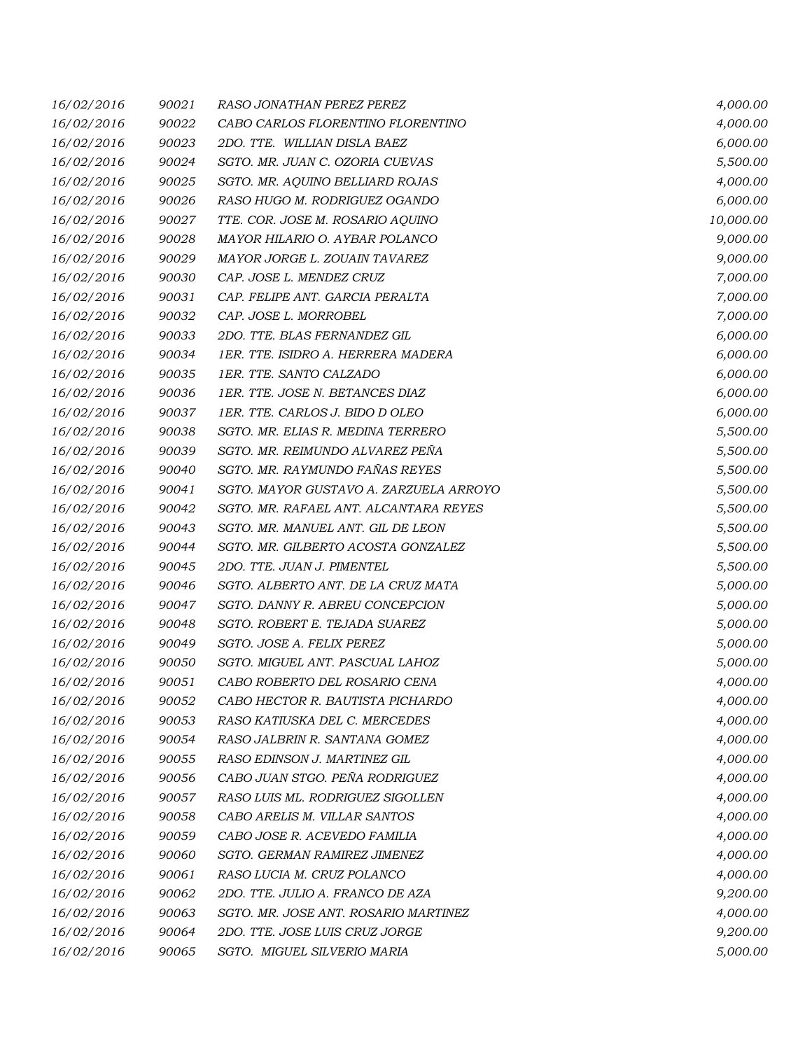| | | | |
|---|---|---|---|
| 16/02/2016 | 90021 | RASO JONATHAN PEREZ PEREZ | 4,000.00 |
| 16/02/2016 | 90022 | CABO CARLOS FLORENTINO FLORENTINO | 4,000.00 |
| 16/02/2016 | 90023 | 2DO. TTE. WILLIAN DISLA BAEZ | 6,000.00 |
| 16/02/2016 | 90024 | SGTO. MR. JUAN C. OZORIA CUEVAS | 5,500.00 |
| 16/02/2016 | 90025 | SGTO. MR. AQUINO BELLIARD ROJAS | 4,000.00 |
| 16/02/2016 | 90026 | RASO HUGO M. RODRIGUEZ OGANDO | 6,000.00 |
| 16/02/2016 | 90027 | TTE. COR. JOSE M. ROSARIO AQUINO | 10,000.00 |
| 16/02/2016 | 90028 | MAYOR HILARIO O. AYBAR POLANCO | 9,000.00 |
| 16/02/2016 | 90029 | MAYOR JORGE L. ZOUAIN TAVAREZ | 9,000.00 |
| 16/02/2016 | 90030 | CAP. JOSE L. MENDEZ CRUZ | 7,000.00 |
| 16/02/2016 | 90031 | CAP. FELIPE ANT. GARCIA PERALTA | 7,000.00 |
| 16/02/2016 | 90032 | CAP. JOSE L. MORROBEL | 7,000.00 |
| 16/02/2016 | 90033 | 2DO. TTE. BLAS FERNANDEZ GIL | 6,000.00 |
| 16/02/2016 | 90034 | 1ER. TTE. ISIDRO A. HERRERA MADERA | 6,000.00 |
| 16/02/2016 | 90035 | 1ER. TTE. SANTO CALZADO | 6,000.00 |
| 16/02/2016 | 90036 | 1ER. TTE. JOSE N. BETANCES DIAZ | 6,000.00 |
| 16/02/2016 | 90037 | 1ER. TTE. CARLOS J. BIDO D OLEO | 6,000.00 |
| 16/02/2016 | 90038 | SGTO. MR. ELIAS R. MEDINA TERRERO | 5,500.00 |
| 16/02/2016 | 90039 | SGTO. MR. REIMUNDO ALVAREZ PEÑA | 5,500.00 |
| 16/02/2016 | 90040 | SGTO. MR. RAYMUNDO FAÑAS REYES | 5,500.00 |
| 16/02/2016 | 90041 | SGTO. MAYOR GUSTAVO A. ZARZUELA ARROYO | 5,500.00 |
| 16/02/2016 | 90042 | SGTO. MR. RAFAEL ANT. ALCANTARA REYES | 5,500.00 |
| 16/02/2016 | 90043 | SGTO. MR. MANUEL ANT. GIL DE LEON | 5,500.00 |
| 16/02/2016 | 90044 | SGTO. MR. GILBERTO ACOSTA GONZALEZ | 5,500.00 |
| 16/02/2016 | 90045 | 2DO. TTE. JUAN J. PIMENTEL | 5,500.00 |
| 16/02/2016 | 90046 | SGTO. ALBERTO ANT. DE LA CRUZ MATA | 5,000.00 |
| 16/02/2016 | 90047 | SGTO. DANNY R. ABREU CONCEPCION | 5,000.00 |
| 16/02/2016 | 90048 | SGTO. ROBERT E. TEJADA SUAREZ | 5,000.00 |
| 16/02/2016 | 90049 | SGTO. JOSE A. FELIX PEREZ | 5,000.00 |
| 16/02/2016 | 90050 | SGTO. MIGUEL ANT. PASCUAL LAHOZ | 5,000.00 |
| 16/02/2016 | 90051 | CABO ROBERTO DEL ROSARIO CENA | 4,000.00 |
| 16/02/2016 | 90052 | CABO HECTOR R. BAUTISTA PICHARDO | 4,000.00 |
| 16/02/2016 | 90053 | RASO KATIUSKA DEL C. MERCEDES | 4,000.00 |
| 16/02/2016 | 90054 | RASO JALBRIN R. SANTANA GOMEZ | 4,000.00 |
| 16/02/2016 | 90055 | RASO EDINSON J. MARTINEZ GIL | 4,000.00 |
| 16/02/2016 | 90056 | CABO JUAN STGO. PEÑA RODRIGUEZ | 4,000.00 |
| 16/02/2016 | 90057 | RASO LUIS ML. RODRIGUEZ SIGOLLEN | 4,000.00 |
| 16/02/2016 | 90058 | CABO ARELIS M. VILLAR SANTOS | 4,000.00 |
| 16/02/2016 | 90059 | CABO JOSE R. ACEVEDO FAMILIA | 4,000.00 |
| 16/02/2016 | 90060 | SGTO. GERMAN RAMIREZ JIMENEZ | 4,000.00 |
| 16/02/2016 | 90061 | RASO LUCIA M. CRUZ POLANCO | 4,000.00 |
| 16/02/2016 | 90062 | 2DO. TTE. JULIO A. FRANCO DE AZA | 9,200.00 |
| 16/02/2016 | 90063 | SGTO. MR. JOSE ANT. ROSARIO MARTINEZ | 4,000.00 |
| 16/02/2016 | 90064 | 2DO. TTE. JOSE LUIS CRUZ JORGE | 9,200.00 |
| 16/02/2016 | 90065 | SGTO. MIGUEL SILVERIO MARIA | 5,000.00 |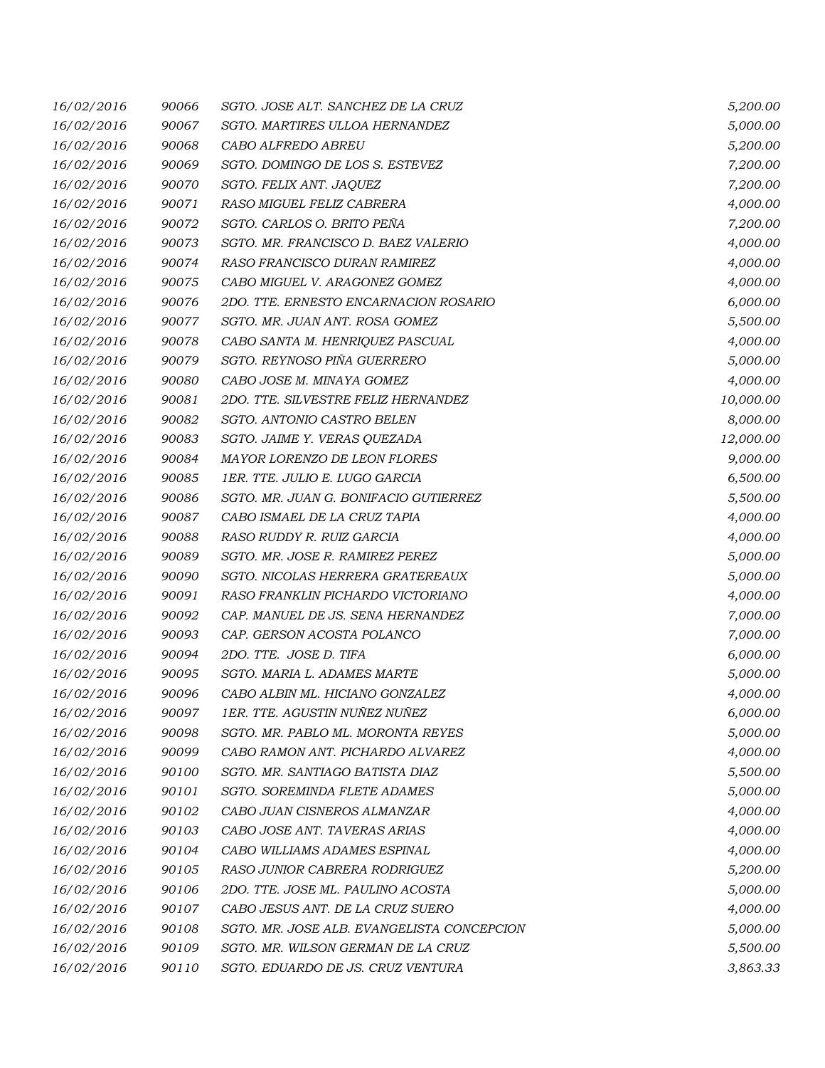| | | | |
|---|---|---|---|
| 16/02/2016 | 90066 | SGTO. JOSE ALT. SANCHEZ DE LA CRUZ | 5,200.00 |
| 16/02/2016 | 90067 | SGTO. MARTIRES ULLOA HERNANDEZ | 5,000.00 |
| 16/02/2016 | 90068 | CABO ALFREDO ABREU | 5,200.00 |
| 16/02/2016 | 90069 | SGTO. DOMINGO DE LOS S. ESTEVEZ | 7,200.00 |
| 16/02/2016 | 90070 | SGTO. FELIX ANT. JAQUEZ | 7,200.00 |
| 16/02/2016 | 90071 | RASO MIGUEL FELIZ CABRERA | 4,000.00 |
| 16/02/2016 | 90072 | SGTO. CARLOS O. BRITO PEÑA | 7,200.00 |
| 16/02/2016 | 90073 | SGTO. MR. FRANCISCO D. BAEZ VALERIO | 4,000.00 |
| 16/02/2016 | 90074 | RASO FRANCISCO DURAN RAMIREZ | 4,000.00 |
| 16/02/2016 | 90075 | CABO MIGUEL V. ARAGONEZ GOMEZ | 4,000.00 |
| 16/02/2016 | 90076 | 2DO. TTE. ERNESTO ENCARNACION ROSARIO | 6,000.00 |
| 16/02/2016 | 90077 | SGTO. MR. JUAN ANT. ROSA GOMEZ | 5,500.00 |
| 16/02/2016 | 90078 | CABO SANTA M. HENRIQUEZ PASCUAL | 4,000.00 |
| 16/02/2016 | 90079 | SGTO. REYNOSO PIÑA GUERRERO | 5,000.00 |
| 16/02/2016 | 90080 | CABO JOSE M. MINAYA GOMEZ | 4,000.00 |
| 16/02/2016 | 90081 | 2DO. TTE. SILVESTRE FELIZ HERNANDEZ | 10,000.00 |
| 16/02/2016 | 90082 | SGTO. ANTONIO CASTRO BELEN | 8,000.00 |
| 16/02/2016 | 90083 | SGTO. JAIME Y. VERAS QUEZADA | 12,000.00 |
| 16/02/2016 | 90084 | MAYOR LORENZO DE LEON FLORES | 9,000.00 |
| 16/02/2016 | 90085 | 1ER. TTE. JULIO E. LUGO GARCIA | 6,500.00 |
| 16/02/2016 | 90086 | SGTO. MR. JUAN G. BONIFACIO GUTIERREZ | 5,500.00 |
| 16/02/2016 | 90087 | CABO ISMAEL DE LA CRUZ TAPIA | 4,000.00 |
| 16/02/2016 | 90088 | RASO RUDDY R. RUIZ GARCIA | 4,000.00 |
| 16/02/2016 | 90089 | SGTO. MR. JOSE R. RAMIREZ PEREZ | 5,000.00 |
| 16/02/2016 | 90090 | SGTO. NICOLAS HERRERA GRATEREAUX | 5,000.00 |
| 16/02/2016 | 90091 | RASO FRANKLIN PICHARDO VICTORIANO | 4,000.00 |
| 16/02/2016 | 90092 | CAP. MANUEL DE JS. SENA HERNANDEZ | 7,000.00 |
| 16/02/2016 | 90093 | CAP. GERSON ACOSTA POLANCO | 7,000.00 |
| 16/02/2016 | 90094 | 2DO. TTE. JOSE D. TIFA | 6,000.00 |
| 16/02/2016 | 90095 | SGTO. MARIA L. ADAMES MARTE | 5,000.00 |
| 16/02/2016 | 90096 | CABO ALBIN ML. HICIANO GONZALEZ | 4,000.00 |
| 16/02/2016 | 90097 | 1ER. TTE. AGUSTIN NUÑEZ NUÑEZ | 6,000.00 |
| 16/02/2016 | 90098 | SGTO. MR. PABLO ML. MORONTA REYES | 5,000.00 |
| 16/02/2016 | 90099 | CABO RAMON ANT. PICHARDO ALVAREZ | 4,000.00 |
| 16/02/2016 | 90100 | SGTO. MR. SANTIAGO BATISTA DIAZ | 5,500.00 |
| 16/02/2016 | 90101 | SGTO. SOREMINDA FLETE ADAMES | 5,000.00 |
| 16/02/2016 | 90102 | CABO JUAN CISNEROS ALMANZAR | 4,000.00 |
| 16/02/2016 | 90103 | CABO JOSE ANT. TAVERAS ARIAS | 4,000.00 |
| 16/02/2016 | 90104 | CABO WILLIAMS ADAMES ESPINAL | 4,000.00 |
| 16/02/2016 | 90105 | RASO JUNIOR CABRERA RODRIGUEZ | 5,200.00 |
| 16/02/2016 | 90106 | 2DO. TTE. JOSE ML. PAULINO ACOSTA | 5,000.00 |
| 16/02/2016 | 90107 | CABO JESUS ANT. DE LA CRUZ SUERO | 4,000.00 |
| 16/02/2016 | 90108 | SGTO. MR. JOSE ALB. EVANGELISTA CONCEPCION | 5,000.00 |
| 16/02/2016 | 90109 | SGTO. MR. WILSON GERMAN DE LA CRUZ | 5,500.00 |
| 16/02/2016 | 90110 | SGTO. EDUARDO DE JS. CRUZ VENTURA | 3,863.33 |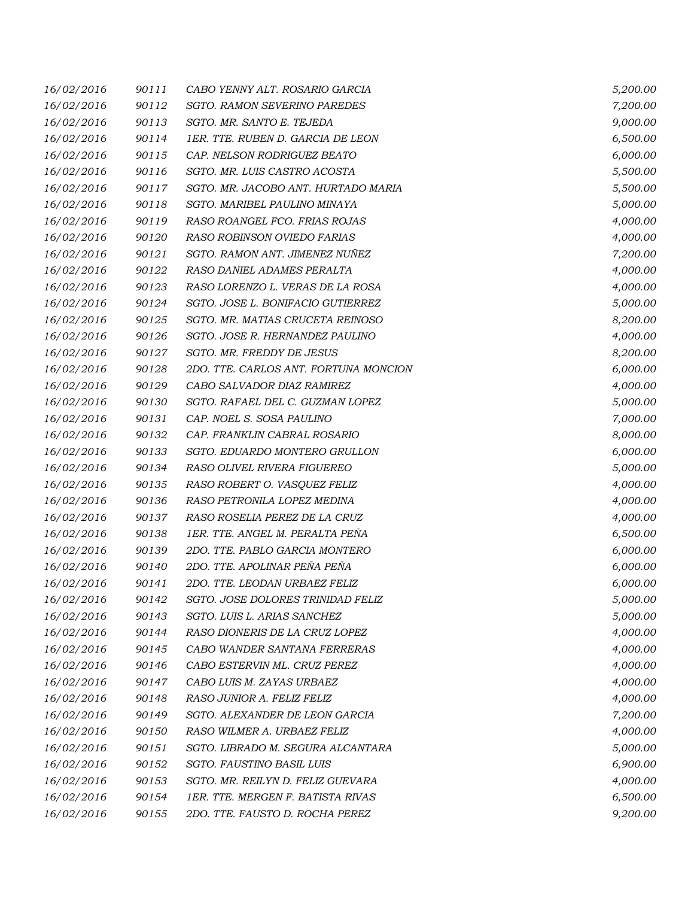| | | | |
|---|---|---|---|
| 16/02/2016 | 90111 | CABO YENNY ALT. ROSARIO GARCIA | 5,200.00 |
| 16/02/2016 | 90112 | SGTO. RAMON SEVERINO PAREDES | 7,200.00 |
| 16/02/2016 | 90113 | SGTO. MR. SANTO E. TEJEDA | 9,000.00 |
| 16/02/2016 | 90114 | 1ER. TTE. RUBEN D. GARCIA DE LEON | 6,500.00 |
| 16/02/2016 | 90115 | CAP. NELSON RODRIGUEZ BEATO | 6,000.00 |
| 16/02/2016 | 90116 | SGTO. MR. LUIS CASTRO ACOSTA | 5,500.00 |
| 16/02/2016 | 90117 | SGTO. MR. JACOBO ANT. HURTADO MARIA | 5,500.00 |
| 16/02/2016 | 90118 | SGTO. MARIBEL PAULINO MINAYA | 5,000.00 |
| 16/02/2016 | 90119 | RASO ROANGEL FCO. FRIAS ROJAS | 4,000.00 |
| 16/02/2016 | 90120 | RASO ROBINSON OVIEDO FARIAS | 4,000.00 |
| 16/02/2016 | 90121 | SGTO. RAMON ANT. JIMENEZ NUÑEZ | 7,200.00 |
| 16/02/2016 | 90122 | RASO DANIEL ADAMES PERALTA | 4,000.00 |
| 16/02/2016 | 90123 | RASO LORENZO L. VERAS DE LA ROSA | 4,000.00 |
| 16/02/2016 | 90124 | SGTO. JOSE L. BONIFACIO GUTIERREZ | 5,000.00 |
| 16/02/2016 | 90125 | SGTO. MR. MATIAS CRUCETA REINOSO | 8,200.00 |
| 16/02/2016 | 90126 | SGTO. JOSE R. HERNANDEZ PAULINO | 4,000.00 |
| 16/02/2016 | 90127 | SGTO. MR. FREDDY DE JESUS | 8,200.00 |
| 16/02/2016 | 90128 | 2DO. TTE. CARLOS ANT. FORTUNA MONCION | 6,000.00 |
| 16/02/2016 | 90129 | CABO SALVADOR DIAZ RAMIREZ | 4,000.00 |
| 16/02/2016 | 90130 | SGTO. RAFAEL DEL C. GUZMAN LOPEZ | 5,000.00 |
| 16/02/2016 | 90131 | CAP. NOEL S. SOSA PAULINO | 7,000.00 |
| 16/02/2016 | 90132 | CAP. FRANKLIN CABRAL ROSARIO | 8,000.00 |
| 16/02/2016 | 90133 | SGTO. EDUARDO MONTERO GRULLON | 6,000.00 |
| 16/02/2016 | 90134 | RASO OLIVEL RIVERA FIGUEREO | 5,000.00 |
| 16/02/2016 | 90135 | RASO ROBERT O. VASQUEZ FELIZ | 4,000.00 |
| 16/02/2016 | 90136 | RASO PETRONILA LOPEZ MEDINA | 4,000.00 |
| 16/02/2016 | 90137 | RASO ROSELIA PEREZ DE LA CRUZ | 4,000.00 |
| 16/02/2016 | 90138 | 1ER. TTE. ANGEL M. PERALTA PEÑA | 6,500.00 |
| 16/02/2016 | 90139 | 2DO. TTE. PABLO GARCIA MONTERO | 6,000.00 |
| 16/02/2016 | 90140 | 2DO. TTE. APOLINAR PEÑA PEÑA | 6,000.00 |
| 16/02/2016 | 90141 | 2DO. TTE. LEODAN URBAEZ FELIZ | 6,000.00 |
| 16/02/2016 | 90142 | SGTO. JOSE DOLORES TRINIDAD FELIZ | 5,000.00 |
| 16/02/2016 | 90143 | SGTO. LUIS L. ARIAS SANCHEZ | 5,000.00 |
| 16/02/2016 | 90144 | RASO DIONERIS DE LA CRUZ LOPEZ | 4,000.00 |
| 16/02/2016 | 90145 | CABO WANDER SANTANA FERRERAS | 4,000.00 |
| 16/02/2016 | 90146 | CABO ESTERVIN ML. CRUZ PEREZ | 4,000.00 |
| 16/02/2016 | 90147 | CABO LUIS M. ZAYAS URBAEZ | 4,000.00 |
| 16/02/2016 | 90148 | RASO JUNIOR A. FELIZ FELIZ | 4,000.00 |
| 16/02/2016 | 90149 | SGTO. ALEXANDER DE LEON GARCIA | 7,200.00 |
| 16/02/2016 | 90150 | RASO WILMER A. URBAEZ FELIZ | 4,000.00 |
| 16/02/2016 | 90151 | SGTO. LIBRADO M. SEGURA ALCANTARA | 5,000.00 |
| 16/02/2016 | 90152 | SGTO. FAUSTINO BASIL LUIS | 6,900.00 |
| 16/02/2016 | 90153 | SGTO. MR. REILYN D. FELIZ GUEVARA | 4,000.00 |
| 16/02/2016 | 90154 | 1ER. TTE. MERGEN F. BATISTA RIVAS | 6,500.00 |
| 16/02/2016 | 90155 | 2DO. TTE. FAUSTO D. ROCHA PEREZ | 9,200.00 |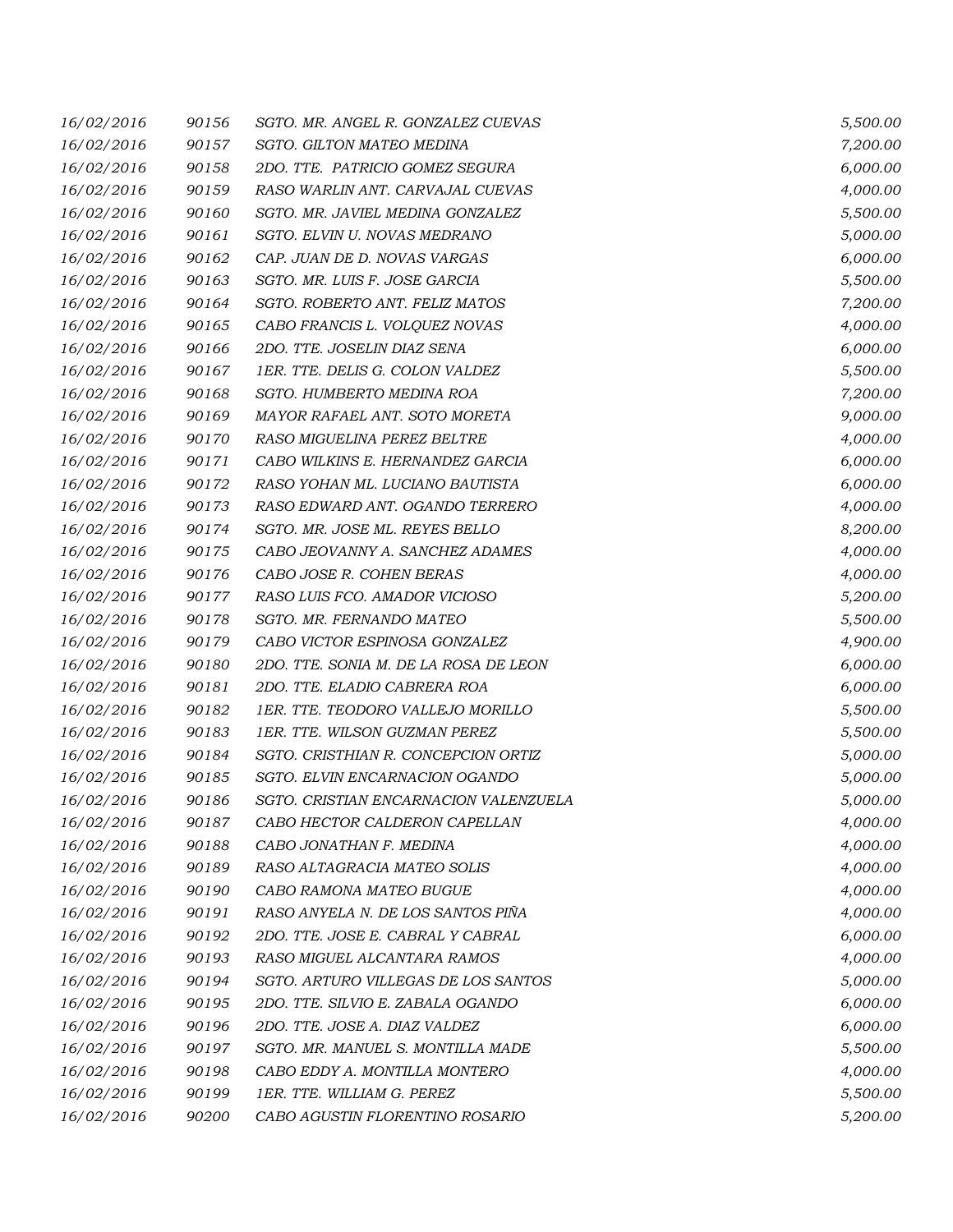| | | | |
|---|---|---|---|
| 16/02/2016 | 90156 | SGTO. MR. ANGEL R. GONZALEZ CUEVAS | 5,500.00 |
| 16/02/2016 | 90157 | SGTO. GILTON MATEO MEDINA | 7,200.00 |
| 16/02/2016 | 90158 | 2DO. TTE. PATRICIO GOMEZ SEGURA | 6,000.00 |
| 16/02/2016 | 90159 | RASO WARLIN ANT. CARVAJAL CUEVAS | 4,000.00 |
| 16/02/2016 | 90160 | SGTO. MR. JAVIEL MEDINA GONZALEZ | 5,500.00 |
| 16/02/2016 | 90161 | SGTO. ELVIN U. NOVAS MEDRANO | 5,000.00 |
| 16/02/2016 | 90162 | CAP. JUAN DE D. NOVAS VARGAS | 6,000.00 |
| 16/02/2016 | 90163 | SGTO. MR. LUIS F. JOSE GARCIA | 5,500.00 |
| 16/02/2016 | 90164 | SGTO. ROBERTO ANT. FELIZ MATOS | 7,200.00 |
| 16/02/2016 | 90165 | CABO FRANCIS L. VOLQUEZ NOVAS | 4,000.00 |
| 16/02/2016 | 90166 | 2DO. TTE. JOSELIN DIAZ SENA | 6,000.00 |
| 16/02/2016 | 90167 | 1ER. TTE. DELIS G. COLON VALDEZ | 5,500.00 |
| 16/02/2016 | 90168 | SGTO. HUMBERTO MEDINA ROA | 7,200.00 |
| 16/02/2016 | 90169 | MAYOR RAFAEL ANT. SOTO MORETA | 9,000.00 |
| 16/02/2016 | 90170 | RASO MIGUELINA PEREZ BELTRE | 4,000.00 |
| 16/02/2016 | 90171 | CABO WILKINS E. HERNANDEZ GARCIA | 6,000.00 |
| 16/02/2016 | 90172 | RASO YOHAN ML. LUCIANO BAUTISTA | 6,000.00 |
| 16/02/2016 | 90173 | RASO EDWARD ANT. OGANDO TERRERO | 4,000.00 |
| 16/02/2016 | 90174 | SGTO. MR. JOSE ML. REYES BELLO | 8,200.00 |
| 16/02/2016 | 90175 | CABO JEOVANNY A. SANCHEZ ADAMES | 4,000.00 |
| 16/02/2016 | 90176 | CABO JOSE R. COHEN BERAS | 4,000.00 |
| 16/02/2016 | 90177 | RASO LUIS FCO. AMADOR VICIOSO | 5,200.00 |
| 16/02/2016 | 90178 | SGTO. MR. FERNANDO MATEO | 5,500.00 |
| 16/02/2016 | 90179 | CABO VICTOR ESPINOSA GONZALEZ | 4,900.00 |
| 16/02/2016 | 90180 | 2DO. TTE. SONIA M. DE LA ROSA DE LEON | 6,000.00 |
| 16/02/2016 | 90181 | 2DO. TTE. ELADIO CABRERA ROA | 6,000.00 |
| 16/02/2016 | 90182 | 1ER. TTE. TEODORO VALLEJO MORILLO | 5,500.00 |
| 16/02/2016 | 90183 | 1ER. TTE. WILSON GUZMAN PEREZ | 5,500.00 |
| 16/02/2016 | 90184 | SGTO. CRISTHIAN R. CONCEPCION ORTIZ | 5,000.00 |
| 16/02/2016 | 90185 | SGTO. ELVIN ENCARNACION OGANDO | 5,000.00 |
| 16/02/2016 | 90186 | SGTO. CRISTIAN ENCARNACION VALENZUELA | 5,000.00 |
| 16/02/2016 | 90187 | CABO HECTOR CALDERON CAPELLAN | 4,000.00 |
| 16/02/2016 | 90188 | CABO JONATHAN F. MEDINA | 4,000.00 |
| 16/02/2016 | 90189 | RASO ALTAGRACIA MATEO SOLIS | 4,000.00 |
| 16/02/2016 | 90190 | CABO RAMONA MATEO BUGUE | 4,000.00 |
| 16/02/2016 | 90191 | RASO ANYELA N. DE LOS SANTOS PIÑA | 4,000.00 |
| 16/02/2016 | 90192 | 2DO. TTE. JOSE E. CABRAL Y CABRAL | 6,000.00 |
| 16/02/2016 | 90193 | RASO MIGUEL ALCANTARA RAMOS | 4,000.00 |
| 16/02/2016 | 90194 | SGTO. ARTURO VILLEGAS DE LOS SANTOS | 5,000.00 |
| 16/02/2016 | 90195 | 2DO. TTE. SILVIO E. ZABALA OGANDO | 6,000.00 |
| 16/02/2016 | 90196 | 2DO. TTE. JOSE A. DIAZ VALDEZ | 6,000.00 |
| 16/02/2016 | 90197 | SGTO. MR. MANUEL S. MONTILLA MADE | 5,500.00 |
| 16/02/2016 | 90198 | CABO EDDY A. MONTILLA MONTERO | 4,000.00 |
| 16/02/2016 | 90199 | 1ER. TTE. WILLIAM G. PEREZ | 5,500.00 |
| 16/02/2016 | 90200 | CABO AGUSTIN FLORENTINO ROSARIO | 5,200.00 |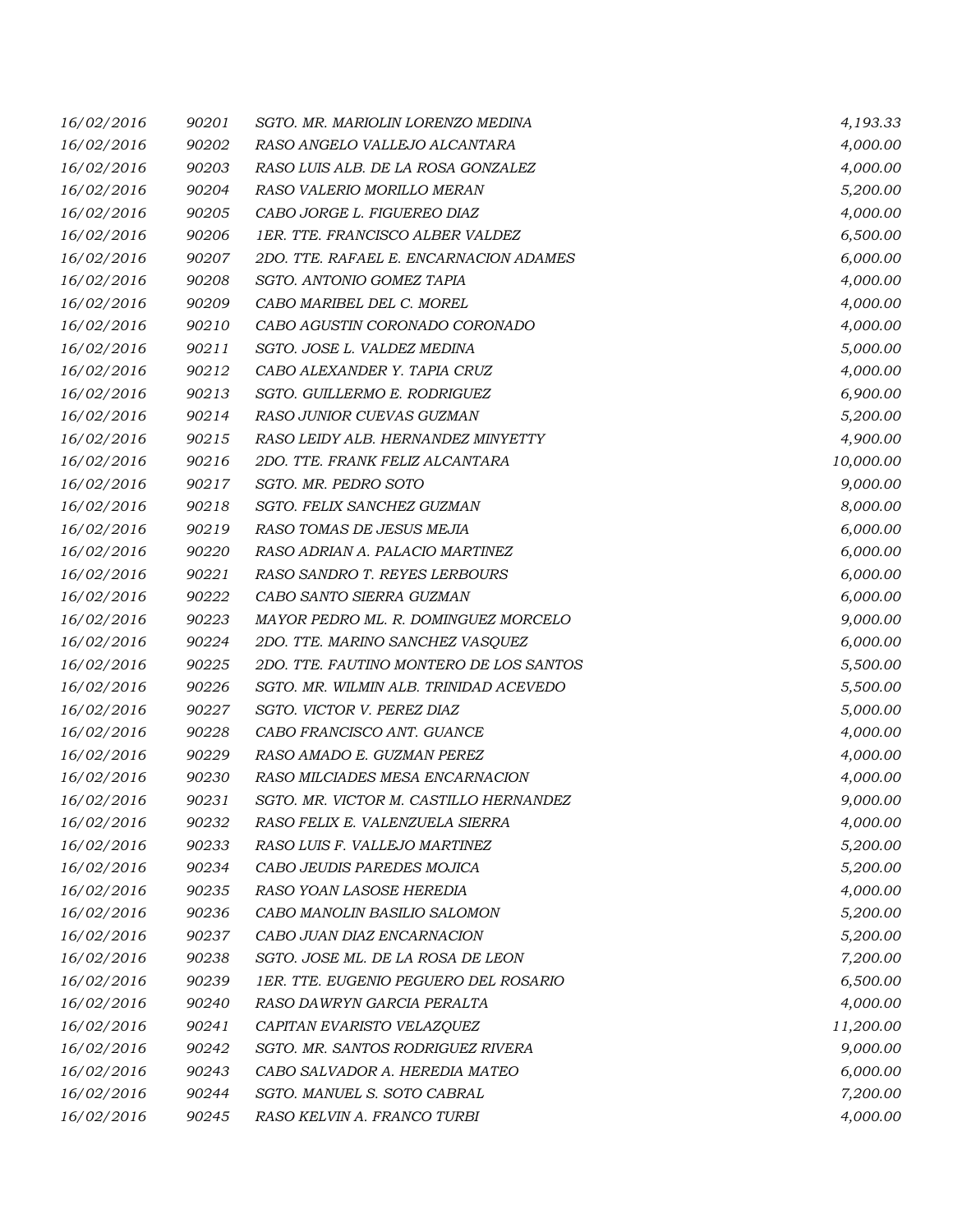| | | | |
|---|---|---|---|
| 16/02/2016 | 90201 | SGTO. MR. MARIOLIN LORENZO MEDINA | 4,193.33 |
| 16/02/2016 | 90202 | RASO ANGELO VALLEJO ALCANTARA | 4,000.00 |
| 16/02/2016 | 90203 | RASO LUIS ALB. DE LA ROSA GONZALEZ | 4,000.00 |
| 16/02/2016 | 90204 | RASO VALERIO MORILLO MERAN | 5,200.00 |
| 16/02/2016 | 90205 | CABO JORGE L. FIGUEREO DIAZ | 4,000.00 |
| 16/02/2016 | 90206 | 1ER. TTE. FRANCISCO ALBER VALDEZ | 6,500.00 |
| 16/02/2016 | 90207 | 2DO. TTE. RAFAEL E. ENCARNACION ADAMES | 6,000.00 |
| 16/02/2016 | 90208 | SGTO. ANTONIO GOMEZ TAPIA | 4,000.00 |
| 16/02/2016 | 90209 | CABO MARIBEL DEL C. MOREL | 4,000.00 |
| 16/02/2016 | 90210 | CABO AGUSTIN CORONADO CORONADO | 4,000.00 |
| 16/02/2016 | 90211 | SGTO. JOSE L. VALDEZ MEDINA | 5,000.00 |
| 16/02/2016 | 90212 | CABO ALEXANDER Y. TAPIA CRUZ | 4,000.00 |
| 16/02/2016 | 90213 | SGTO. GUILLERMO E. RODRIGUEZ | 6,900.00 |
| 16/02/2016 | 90214 | RASO JUNIOR CUEVAS GUZMAN | 5,200.00 |
| 16/02/2016 | 90215 | RASO LEIDY ALB. HERNANDEZ MINYETTY | 4,900.00 |
| 16/02/2016 | 90216 | 2DO. TTE. FRANK FELIZ ALCANTARA | 10,000.00 |
| 16/02/2016 | 90217 | SGTO. MR. PEDRO SOTO | 9,000.00 |
| 16/02/2016 | 90218 | SGTO. FELIX SANCHEZ GUZMAN | 8,000.00 |
| 16/02/2016 | 90219 | RASO TOMAS DE JESUS MEJIA | 6,000.00 |
| 16/02/2016 | 90220 | RASO ADRIAN A. PALACIO MARTINEZ | 6,000.00 |
| 16/02/2016 | 90221 | RASO SANDRO T. REYES LERBOURS | 6,000.00 |
| 16/02/2016 | 90222 | CABO SANTO SIERRA GUZMAN | 6,000.00 |
| 16/02/2016 | 90223 | MAYOR PEDRO ML. R. DOMINGUEZ MORCELO | 9,000.00 |
| 16/02/2016 | 90224 | 2DO. TTE. MARINO SANCHEZ VASQUEZ | 6,000.00 |
| 16/02/2016 | 90225 | 2DO. TTE. FAUTINO MONTERO DE LOS SANTOS | 5,500.00 |
| 16/02/2016 | 90226 | SGTO. MR. WILMIN ALB. TRINIDAD ACEVEDO | 5,500.00 |
| 16/02/2016 | 90227 | SGTO. VICTOR V. PEREZ DIAZ | 5,000.00 |
| 16/02/2016 | 90228 | CABO FRANCISCO ANT. GUANCE | 4,000.00 |
| 16/02/2016 | 90229 | RASO AMADO E. GUZMAN PEREZ | 4,000.00 |
| 16/02/2016 | 90230 | RASO MILCIADES MESA ENCARNACION | 4,000.00 |
| 16/02/2016 | 90231 | SGTO. MR. VICTOR M. CASTILLO HERNANDEZ | 9,000.00 |
| 16/02/2016 | 90232 | RASO FELIX E. VALENZUELA SIERRA | 4,000.00 |
| 16/02/2016 | 90233 | RASO LUIS F. VALLEJO MARTINEZ | 5,200.00 |
| 16/02/2016 | 90234 | CABO JEUDIS PAREDES MOJICA | 5,200.00 |
| 16/02/2016 | 90235 | RASO YOAN LASOSE HEREDIA | 4,000.00 |
| 16/02/2016 | 90236 | CABO MANOLIN BASILIO SALOMON | 5,200.00 |
| 16/02/2016 | 90237 | CABO JUAN DIAZ ENCARNACION | 5,200.00 |
| 16/02/2016 | 90238 | SGTO. JOSE ML. DE LA ROSA DE LEON | 7,200.00 |
| 16/02/2016 | 90239 | 1ER. TTE. EUGENIO PEGUERO DEL ROSARIO | 6,500.00 |
| 16/02/2016 | 90240 | RASO DAWRYN GARCIA PERALTA | 4,000.00 |
| 16/02/2016 | 90241 | CAPITAN EVARISTO VELAZQUEZ | 11,200.00 |
| 16/02/2016 | 90242 | SGTO. MR. SANTOS RODRIGUEZ RIVERA | 9,000.00 |
| 16/02/2016 | 90243 | CABO SALVADOR A. HEREDIA MATEO | 6,000.00 |
| 16/02/2016 | 90244 | SGTO. MANUEL S. SOTO CABRAL | 7,200.00 |
| 16/02/2016 | 90245 | RASO KELVIN A. FRANCO TURBI | 4,000.00 |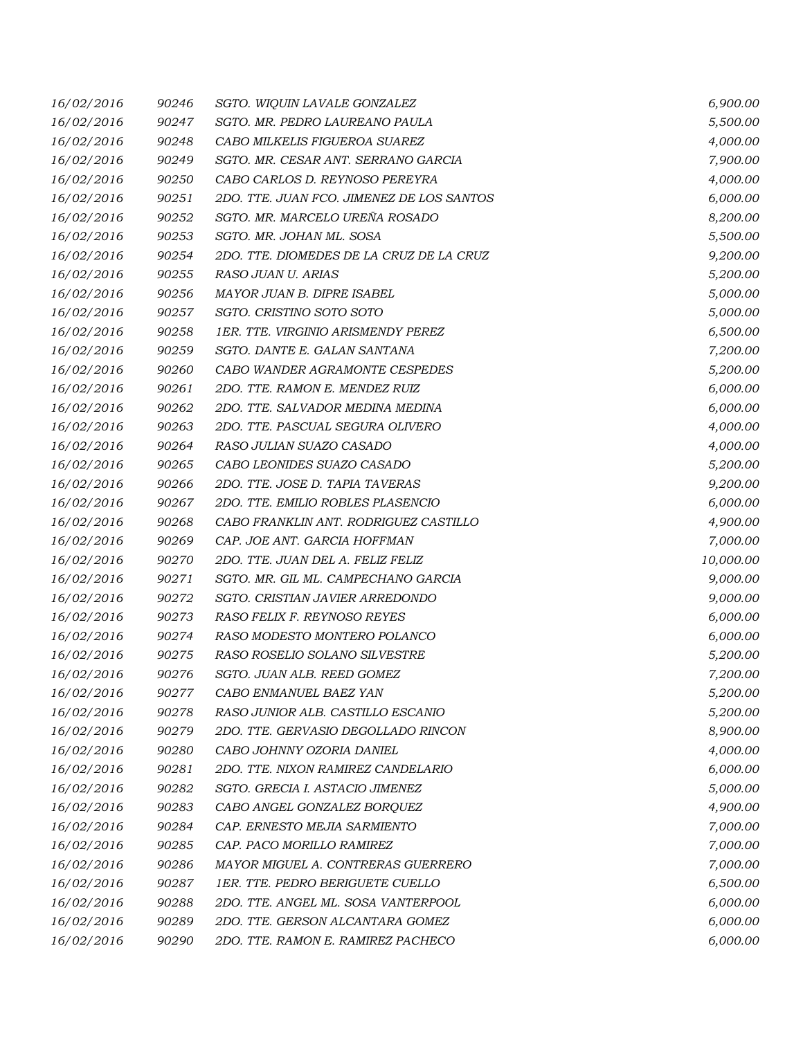| | | | |
|---|---|---|---|
| 16/02/2016 | 90246 | SGTO. WIQUIN LAVALE GONZALEZ | 6,900.00 |
| 16/02/2016 | 90247 | SGTO. MR. PEDRO LAUREANO PAULA | 5,500.00 |
| 16/02/2016 | 90248 | CABO MILKELIS FIGUEROA SUAREZ | 4,000.00 |
| 16/02/2016 | 90249 | SGTO. MR. CESAR ANT. SERRANO GARCIA | 7,900.00 |
| 16/02/2016 | 90250 | CABO CARLOS D. REYNOSO PEREYRA | 4,000.00 |
| 16/02/2016 | 90251 | 2DO. TTE. JUAN FCO. JIMENEZ DE LOS SANTOS | 6,000.00 |
| 16/02/2016 | 90252 | SGTO. MR. MARCELO UREÑA ROSADO | 8,200.00 |
| 16/02/2016 | 90253 | SGTO. MR. JOHAN ML. SOSA | 5,500.00 |
| 16/02/2016 | 90254 | 2DO. TTE. DIOMEDES DE LA CRUZ DE LA CRUZ | 9,200.00 |
| 16/02/2016 | 90255 | RASO JUAN U. ARIAS | 5,200.00 |
| 16/02/2016 | 90256 | MAYOR JUAN B. DIPRE ISABEL | 5,000.00 |
| 16/02/2016 | 90257 | SGTO. CRISTINO SOTO SOTO | 5,000.00 |
| 16/02/2016 | 90258 | 1ER. TTE. VIRGINIO ARISMENDY PEREZ | 6,500.00 |
| 16/02/2016 | 90259 | SGTO. DANTE E. GALAN SANTANA | 7,200.00 |
| 16/02/2016 | 90260 | CABO WANDER AGRAMONTE CESPEDES | 5,200.00 |
| 16/02/2016 | 90261 | 2DO. TTE. RAMON E. MENDEZ RUIZ | 6,000.00 |
| 16/02/2016 | 90262 | 2DO. TTE. SALVADOR MEDINA MEDINA | 6,000.00 |
| 16/02/2016 | 90263 | 2DO. TTE. PASCUAL SEGURA OLIVERO | 4,000.00 |
| 16/02/2016 | 90264 | RASO JULIAN SUAZO CASADO | 4,000.00 |
| 16/02/2016 | 90265 | CABO LEONIDES SUAZO CASADO | 5,200.00 |
| 16/02/2016 | 90266 | 2DO. TTE. JOSE D. TAPIA TAVERAS | 9,200.00 |
| 16/02/2016 | 90267 | 2DO. TTE. EMILIO ROBLES PLASENCIO | 6,000.00 |
| 16/02/2016 | 90268 | CABO FRANKLIN ANT. RODRIGUEZ CASTILLO | 4,900.00 |
| 16/02/2016 | 90269 | CAP. JOE ANT. GARCIA HOFFMAN | 7,000.00 |
| 16/02/2016 | 90270 | 2DO. TTE. JUAN DEL A. FELIZ FELIZ | 10,000.00 |
| 16/02/2016 | 90271 | SGTO. MR. GIL ML. CAMPECHANO GARCIA | 9,000.00 |
| 16/02/2016 | 90272 | SGTO. CRISTIAN JAVIER ARREDONDO | 9,000.00 |
| 16/02/2016 | 90273 | RASO FELIX F. REYNOSO REYES | 6,000.00 |
| 16/02/2016 | 90274 | RASO MODESTO MONTERO POLANCO | 6,000.00 |
| 16/02/2016 | 90275 | RASO ROSELIO SOLANO SILVESTRE | 5,200.00 |
| 16/02/2016 | 90276 | SGTO. JUAN ALB. REED GOMEZ | 7,200.00 |
| 16/02/2016 | 90277 | CABO ENMANUEL BAEZ YAN | 5,200.00 |
| 16/02/2016 | 90278 | RASO JUNIOR ALB. CASTILLO ESCANIO | 5,200.00 |
| 16/02/2016 | 90279 | 2DO. TTE. GERVASIO DEGOLLADO RINCON | 8,900.00 |
| 16/02/2016 | 90280 | CABO JOHNNY OZORIA DANIEL | 4,000.00 |
| 16/02/2016 | 90281 | 2DO. TTE. NIXON RAMIREZ CANDELARIO | 6,000.00 |
| 16/02/2016 | 90282 | SGTO. GRECIA I. ASTACIO JIMENEZ | 5,000.00 |
| 16/02/2016 | 90283 | CABO ANGEL GONZALEZ BORQUEZ | 4,900.00 |
| 16/02/2016 | 90284 | CAP. ERNESTO MEJIA SARMIENTO | 7,000.00 |
| 16/02/2016 | 90285 | CAP. PACO MORILLO RAMIREZ | 7,000.00 |
| 16/02/2016 | 90286 | MAYOR MIGUEL A. CONTRERAS GUERRERO | 7,000.00 |
| 16/02/2016 | 90287 | 1ER. TTE. PEDRO BERIGUETE CUELLO | 6,500.00 |
| 16/02/2016 | 90288 | 2DO. TTE. ANGEL ML. SOSA VANTERPOOL | 6,000.00 |
| 16/02/2016 | 90289 | 2DO. TTE. GERSON ALCANTARA GOMEZ | 6,000.00 |
| 16/02/2016 | 90290 | 2DO. TTE. RAMON E. RAMIREZ PACHECO | 6,000.00 |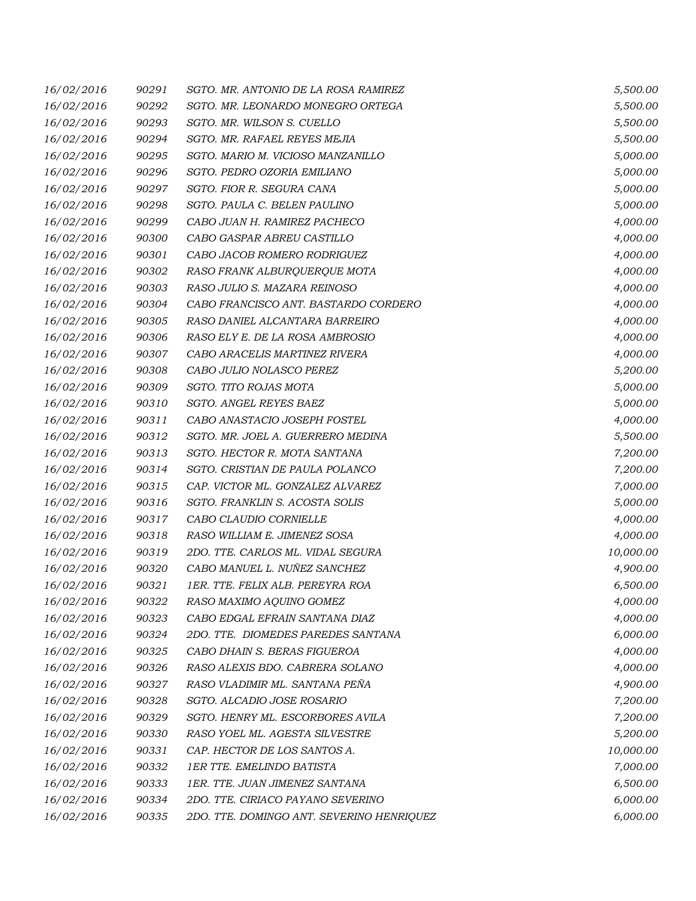| | | | |
|---|---|---|---|
| 16/02/2016 | 90291 | SGTO. MR. ANTONIO DE LA ROSA RAMIREZ | 5,500.00 |
| 16/02/2016 | 90292 | SGTO. MR. LEONARDO MONEGRO ORTEGA | 5,500.00 |
| 16/02/2016 | 90293 | SGTO. MR. WILSON S. CUELLO | 5,500.00 |
| 16/02/2016 | 90294 | SGTO. MR. RAFAEL REYES MEJIA | 5,500.00 |
| 16/02/2016 | 90295 | SGTO. MARIO M. VICIOSO MANZANILLO | 5,000.00 |
| 16/02/2016 | 90296 | SGTO. PEDRO OZORIA EMILIANO | 5,000.00 |
| 16/02/2016 | 90297 | SGTO. FIOR R. SEGURA CANA | 5,000.00 |
| 16/02/2016 | 90298 | SGTO. PAULA C. BELEN PAULINO | 5,000.00 |
| 16/02/2016 | 90299 | CABO JUAN H. RAMIREZ PACHECO | 4,000.00 |
| 16/02/2016 | 90300 | CABO GASPAR ABREU CASTILLO | 4,000.00 |
| 16/02/2016 | 90301 | CABO JACOB ROMERO RODRIGUEZ | 4,000.00 |
| 16/02/2016 | 90302 | RASO FRANK ALBURQUERQUE MOTA | 4,000.00 |
| 16/02/2016 | 90303 | RASO JULIO S. MAZARA REINOSO | 4,000.00 |
| 16/02/2016 | 90304 | CABO FRANCISCO ANT. BASTARDO CORDERO | 4,000.00 |
| 16/02/2016 | 90305 | RASO DANIEL ALCANTARA BARREIRO | 4,000.00 |
| 16/02/2016 | 90306 | RASO ELY E. DE LA ROSA AMBROSIO | 4,000.00 |
| 16/02/2016 | 90307 | CABO ARACELIS MARTINEZ RIVERA | 4,000.00 |
| 16/02/2016 | 90308 | CABO JULIO NOLASCO PEREZ | 5,200.00 |
| 16/02/2016 | 90309 | SGTO. TITO ROJAS MOTA | 5,000.00 |
| 16/02/2016 | 90310 | SGTO. ANGEL REYES BAEZ | 5,000.00 |
| 16/02/2016 | 90311 | CABO ANASTACIO JOSEPH FOSTEL | 4,000.00 |
| 16/02/2016 | 90312 | SGTO. MR. JOEL A. GUERRERO MEDINA | 5,500.00 |
| 16/02/2016 | 90313 | SGTO. HECTOR R. MOTA SANTANA | 7,200.00 |
| 16/02/2016 | 90314 | SGTO. CRISTIAN DE PAULA POLANCO | 7,200.00 |
| 16/02/2016 | 90315 | CAP. VICTOR ML. GONZALEZ ALVAREZ | 7,000.00 |
| 16/02/2016 | 90316 | SGTO. FRANKLIN S. ACOSTA SOLIS | 5,000.00 |
| 16/02/2016 | 90317 | CABO CLAUDIO CORNIELLE | 4,000.00 |
| 16/02/2016 | 90318 | RASO WILLIAM E. JIMENEZ SOSA | 4,000.00 |
| 16/02/2016 | 90319 | 2DO. TTE. CARLOS ML. VIDAL SEGURA | 10,000.00 |
| 16/02/2016 | 90320 | CABO MANUEL L. NUÑEZ SANCHEZ | 4,900.00 |
| 16/02/2016 | 90321 | 1ER. TTE. FELIX ALB. PEREYRA ROA | 6,500.00 |
| 16/02/2016 | 90322 | RASO MAXIMO AQUINO GOMEZ | 4,000.00 |
| 16/02/2016 | 90323 | CABO EDGAL EFRAIN SANTANA DIAZ | 4,000.00 |
| 16/02/2016 | 90324 | 2DO. TTE. DIOMEDES PAREDES SANTANA | 6,000.00 |
| 16/02/2016 | 90325 | CABO DHAIN S. BERAS FIGUEROA | 4,000.00 |
| 16/02/2016 | 90326 | RASO ALEXIS BDO. CABRERA SOLANO | 4,000.00 |
| 16/02/2016 | 90327 | RASO VLADIMIR ML. SANTANA PEÑA | 4,900.00 |
| 16/02/2016 | 90328 | SGTO. ALCADIO JOSE ROSARIO | 7,200.00 |
| 16/02/2016 | 90329 | SGTO. HENRY ML. ESCORBORES AVILA | 7,200.00 |
| 16/02/2016 | 90330 | RASO YOEL ML. AGESTA SILVESTRE | 5,200.00 |
| 16/02/2016 | 90331 | CAP. HECTOR DE LOS SANTOS A. | 10,000.00 |
| 16/02/2016 | 90332 | 1ER TTE. EMELINDO BATISTA | 7,000.00 |
| 16/02/2016 | 90333 | 1ER. TTE. JUAN JIMENEZ SANTANA | 6,500.00 |
| 16/02/2016 | 90334 | 2DO. TTE. CIRIACO PAYANO SEVERINO | 6,000.00 |
| 16/02/2016 | 90335 | 2DO. TTE. DOMINGO ANT. SEVERINO HENRIQUEZ | 6,000.00 |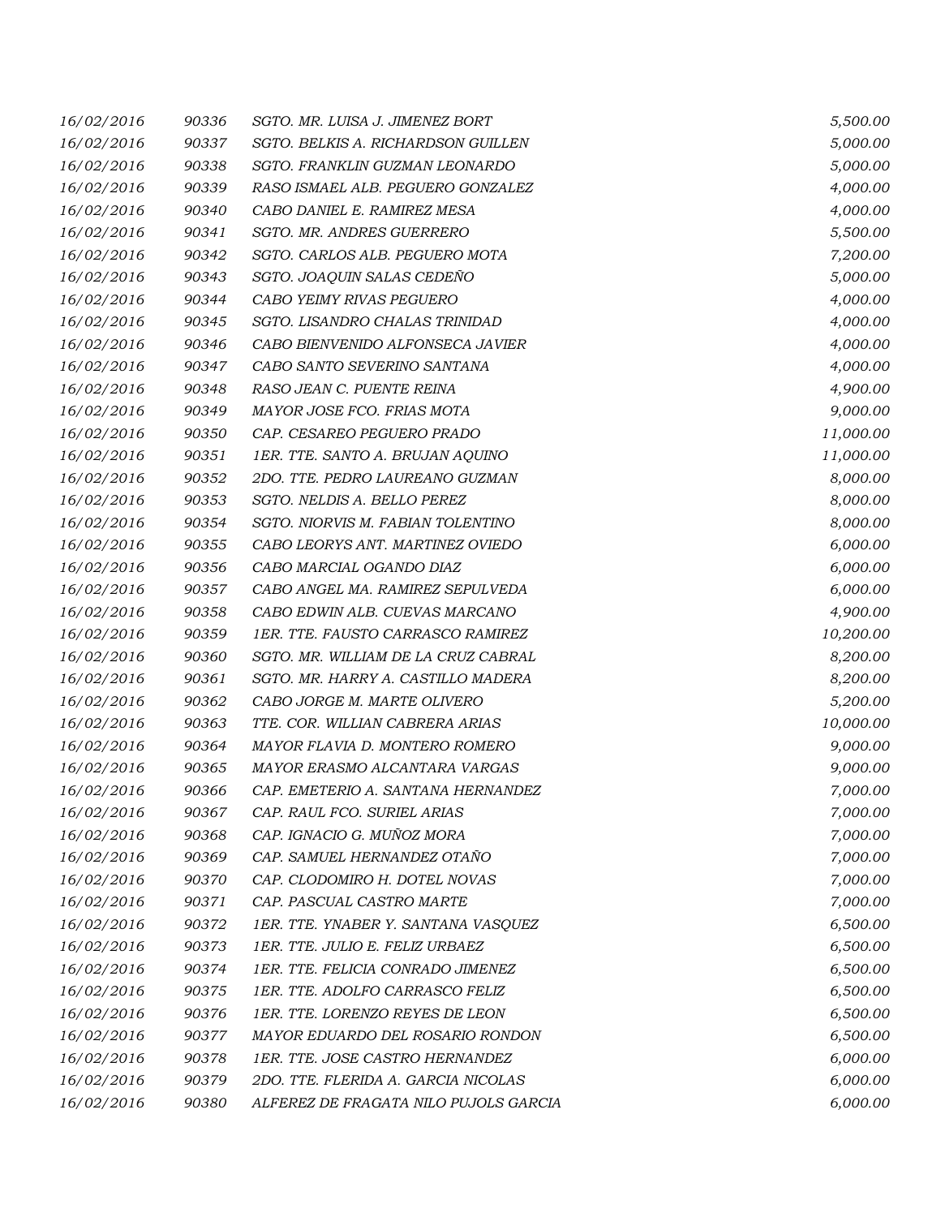| | | | |
|---|---|---|---|
| 16/02/2016 | 90336 | SGTO. MR. LUISA J. JIMENEZ BORT | 5,500.00 |
| 16/02/2016 | 90337 | SGTO. BELKIS A. RICHARDSON GUILLEN | 5,000.00 |
| 16/02/2016 | 90338 | SGTO. FRANKLIN GUZMAN LEONARDO | 5,000.00 |
| 16/02/2016 | 90339 | RASO ISMAEL ALB. PEGUERO GONZALEZ | 4,000.00 |
| 16/02/2016 | 90340 | CABO DANIEL E. RAMIREZ MESA | 4,000.00 |
| 16/02/2016 | 90341 | SGTO. MR. ANDRES GUERRERO | 5,500.00 |
| 16/02/2016 | 90342 | SGTO. CARLOS ALB. PEGUERO MOTA | 7,200.00 |
| 16/02/2016 | 90343 | SGTO. JOAQUIN SALAS CEDEÑO | 5,000.00 |
| 16/02/2016 | 90344 | CABO YEIMY RIVAS PEGUERO | 4,000.00 |
| 16/02/2016 | 90345 | SGTO. LISANDRO CHALAS TRINIDAD | 4,000.00 |
| 16/02/2016 | 90346 | CABO BIENVENIDO ALFONSECA JAVIER | 4,000.00 |
| 16/02/2016 | 90347 | CABO SANTO SEVERINO SANTANA | 4,000.00 |
| 16/02/2016 | 90348 | RASO JEAN C. PUENTE REINA | 4,900.00 |
| 16/02/2016 | 90349 | MAYOR JOSE FCO. FRIAS MOTA | 9,000.00 |
| 16/02/2016 | 90350 | CAP. CESAREO PEGUERO PRADO | 11,000.00 |
| 16/02/2016 | 90351 | 1ER. TTE. SANTO A. BRUJAN AQUINO | 11,000.00 |
| 16/02/2016 | 90352 | 2DO. TTE. PEDRO LAUREANO GUZMAN | 8,000.00 |
| 16/02/2016 | 90353 | SGTO. NELDIS A. BELLO PEREZ | 8,000.00 |
| 16/02/2016 | 90354 | SGTO. NIORVIS M. FABIAN TOLENTINO | 8,000.00 |
| 16/02/2016 | 90355 | CABO LEORYS ANT. MARTINEZ OVIEDO | 6,000.00 |
| 16/02/2016 | 90356 | CABO MARCIAL OGANDO DIAZ | 6,000.00 |
| 16/02/2016 | 90357 | CABO ANGEL MA. RAMIREZ SEPULVEDA | 6,000.00 |
| 16/02/2016 | 90358 | CABO EDWIN ALB. CUEVAS MARCANO | 4,900.00 |
| 16/02/2016 | 90359 | 1ER. TTE. FAUSTO CARRASCO RAMIREZ | 10,200.00 |
| 16/02/2016 | 90360 | SGTO. MR. WILLIAM DE LA CRUZ CABRAL | 8,200.00 |
| 16/02/2016 | 90361 | SGTO. MR. HARRY A. CASTILLO MADERA | 8,200.00 |
| 16/02/2016 | 90362 | CABO JORGE M. MARTE OLIVERO | 5,200.00 |
| 16/02/2016 | 90363 | TTE. COR. WILLIAN CABRERA ARIAS | 10,000.00 |
| 16/02/2016 | 90364 | MAYOR FLAVIA D. MONTERO ROMERO | 9,000.00 |
| 16/02/2016 | 90365 | MAYOR ERASMO ALCANTARA VARGAS | 9,000.00 |
| 16/02/2016 | 90366 | CAP. EMETERIO A. SANTANA HERNANDEZ | 7,000.00 |
| 16/02/2016 | 90367 | CAP. RAUL FCO. SURIEL ARIAS | 7,000.00 |
| 16/02/2016 | 90368 | CAP. IGNACIO G. MUÑOZ MORA | 7,000.00 |
| 16/02/2016 | 90369 | CAP. SAMUEL HERNANDEZ OTAÑO | 7,000.00 |
| 16/02/2016 | 90370 | CAP. CLODOMIRO H. DOTEL NOVAS | 7,000.00 |
| 16/02/2016 | 90371 | CAP. PASCUAL CASTRO MARTE | 7,000.00 |
| 16/02/2016 | 90372 | 1ER. TTE. YNABER Y. SANTANA VASQUEZ | 6,500.00 |
| 16/02/2016 | 90373 | 1ER. TTE. JULIO E. FELIZ URBAEZ | 6,500.00 |
| 16/02/2016 | 90374 | 1ER. TTE. FELICIA CONRADO JIMENEZ | 6,500.00 |
| 16/02/2016 | 90375 | 1ER. TTE. ADOLFO CARRASCO FELIZ | 6,500.00 |
| 16/02/2016 | 90376 | 1ER. TTE. LORENZO REYES DE LEON | 6,500.00 |
| 16/02/2016 | 90377 | MAYOR EDUARDO DEL ROSARIO RONDON | 6,500.00 |
| 16/02/2016 | 90378 | 1ER. TTE. JOSE CASTRO HERNANDEZ | 6,000.00 |
| 16/02/2016 | 90379 | 2DO. TTE. FLERIDA A. GARCIA NICOLAS | 6,000.00 |
| 16/02/2016 | 90380 | ALFEREZ DE FRAGATA NILO PUJOLS GARCIA | 6,000.00 |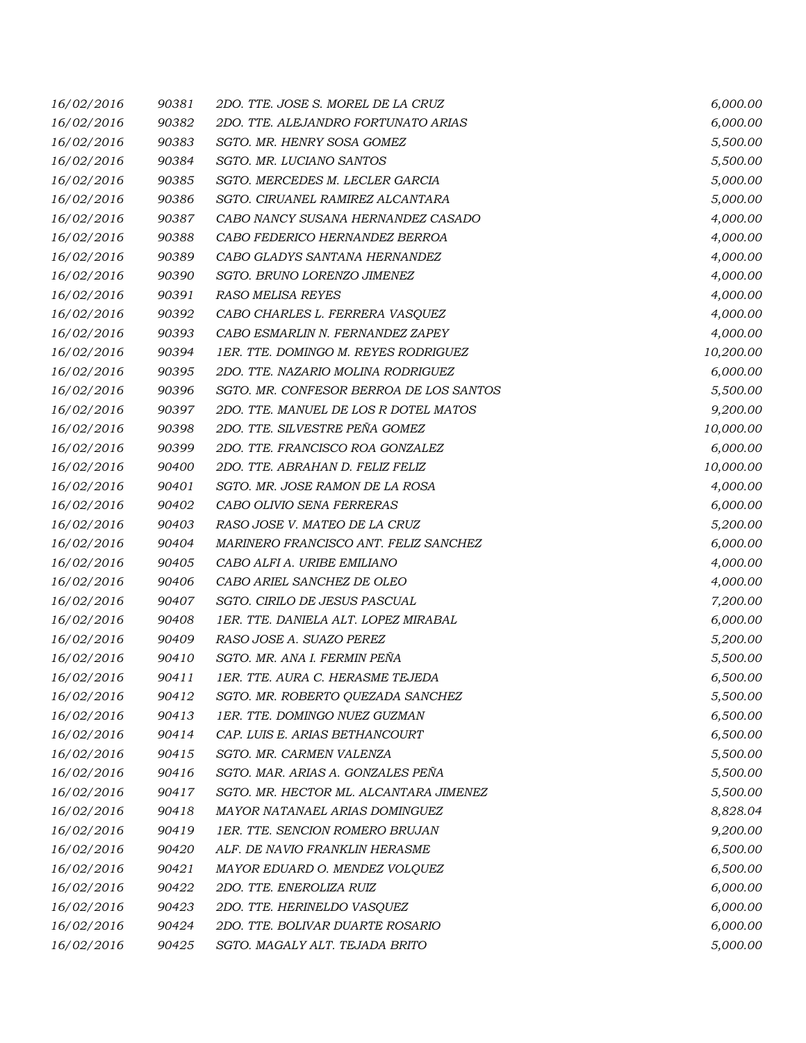| | | | |
|---|---|---|---|
| 16/02/2016 | 90381 | 2DO. TTE. JOSE S. MOREL DE LA CRUZ | 6,000.00 |
| 16/02/2016 | 90382 | 2DO. TTE. ALEJANDRO FORTUNATO ARIAS | 6,000.00 |
| 16/02/2016 | 90383 | SGTO. MR. HENRY SOSA GOMEZ | 5,500.00 |
| 16/02/2016 | 90384 | SGTO. MR. LUCIANO SANTOS | 5,500.00 |
| 16/02/2016 | 90385 | SGTO. MERCEDES M. LECLER GARCIA | 5,000.00 |
| 16/02/2016 | 90386 | SGTO. CIRUANEL RAMIREZ ALCANTARA | 5,000.00 |
| 16/02/2016 | 90387 | CABO NANCY SUSANA HERNANDEZ CASADO | 4,000.00 |
| 16/02/2016 | 90388 | CABO FEDERICO HERNANDEZ BERROA | 4,000.00 |
| 16/02/2016 | 90389 | CABO GLADYS SANTANA HERNANDEZ | 4,000.00 |
| 16/02/2016 | 90390 | SGTO. BRUNO LORENZO JIMENEZ | 4,000.00 |
| 16/02/2016 | 90391 | RASO MELISA REYES | 4,000.00 |
| 16/02/2016 | 90392 | CABO CHARLES L. FERRERA VASQUEZ | 4,000.00 |
| 16/02/2016 | 90393 | CABO ESMARLIN N. FERNANDEZ ZAPEY | 4,000.00 |
| 16/02/2016 | 90394 | 1ER. TTE. DOMINGO M. REYES RODRIGUEZ | 10,200.00 |
| 16/02/2016 | 90395 | 2DO. TTE. NAZARIO MOLINA RODRIGUEZ | 6,000.00 |
| 16/02/2016 | 90396 | SGTO. MR. CONFESOR BERROA DE LOS SANTOS | 5,500.00 |
| 16/02/2016 | 90397 | 2DO. TTE. MANUEL DE LOS R DOTEL MATOS | 9,200.00 |
| 16/02/2016 | 90398 | 2DO. TTE. SILVESTRE PEÑA GOMEZ | 10,000.00 |
| 16/02/2016 | 90399 | 2DO. TTE. FRANCISCO ROA GONZALEZ | 6,000.00 |
| 16/02/2016 | 90400 | 2DO. TTE. ABRAHAN D. FELIZ FELIZ | 10,000.00 |
| 16/02/2016 | 90401 | SGTO. MR. JOSE RAMON DE LA ROSA | 4,000.00 |
| 16/02/2016 | 90402 | CABO OLIVIO SENA FERRERAS | 6,000.00 |
| 16/02/2016 | 90403 | RASO JOSE V. MATEO DE LA CRUZ | 5,200.00 |
| 16/02/2016 | 90404 | MARINERO FRANCISCO ANT. FELIZ SANCHEZ | 6,000.00 |
| 16/02/2016 | 90405 | CABO ALFI A. URIBE EMILIANO | 4,000.00 |
| 16/02/2016 | 90406 | CABO ARIEL SANCHEZ DE OLEO | 4,000.00 |
| 16/02/2016 | 90407 | SGTO. CIRILO DE JESUS PASCUAL | 7,200.00 |
| 16/02/2016 | 90408 | 1ER. TTE. DANIELA ALT. LOPEZ MIRABAL | 6,000.00 |
| 16/02/2016 | 90409 | RASO JOSE A. SUAZO PEREZ | 5,200.00 |
| 16/02/2016 | 90410 | SGTO. MR. ANA I. FERMIN PEÑA | 5,500.00 |
| 16/02/2016 | 90411 | 1ER. TTE. AURA C. HERASME TEJEDA | 6,500.00 |
| 16/02/2016 | 90412 | SGTO. MR. ROBERTO QUEZADA SANCHEZ | 5,500.00 |
| 16/02/2016 | 90413 | 1ER. TTE. DOMINGO NUEZ GUZMAN | 6,500.00 |
| 16/02/2016 | 90414 | CAP. LUIS E. ARIAS BETHANCOURT | 6,500.00 |
| 16/02/2016 | 90415 | SGTO. MR. CARMEN VALENZA | 5,500.00 |
| 16/02/2016 | 90416 | SGTO. MAR. ARIAS A. GONZALES PEÑA | 5,500.00 |
| 16/02/2016 | 90417 | SGTO. MR. HECTOR ML. ALCANTARA JIMENEZ | 5,500.00 |
| 16/02/2016 | 90418 | MAYOR NATANAEL ARIAS DOMINGUEZ | 8,828.04 |
| 16/02/2016 | 90419 | 1ER. TTE. SENCION ROMERO BRUJAN | 9,200.00 |
| 16/02/2016 | 90420 | ALF. DE NAVIO FRANKLIN HERASME | 6,500.00 |
| 16/02/2016 | 90421 | MAYOR EDUARD O. MENDEZ VOLQUEZ | 6,500.00 |
| 16/02/2016 | 90422 | 2DO. TTE. ENEROLIZA RUIZ | 6,000.00 |
| 16/02/2016 | 90423 | 2DO. TTE. HERINELDO VASQUEZ | 6,000.00 |
| 16/02/2016 | 90424 | 2DO. TTE. BOLIVAR DUARTE ROSARIO | 6,000.00 |
| 16/02/2016 | 90425 | SGTO. MAGALY ALT. TEJADA BRITO | 5,000.00 |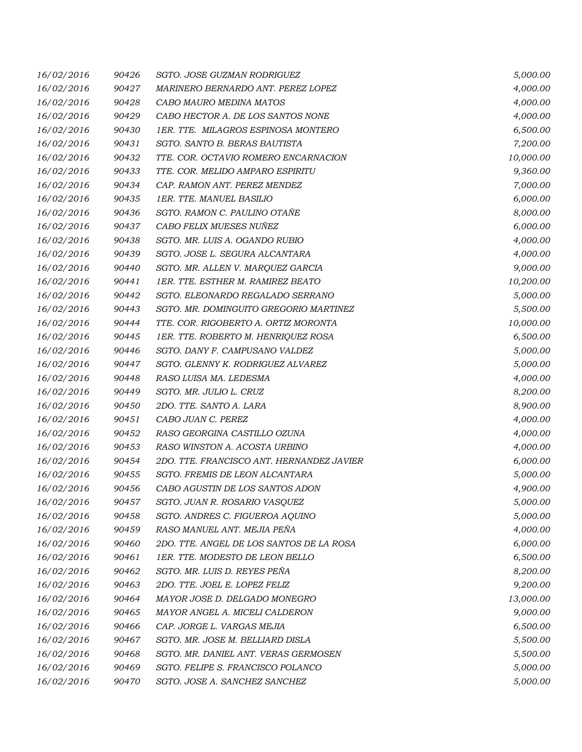| | | | |
|---|---|---|---|
| 16/02/2016 | 90426 | SGTO. JOSE GUZMAN RODRIGUEZ | 5,000.00 |
| 16/02/2016 | 90427 | MARINERO BERNARDO ANT. PEREZ LOPEZ | 4,000.00 |
| 16/02/2016 | 90428 | CABO MAURO MEDINA MATOS | 4,000.00 |
| 16/02/2016 | 90429 | CABO HECTOR A. DE LOS SANTOS NONE | 4,000.00 |
| 16/02/2016 | 90430 | 1ER. TTE. MILAGROS ESPINOSA MONTERO | 6,500.00 |
| 16/02/2016 | 90431 | SGTO. SANTO B. BERAS BAUTISTA | 7,200.00 |
| 16/02/2016 | 90432 | TTE. COR. OCTAVIO ROMERO ENCARNACION | 10,000.00 |
| 16/02/2016 | 90433 | TTE. COR. MELIDO AMPARO ESPIRITU | 9,360.00 |
| 16/02/2016 | 90434 | CAP. RAMON ANT. PEREZ MENDEZ | 7,000.00 |
| 16/02/2016 | 90435 | 1ER. TTE. MANUEL BASILIO | 6,000.00 |
| 16/02/2016 | 90436 | SGTO. RAMON C. PAULINO OTAÑE | 8,000.00 |
| 16/02/2016 | 90437 | CABO FELIX MUESES NUÑEZ | 6,000.00 |
| 16/02/2016 | 90438 | SGTO. MR. LUIS A. OGANDO RUBIO | 4,000.00 |
| 16/02/2016 | 90439 | SGTO. JOSE L. SEGURA ALCANTARA | 4,000.00 |
| 16/02/2016 | 90440 | SGTO. MR. ALLEN V. MARQUEZ GARCIA | 9,000.00 |
| 16/02/2016 | 90441 | 1ER. TTE. ESTHER M. RAMIREZ BEATO | 10,200.00 |
| 16/02/2016 | 90442 | SGTO. ELEONARDO REGALADO SERRANO | 5,000.00 |
| 16/02/2016 | 90443 | SGTO. MR. DOMINGUITO GREGORIO MARTINEZ | 5,500.00 |
| 16/02/2016 | 90444 | TTE. COR. RIGOBERTO A. ORTIZ MORONTA | 10,000.00 |
| 16/02/2016 | 90445 | 1ER. TTE. ROBERTO M. HENRIQUEZ ROSA | 6,500.00 |
| 16/02/2016 | 90446 | SGTO. DANY F. CAMPUSANO VALDEZ | 5,000.00 |
| 16/02/2016 | 90447 | SGTO. GLENNY K. RODRIGUEZ ALVAREZ | 5,000.00 |
| 16/02/2016 | 90448 | RASO LUISA MA. LEDESMA | 4,000.00 |
| 16/02/2016 | 90449 | SGTO. MR. JULIO L. CRUZ | 8,200.00 |
| 16/02/2016 | 90450 | 2DO. TTE. SANTO A. LARA | 8,900.00 |
| 16/02/2016 | 90451 | CABO JUAN C. PEREZ | 4,000.00 |
| 16/02/2016 | 90452 | RASO GEORGINA CASTILLO OZUNA | 4,000.00 |
| 16/02/2016 | 90453 | RASO WINSTON A. ACOSTA URBINO | 4,000.00 |
| 16/02/2016 | 90454 | 2DO. TTE. FRANCISCO ANT. HERNANDEZ JAVIER | 6,000.00 |
| 16/02/2016 | 90455 | SGTO. FREMIS DE LEON ALCANTARA | 5,000.00 |
| 16/02/2016 | 90456 | CABO AGUSTIN DE LOS SANTOS ADON | 4,900.00 |
| 16/02/2016 | 90457 | SGTO. JUAN R. ROSARIO VASQUEZ | 5,000.00 |
| 16/02/2016 | 90458 | SGTO. ANDRES C. FIGUEROA AQUINO | 5,000.00 |
| 16/02/2016 | 90459 | RASO MANUEL ANT. MEJIA PEÑA | 4,000.00 |
| 16/02/2016 | 90460 | 2DO. TTE. ANGEL DE LOS SANTOS DE LA ROSA | 6,000.00 |
| 16/02/2016 | 90461 | 1ER. TTE. MODESTO DE LEON BELLO | 6,500.00 |
| 16/02/2016 | 90462 | SGTO. MR. LUIS D. REYES PEÑA | 8,200.00 |
| 16/02/2016 | 90463 | 2DO. TTE. JOEL E. LOPEZ FELIZ | 9,200.00 |
| 16/02/2016 | 90464 | MAYOR JOSE D. DELGADO MONEGRO | 13,000.00 |
| 16/02/2016 | 90465 | MAYOR ANGEL A. MICELI CALDERON | 9,000.00 |
| 16/02/2016 | 90466 | CAP. JORGE L. VARGAS MEJIA | 6,500.00 |
| 16/02/2016 | 90467 | SGTO. MR. JOSE M. BELLIARD DISLA | 5,500.00 |
| 16/02/2016 | 90468 | SGTO. MR. DANIEL ANT. VERAS GERMOSEN | 5,500.00 |
| 16/02/2016 | 90469 | SGTO. FELIPE S. FRANCISCO POLANCO | 5,000.00 |
| 16/02/2016 | 90470 | SGTO. JOSE A. SANCHEZ SANCHEZ | 5,000.00 |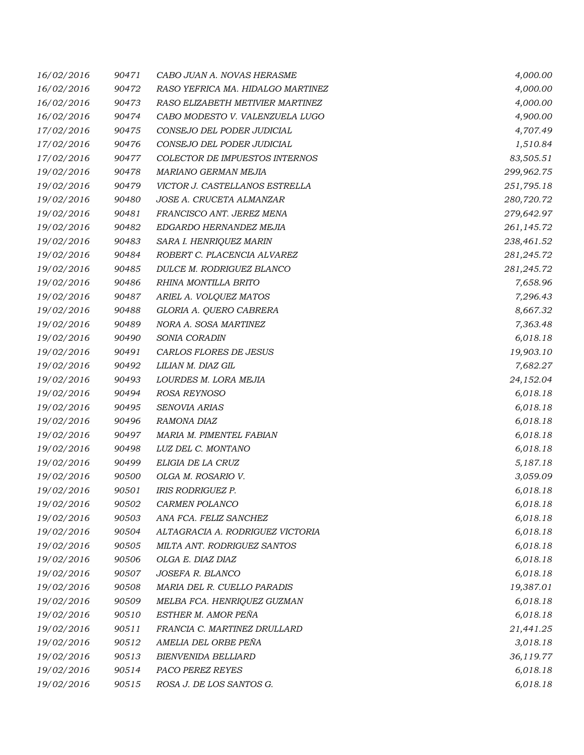| | | | |
|---|---|---|---|
| 16/02/2016 | 90471 | CABO JUAN A. NOVAS HERASME | 4,000.00 |
| 16/02/2016 | 90472 | RASO YEFRICA MA. HIDALGO MARTINEZ | 4,000.00 |
| 16/02/2016 | 90473 | RASO ELIZABETH METIVIER MARTINEZ | 4,000.00 |
| 16/02/2016 | 90474 | CABO MODESTO V. VALENZUELA LUGO | 4,900.00 |
| 17/02/2016 | 90475 | CONSEJO DEL PODER JUDICIAL | 4,707.49 |
| 17/02/2016 | 90476 | CONSEJO DEL PODER JUDICIAL | 1,510.84 |
| 17/02/2016 | 90477 | COLECTOR DE IMPUESTOS INTERNOS | 83,505.51 |
| 19/02/2016 | 90478 | MARIANO GERMAN MEJIA | 299,962.75 |
| 19/02/2016 | 90479 | VICTOR J. CASTELLANOS ESTRELLA | 251,795.18 |
| 19/02/2016 | 90480 | JOSE A. CRUCETA ALMANZAR | 280,720.72 |
| 19/02/2016 | 90481 | FRANCISCO ANT. JEREZ MENA | 279,642.97 |
| 19/02/2016 | 90482 | EDGARDO HERNANDEZ MEJIA | 261,145.72 |
| 19/02/2016 | 90483 | SARA I. HENRIQUEZ MARIN | 238,461.52 |
| 19/02/2016 | 90484 | ROBERT C. PLACENCIA ALVAREZ | 281,245.72 |
| 19/02/2016 | 90485 | DULCE M. RODRIGUEZ BLANCO | 281,245.72 |
| 19/02/2016 | 90486 | RHINA MONTILLA BRITO | 7,658.96 |
| 19/02/2016 | 90487 | ARIEL A. VOLQUEZ MATOS | 7,296.43 |
| 19/02/2016 | 90488 | GLORIA A. QUERO CABRERA | 8,667.32 |
| 19/02/2016 | 90489 | NORA A. SOSA MARTINEZ | 7,363.48 |
| 19/02/2016 | 90490 | SONIA CORADIN | 6,018.18 |
| 19/02/2016 | 90491 | CARLOS FLORES DE JESUS | 19,903.10 |
| 19/02/2016 | 90492 | LILIAN M. DIAZ GIL | 7,682.27 |
| 19/02/2016 | 90493 | LOURDES M. LORA MEJIA | 24,152.04 |
| 19/02/2016 | 90494 | ROSA REYNOSO | 6,018.18 |
| 19/02/2016 | 90495 | SENOVIA ARIAS | 6,018.18 |
| 19/02/2016 | 90496 | RAMONA DIAZ | 6,018.18 |
| 19/02/2016 | 90497 | MARIA M. PIMENTEL FABIAN | 6,018.18 |
| 19/02/2016 | 90498 | LUZ DEL C. MONTANO | 6,018.18 |
| 19/02/2016 | 90499 | ELIGIA DE LA CRUZ | 5,187.18 |
| 19/02/2016 | 90500 | OLGA M. ROSARIO V. | 3,059.09 |
| 19/02/2016 | 90501 | IRIS RODRIGUEZ P. | 6,018.18 |
| 19/02/2016 | 90502 | CARMEN POLANCO | 6,018.18 |
| 19/02/2016 | 90503 | ANA FCA. FELIZ SANCHEZ | 6,018.18 |
| 19/02/2016 | 90504 | ALTAGRACIA A. RODRIGUEZ VICTORIA | 6,018.18 |
| 19/02/2016 | 90505 | MILTA ANT. RODRIGUEZ SANTOS | 6,018.18 |
| 19/02/2016 | 90506 | OLGA E. DIAZ DIAZ | 6,018.18 |
| 19/02/2016 | 90507 | JOSEFA R. BLANCO | 6,018.18 |
| 19/02/2016 | 90508 | MARIA DEL R. CUELLO PARADIS | 19,387.01 |
| 19/02/2016 | 90509 | MELBA FCA. HENRIQUEZ GUZMAN | 6,018.18 |
| 19/02/2016 | 90510 | ESTHER M. AMOR PEÑA | 6,018.18 |
| 19/02/2016 | 90511 | FRANCIA C. MARTINEZ DRULLARD | 21,441.25 |
| 19/02/2016 | 90512 | AMELIA DEL ORBE PEÑA | 3,018.18 |
| 19/02/2016 | 90513 | BIENVENIDA BELLIARD | 36,119.77 |
| 19/02/2016 | 90514 | PACO PEREZ REYES | 6,018.18 |
| 19/02/2016 | 90515 | ROSA J. DE LOS SANTOS G. | 6,018.18 |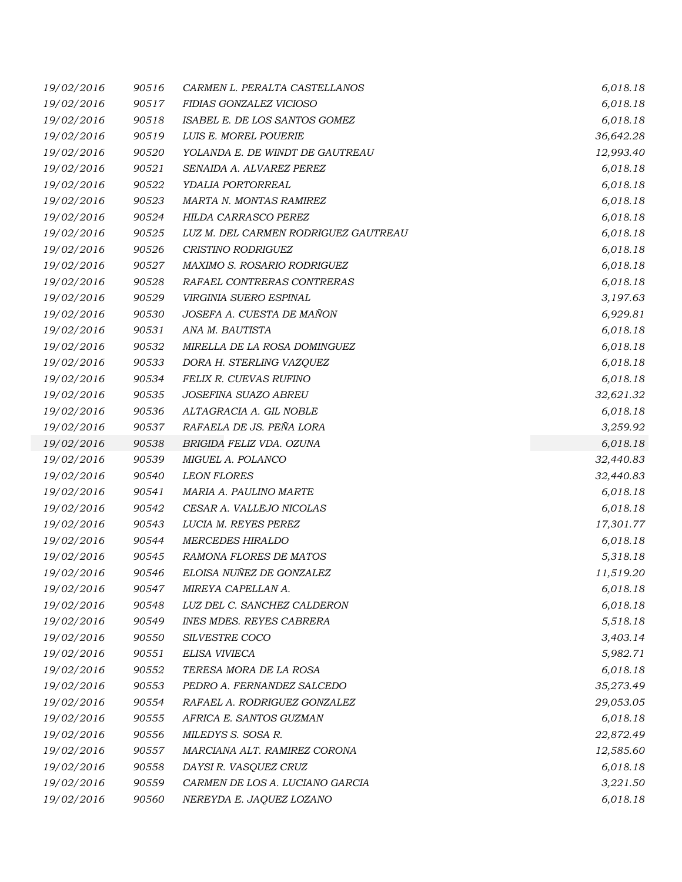| | | | |
|---|---|---|---|
| 19/02/2016 | 90516 | CARMEN L. PERALTA CASTELLANOS | 6,018.18 |
| 19/02/2016 | 90517 | FIDIAS GONZALEZ VICIOSO | 6,018.18 |
| 19/02/2016 | 90518 | ISABEL E. DE LOS SANTOS GOMEZ | 6,018.18 |
| 19/02/2016 | 90519 | LUIS E. MOREL POUERIE | 36,642.28 |
| 19/02/2016 | 90520 | YOLANDA E. DE WINDT DE GAUTREAU | 12,993.40 |
| 19/02/2016 | 90521 | SENAIDA A. ALVAREZ PEREZ | 6,018.18 |
| 19/02/2016 | 90522 | YDALIA PORTORREAL | 6,018.18 |
| 19/02/2016 | 90523 | MARTA N. MONTAS RAMIREZ | 6,018.18 |
| 19/02/2016 | 90524 | HILDA CARRASCO PEREZ | 6,018.18 |
| 19/02/2016 | 90525 | LUZ M. DEL CARMEN RODRIGUEZ GAUTREAU | 6,018.18 |
| 19/02/2016 | 90526 | CRISTINO RODRIGUEZ | 6,018.18 |
| 19/02/2016 | 90527 | MAXIMO S. ROSARIO RODRIGUEZ | 6,018.18 |
| 19/02/2016 | 90528 | RAFAEL CONTRERAS CONTRERAS | 6,018.18 |
| 19/02/2016 | 90529 | VIRGINIA SUERO ESPINAL | 3,197.63 |
| 19/02/2016 | 90530 | JOSEFA A. CUESTA DE MAÑON | 6,929.81 |
| 19/02/2016 | 90531 | ANA M. BAUTISTA | 6,018.18 |
| 19/02/2016 | 90532 | MIRELLA DE LA ROSA DOMINGUEZ | 6,018.18 |
| 19/02/2016 | 90533 | DORA H. STERLING VAZQUEZ | 6,018.18 |
| 19/02/2016 | 90534 | FELIX R. CUEVAS RUFINO | 6,018.18 |
| 19/02/2016 | 90535 | JOSEFINA SUAZO ABREU | 32,621.32 |
| 19/02/2016 | 90536 | ALTAGRACIA A. GIL NOBLE | 6,018.18 |
| 19/02/2016 | 90537 | RAFAELA DE JS. PEÑA LORA | 3,259.92 |
| 19/02/2016 | 90538 | BRIGIDA FELIZ VDA. OZUNA | 6,018.18 |
| 19/02/2016 | 90539 | MIGUEL A. POLANCO | 32,440.83 |
| 19/02/2016 | 90540 | LEON FLORES | 32,440.83 |
| 19/02/2016 | 90541 | MARIA A. PAULINO MARTE | 6,018.18 |
| 19/02/2016 | 90542 | CESAR A. VALLEJO NICOLAS | 6,018.18 |
| 19/02/2016 | 90543 | LUCIA M. REYES PEREZ | 17,301.77 |
| 19/02/2016 | 90544 | MERCEDES HIRALDO | 6,018.18 |
| 19/02/2016 | 90545 | RAMONA FLORES DE MATOS | 5,318.18 |
| 19/02/2016 | 90546 | ELOISA NUÑEZ DE GONZALEZ | 11,519.20 |
| 19/02/2016 | 90547 | MIREYA CAPELLAN A. | 6,018.18 |
| 19/02/2016 | 90548 | LUZ DEL C. SANCHEZ CALDERON | 6,018.18 |
| 19/02/2016 | 90549 | INES MDES. REYES CABRERA | 5,518.18 |
| 19/02/2016 | 90550 | SILVESTRE COCO | 3,403.14 |
| 19/02/2016 | 90551 | ELISA VIVIECA | 5,982.71 |
| 19/02/2016 | 90552 | TERESA MORA DE LA ROSA | 6,018.18 |
| 19/02/2016 | 90553 | PEDRO A. FERNANDEZ SALCEDO | 35,273.49 |
| 19/02/2016 | 90554 | RAFAEL A. RODRIGUEZ GONZALEZ | 29,053.05 |
| 19/02/2016 | 90555 | AFRICA E. SANTOS GUZMAN | 6,018.18 |
| 19/02/2016 | 90556 | MILEDYS S. SOSA R. | 22,872.49 |
| 19/02/2016 | 90557 | MARCIANA ALT. RAMIREZ CORONA | 12,585.60 |
| 19/02/2016 | 90558 | DAYSI R. VASQUEZ CRUZ | 6,018.18 |
| 19/02/2016 | 90559 | CARMEN DE LOS A. LUCIANO GARCIA | 3,221.50 |
| 19/02/2016 | 90560 | NEREYDA E. JAQUEZ LOZANO | 6,018.18 |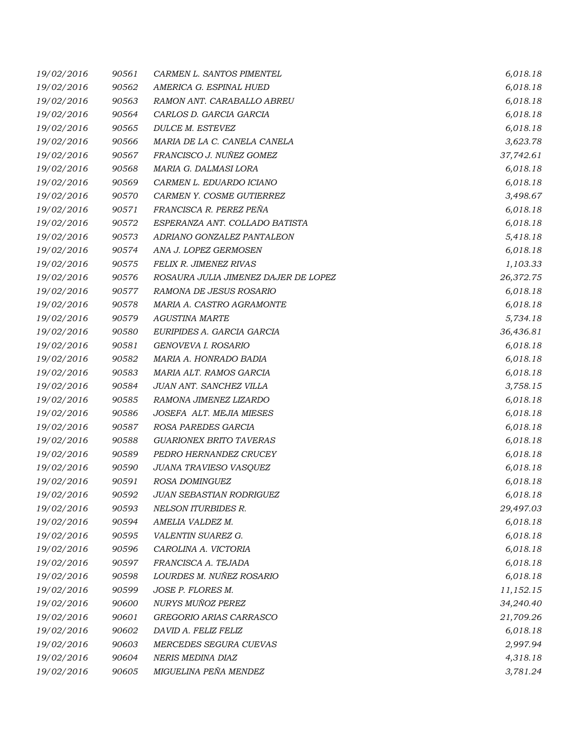| | | | |
|---|---|---|---|
| 19/02/2016 | 90561 | CARMEN L. SANTOS PIMENTEL | 6,018.18 |
| 19/02/2016 | 90562 | AMERICA G. ESPINAL HUED | 6,018.18 |
| 19/02/2016 | 90563 | RAMON ANT. CARABALLO ABREU | 6,018.18 |
| 19/02/2016 | 90564 | CARLOS D. GARCIA GARCIA | 6,018.18 |
| 19/02/2016 | 90565 | DULCE M. ESTEVEZ | 6,018.18 |
| 19/02/2016 | 90566 | MARIA DE LA C. CANELA CANELA | 3,623.78 |
| 19/02/2016 | 90567 | FRANCISCO J. NUÑEZ GOMEZ | 37,742.61 |
| 19/02/2016 | 90568 | MARIA G. DALMASI LORA | 6,018.18 |
| 19/02/2016 | 90569 | CARMEN L. EDUARDO ICIANO | 6,018.18 |
| 19/02/2016 | 90570 | CARMEN Y. COSME GUTIERREZ | 3,498.67 |
| 19/02/2016 | 90571 | FRANCISCA R. PEREZ PEÑA | 6,018.18 |
| 19/02/2016 | 90572 | ESPERANZA ANT. COLLADO BATISTA | 6,018.18 |
| 19/02/2016 | 90573 | ADRIANO GONZALEZ PANTALEON | 5,418.18 |
| 19/02/2016 | 90574 | ANA J. LOPEZ GERMOSEN | 6,018.18 |
| 19/02/2016 | 90575 | FELIX R. JIMENEZ RIVAS | 1,103.33 |
| 19/02/2016 | 90576 | ROSAURA JULIA JIMENEZ DAJER DE LOPEZ | 26,372.75 |
| 19/02/2016 | 90577 | RAMONA DE JESUS ROSARIO | 6,018.18 |
| 19/02/2016 | 90578 | MARIA A. CASTRO AGRAMONTE | 6,018.18 |
| 19/02/2016 | 90579 | AGUSTINA MARTE | 5,734.18 |
| 19/02/2016 | 90580 | EURIPIDES A. GARCIA GARCIA | 36,436.81 |
| 19/02/2016 | 90581 | GENOVEVA I. ROSARIO | 6,018.18 |
| 19/02/2016 | 90582 | MARIA A. HONRADO BADIA | 6,018.18 |
| 19/02/2016 | 90583 | MARIA ALT. RAMOS GARCIA | 6,018.18 |
| 19/02/2016 | 90584 | JUAN ANT. SANCHEZ VILLA | 3,758.15 |
| 19/02/2016 | 90585 | RAMONA JIMENEZ LIZARDO | 6,018.18 |
| 19/02/2016 | 90586 | JOSEFA ALT. MEJIA MIESES | 6,018.18 |
| 19/02/2016 | 90587 | ROSA PAREDES GARCIA | 6,018.18 |
| 19/02/2016 | 90588 | GUARIONEX BRITO TAVERAS | 6,018.18 |
| 19/02/2016 | 90589 | PEDRO HERNANDEZ CRUCEY | 6,018.18 |
| 19/02/2016 | 90590 | JUANA TRAVIESO VASQUEZ | 6,018.18 |
| 19/02/2016 | 90591 | ROSA DOMINGUEZ | 6,018.18 |
| 19/02/2016 | 90592 | JUAN SEBASTIAN RODRIGUEZ | 6,018.18 |
| 19/02/2016 | 90593 | NELSON ITURBIDES R. | 29,497.03 |
| 19/02/2016 | 90594 | AMELIA VALDEZ M. | 6,018.18 |
| 19/02/2016 | 90595 | VALENTIN SUAREZ G. | 6,018.18 |
| 19/02/2016 | 90596 | CAROLINA A. VICTORIA | 6,018.18 |
| 19/02/2016 | 90597 | FRANCISCA A. TEJADA | 6,018.18 |
| 19/02/2016 | 90598 | LOURDES M. NUÑEZ ROSARIO | 6,018.18 |
| 19/02/2016 | 90599 | JOSE P. FLORES M. | 11,152.15 |
| 19/02/2016 | 90600 | NURYS MUÑOZ PEREZ | 34,240.40 |
| 19/02/2016 | 90601 | GREGORIO ARIAS CARRASCO | 21,709.26 |
| 19/02/2016 | 90602 | DAVID A. FELIZ FELIZ | 6,018.18 |
| 19/02/2016 | 90603 | MERCEDES SEGURA CUEVAS | 2,997.94 |
| 19/02/2016 | 90604 | NERIS MEDINA DIAZ | 4,318.18 |
| 19/02/2016 | 90605 | MIGUELINA PEÑA MENDEZ | 3,781.24 |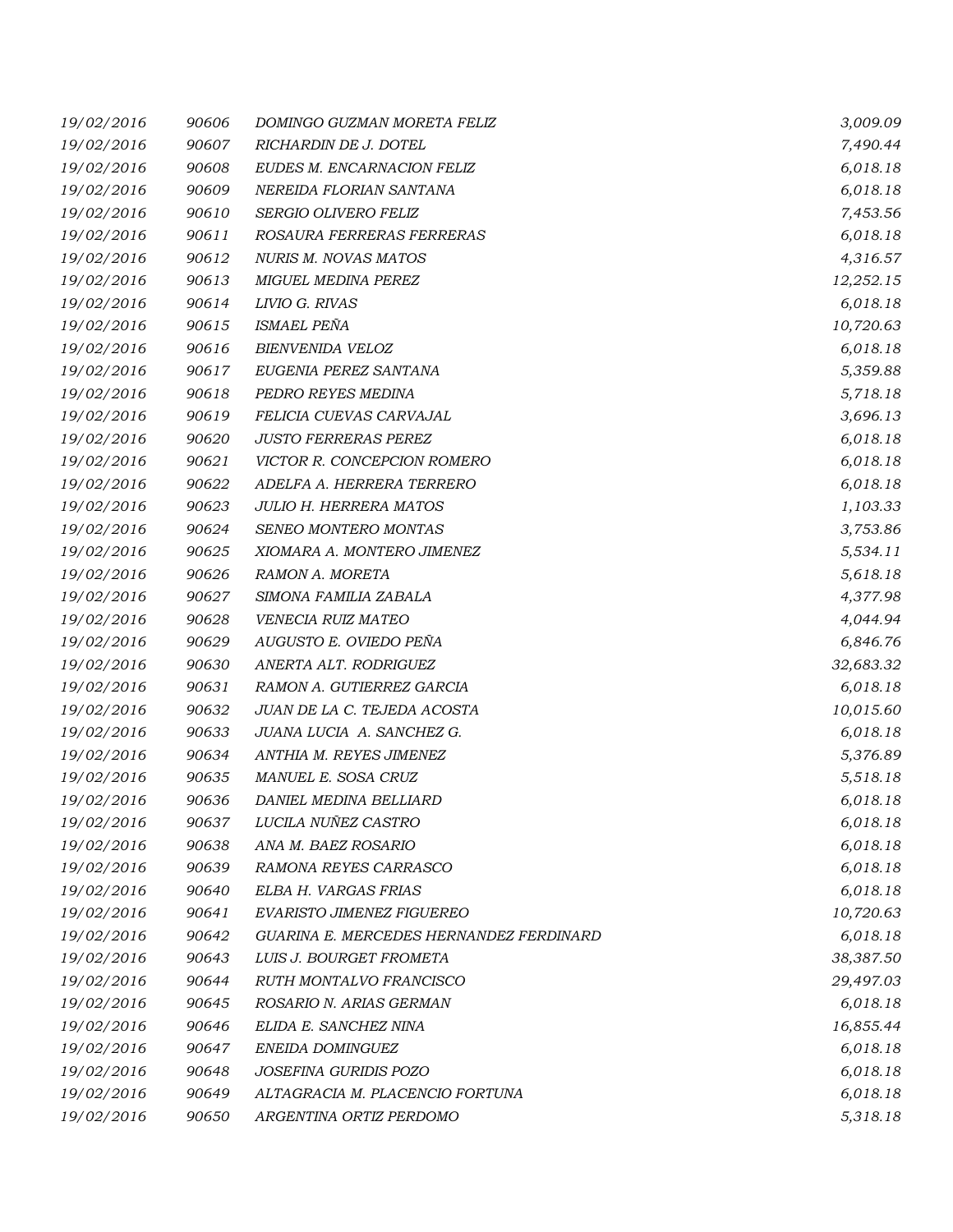| | | | |
|---|---|---|---|
| 19/02/2016 | 90606 | DOMINGO GUZMAN MORETA FELIZ | 3,009.09 |
| 19/02/2016 | 90607 | RICHARDIN DE J. DOTEL | 7,490.44 |
| 19/02/2016 | 90608 | EUDES M. ENCARNACION FELIZ | 6,018.18 |
| 19/02/2016 | 90609 | NEREIDA FLORIAN SANTANA | 6,018.18 |
| 19/02/2016 | 90610 | SERGIO OLIVERO FELIZ | 7,453.56 |
| 19/02/2016 | 90611 | ROSAURA FERRERAS FERRERAS | 6,018.18 |
| 19/02/2016 | 90612 | NURIS M. NOVAS MATOS | 4,316.57 |
| 19/02/2016 | 90613 | MIGUEL MEDINA PEREZ | 12,252.15 |
| 19/02/2016 | 90614 | LIVIO G. RIVAS | 6,018.18 |
| 19/02/2016 | 90615 | ISMAEL PEÑA | 10,720.63 |
| 19/02/2016 | 90616 | BIENVENIDA VELOZ | 6,018.18 |
| 19/02/2016 | 90617 | EUGENIA PEREZ SANTANA | 5,359.88 |
| 19/02/2016 | 90618 | PEDRO REYES MEDINA | 5,718.18 |
| 19/02/2016 | 90619 | FELICIA CUEVAS CARVAJAL | 3,696.13 |
| 19/02/2016 | 90620 | JUSTO FERRERAS PEREZ | 6,018.18 |
| 19/02/2016 | 90621 | VICTOR R. CONCEPCION ROMERO | 6,018.18 |
| 19/02/2016 | 90622 | ADELFA A. HERRERA TERRERO | 6,018.18 |
| 19/02/2016 | 90623 | JULIO H. HERRERA MATOS | 1,103.33 |
| 19/02/2016 | 90624 | SENEO MONTERO MONTAS | 3,753.86 |
| 19/02/2016 | 90625 | XIOMARA A. MONTERO JIMENEZ | 5,534.11 |
| 19/02/2016 | 90626 | RAMON A. MORETA | 5,618.18 |
| 19/02/2016 | 90627 | SIMONA FAMILIA ZABALA | 4,377.98 |
| 19/02/2016 | 90628 | VENECIA RUIZ MATEO | 4,044.94 |
| 19/02/2016 | 90629 | AUGUSTO E. OVIEDO PEÑA | 6,846.76 |
| 19/02/2016 | 90630 | ANERTA ALT. RODRIGUEZ | 32,683.32 |
| 19/02/2016 | 90631 | RAMON A. GUTIERREZ GARCIA | 6,018.18 |
| 19/02/2016 | 90632 | JUAN DE LA C. TEJEDA ACOSTA | 10,015.60 |
| 19/02/2016 | 90633 | JUANA LUCIA A. SANCHEZ G. | 6,018.18 |
| 19/02/2016 | 90634 | ANTHIA M. REYES JIMENEZ | 5,376.89 |
| 19/02/2016 | 90635 | MANUEL E. SOSA CRUZ | 5,518.18 |
| 19/02/2016 | 90636 | DANIEL MEDINA BELLIARD | 6,018.18 |
| 19/02/2016 | 90637 | LUCILA NUÑEZ CASTRO | 6,018.18 |
| 19/02/2016 | 90638 | ANA M. BAEZ ROSARIO | 6,018.18 |
| 19/02/2016 | 90639 | RAMONA REYES CARRASCO | 6,018.18 |
| 19/02/2016 | 90640 | ELBA H. VARGAS FRIAS | 6,018.18 |
| 19/02/2016 | 90641 | EVARISTO JIMENEZ FIGUEREO | 10,720.63 |
| 19/02/2016 | 90642 | GUARINA E. MERCEDES HERNANDEZ FERDINARD | 6,018.18 |
| 19/02/2016 | 90643 | LUIS J. BOURGET FROMETA | 38,387.50 |
| 19/02/2016 | 90644 | RUTH MONTALVO FRANCISCO | 29,497.03 |
| 19/02/2016 | 90645 | ROSARIO N. ARIAS GERMAN | 6,018.18 |
| 19/02/2016 | 90646 | ELIDA E. SANCHEZ NINA | 16,855.44 |
| 19/02/2016 | 90647 | ENEIDA DOMINGUEZ | 6,018.18 |
| 19/02/2016 | 90648 | JOSEFINA GURIDIS POZO | 6,018.18 |
| 19/02/2016 | 90649 | ALTAGRACIA M. PLACENCIO FORTUNA | 6,018.18 |
| 19/02/2016 | 90650 | ARGENTINA ORTIZ PERDOMO | 5,318.18 |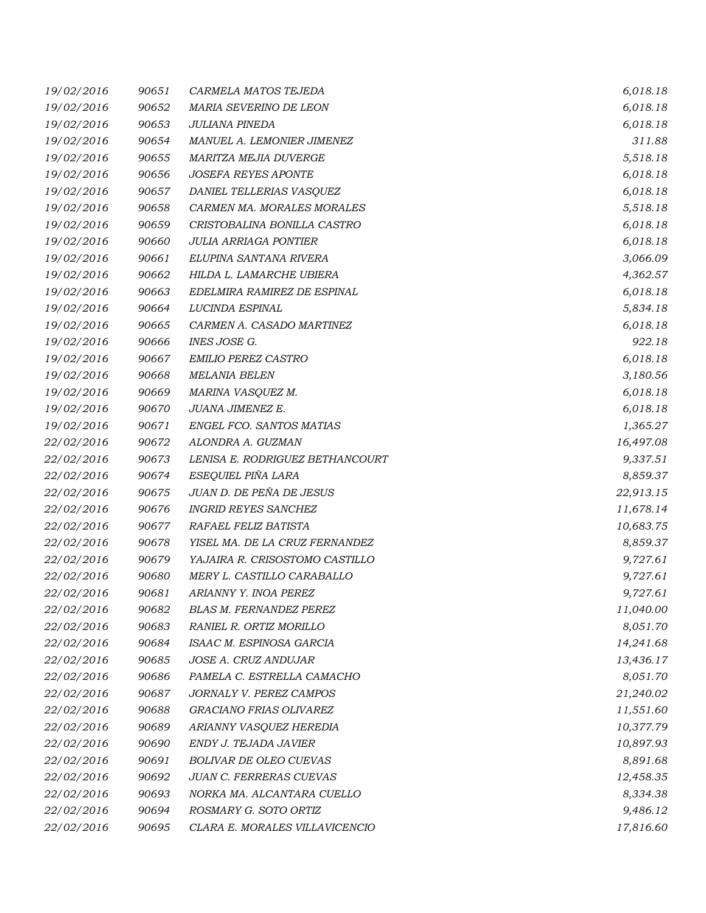| | | | |
|---|---|---|---|
| *19/02/2016* | *90651* | *CARMELA MATOS TEJEDA* | *6,018.18* |
| *19/02/2016* | *90652* | *MARIA SEVERINO DE LEON* | *6,018.18* |
| *19/02/2016* | *90653* | *JULIANA PINEDA* | *6,018.18* |
| *19/02/2016* | *90654* | *MANUEL A. LEMONIER JIMENEZ* | *311.88* |
| *19/02/2016* | *90655* | *MARITZA MEJIA DUVERGE* | *5,518.18* |
| *19/02/2016* | *90656* | *JOSEFA REYES APONTE* | *6,018.18* |
| *19/02/2016* | *90657* | *DANIEL TELLERIAS VASQUEZ* | *6,018.18* |
| *19/02/2016* | *90658* | *CARMEN MA. MORALES MORALES* | *5,518.18* |
| *19/02/2016* | *90659* | *CRISTOBALINA BONILLA CASTRO* | *6,018.18* |
| *19/02/2016* | *90660* | *JULIA ARRIAGA PONTIER* | *6,018.18* |
| *19/02/2016* | *90661* | *ELUPINA SANTANA RIVERA* | *3,066.09* |
| *19/02/2016* | *90662* | *HILDA L. LAMARCHE UBIERA* | *4,362.57* |
| *19/02/2016* | *90663* | *EDELMIRA RAMIREZ DE ESPINAL* | *6,018.18* |
| *19/02/2016* | *90664* | *LUCINDA ESPINAL* | *5,834.18* |
| *19/02/2016* | *90665* | *CARMEN A. CASADO MARTINEZ* | *6,018.18* |
| *19/02/2016* | *90666* | *INES JOSE G.* | *922.18* |
| *19/02/2016* | *90667* | *EMILIO PEREZ CASTRO* | *6,018.18* |
| *19/02/2016* | *90668* | *MELANIA BELEN* | *3,180.56* |
| *19/02/2016* | *90669* | *MARINA VASQUEZ M.* | *6,018.18* |
| *19/02/2016* | *90670* | *JUANA JIMENEZ E.* | *6,018.18* |
| *19/02/2016* | *90671* | *ENGEL FCO. SANTOS MATIAS* | *1,365.27* |
| *22/02/2016* | *90672* | *ALONDRA A. GUZMAN* | *16,497.08* |
| *22/02/2016* | *90673* | *LENISA E. RODRIGUEZ BETHANCOURT* | *9,337.51* |
| *22/02/2016* | *90674* | *ESEQUIEL PIÑA LARA* | *8,859.37* |
| *22/02/2016* | *90675* | *JUAN D. DE PEÑA DE JESUS* | *22,913.15* |
| *22/02/2016* | *90676* | *INGRID REYES SANCHEZ* | *11,678.14* |
| *22/02/2016* | *90677* | *RAFAEL FELIZ BATISTA* | *10,683.75* |
| *22/02/2016* | *90678* | *YISEL MA. DE LA CRUZ FERNANDEZ* | *8,859.37* |
| *22/02/2016* | *90679* | *YAJAIRA R. CRISOSTOMO CASTILLO* | *9,727.61* |
| *22/02/2016* | *90680* | *MERY L. CASTILLO CARABALLO* | *9,727.61* |
| *22/02/2016* | *90681* | *ARIANNY Y. INOA PEREZ* | *9,727.61* |
| *22/02/2016* | *90682* | *BLAS M. FERNANDEZ PEREZ* | *11,040.00* |
| *22/02/2016* | *90683* | *RANIEL R. ORTIZ MORILLO* | *8,051.70* |
| *22/02/2016* | *90684* | *ISAAC M. ESPINOSA GARCIA* | *14,241.68* |
| *22/02/2016* | *90685* | *JOSE A. CRUZ ANDUJAR* | *13,436.17* |
| *22/02/2016* | *90686* | *PAMELA C. ESTRELLA CAMACHO* | *8,051.70* |
| *22/02/2016* | *90687* | *JORNALY V. PEREZ CAMPOS* | *21,240.02* |
| *22/02/2016* | *90688* | *GRACIANO FRIAS OLIVAREZ* | *11,551.60* |
| *22/02/2016* | *90689* | *ARIANNY VASQUEZ HEREDIA* | *10,377.79* |
| *22/02/2016* | *90690* | *ENDY J. TEJADA JAVIER* | *10,897.93* |
| *22/02/2016* | *90691* | *BOLIVAR DE OLEO CUEVAS* | *8,891.68* |
| *22/02/2016* | *90692* | *JUAN C. FERRERAS CUEVAS* | *12,458.35* |
| *22/02/2016* | *90693* | *NORKA MA. ALCANTARA CUELLO* | *8,334.38* |
| *22/02/2016* | *90694* | *ROSMARY G. SOTO ORTIZ* | *9,486.12* |
| *22/02/2016* | *90695* | *CLARA E. MORALES VILLAVICENCIO* | *17,816.60* |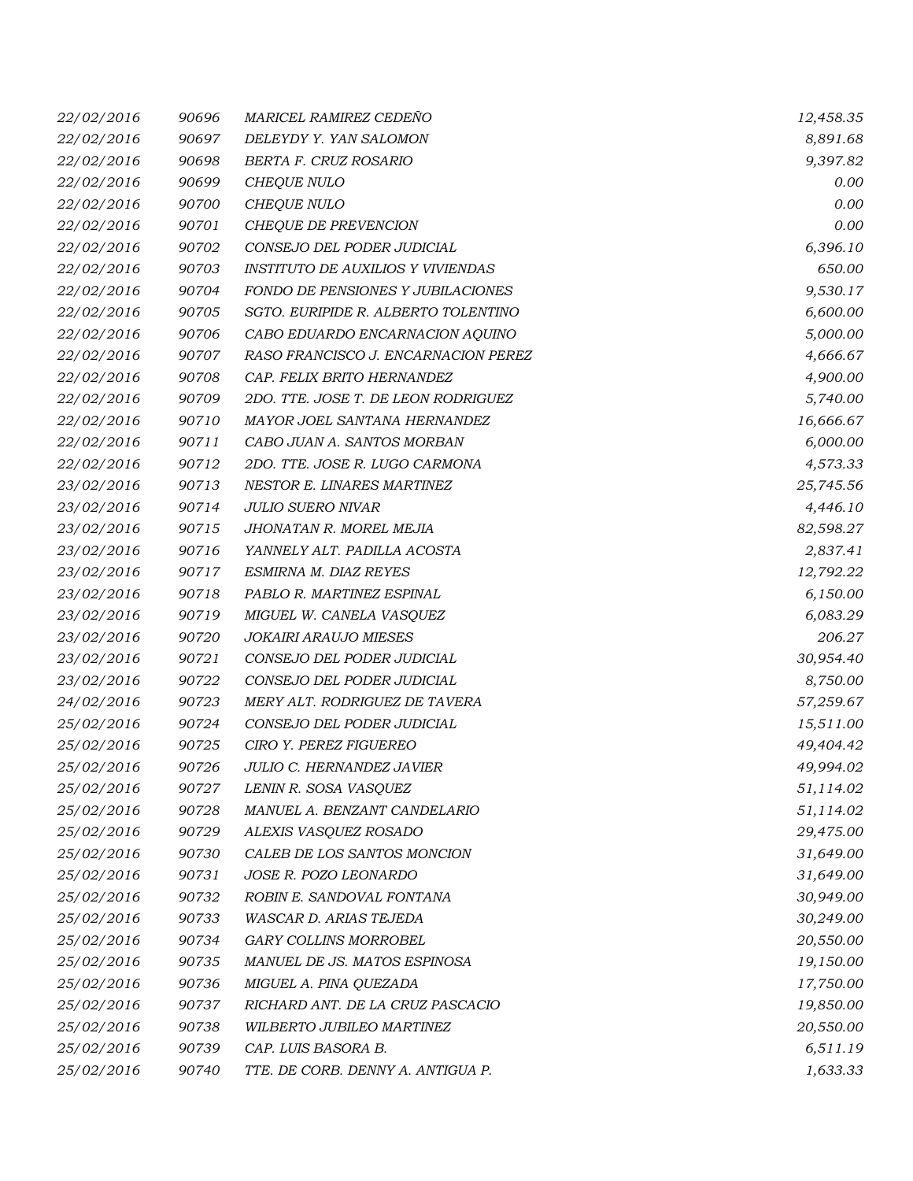| | | | |
|---|---|---|---|
| 22/02/2016 | 90696 | MARICEL RAMIREZ CEDEÑO | 12,458.35 |
| 22/02/2016 | 90697 | DELEYDY Y. YAN SALOMON | 8,891.68 |
| 22/02/2016 | 90698 | BERTA F. CRUZ ROSARIO | 9,397.82 |
| 22/02/2016 | 90699 | CHEQUE NULO | 0.00 |
| 22/02/2016 | 90700 | CHEQUE NULO | 0.00 |
| 22/02/2016 | 90701 | CHEQUE DE PREVENCION | 0.00 |
| 22/02/2016 | 90702 | CONSEJO DEL PODER JUDICIAL | 6,396.10 |
| 22/02/2016 | 90703 | INSTITUTO DE AUXILIOS Y VIVIENDAS | 650.00 |
| 22/02/2016 | 90704 | FONDO DE PENSIONES Y JUBILACIONES | 9,530.17 |
| 22/02/2016 | 90705 | SGTO. EURIPIDE R. ALBERTO TOLENTINO | 6,600.00 |
| 22/02/2016 | 90706 | CABO EDUARDO ENCARNACION AQUINO | 5,000.00 |
| 22/02/2016 | 90707 | RASO FRANCISCO J. ENCARNACION PEREZ | 4,666.67 |
| 22/02/2016 | 90708 | CAP. FELIX BRITO HERNANDEZ | 4,900.00 |
| 22/02/2016 | 90709 | 2DO. TTE. JOSE T. DE LEON RODRIGUEZ | 5,740.00 |
| 22/02/2016 | 90710 | MAYOR JOEL SANTANA HERNANDEZ | 16,666.67 |
| 22/02/2016 | 90711 | CABO JUAN A. SANTOS MORBAN | 6,000.00 |
| 22/02/2016 | 90712 | 2DO. TTE. JOSE R. LUGO CARMONA | 4,573.33 |
| 23/02/2016 | 90713 | NESTOR E. LINARES MARTINEZ | 25,745.56 |
| 23/02/2016 | 90714 | JULIO SUERO NIVAR | 4,446.10 |
| 23/02/2016 | 90715 | JHONATAN R. MOREL MEJIA | 82,598.27 |
| 23/02/2016 | 90716 | YANNELY ALT. PADILLA ACOSTA | 2,837.41 |
| 23/02/2016 | 90717 | ESMIRNA M. DIAZ REYES | 12,792.22 |
| 23/02/2016 | 90718 | PABLO R. MARTINEZ ESPINAL | 6,150.00 |
| 23/02/2016 | 90719 | MIGUEL W. CANELA VASQUEZ | 6,083.29 |
| 23/02/2016 | 90720 | JOKAIRI ARAUJO MIESES | 206.27 |
| 23/02/2016 | 90721 | CONSEJO DEL PODER JUDICIAL | 30,954.40 |
| 23/02/2016 | 90722 | CONSEJO DEL PODER JUDICIAL | 8,750.00 |
| 24/02/2016 | 90723 | MERY ALT. RODRIGUEZ DE TAVERA | 57,259.67 |
| 25/02/2016 | 90724 | CONSEJO DEL PODER JUDICIAL | 15,511.00 |
| 25/02/2016 | 90725 | CIRO Y. PEREZ FIGUEREO | 49,404.42 |
| 25/02/2016 | 90726 | JULIO C. HERNANDEZ JAVIER | 49,994.02 |
| 25/02/2016 | 90727 | LENIN R. SOSA VASQUEZ | 51,114.02 |
| 25/02/2016 | 90728 | MANUEL A. BENZANT CANDELARIO | 51,114.02 |
| 25/02/2016 | 90729 | ALEXIS VASQUEZ ROSADO | 29,475.00 |
| 25/02/2016 | 90730 | CALEB DE LOS SANTOS MONCION | 31,649.00 |
| 25/02/2016 | 90731 | JOSE R. POZO LEONARDO | 31,649.00 |
| 25/02/2016 | 90732 | ROBIN E. SANDOVAL FONTANA | 30,949.00 |
| 25/02/2016 | 90733 | WASCAR D. ARIAS TEJEDA | 30,249.00 |
| 25/02/2016 | 90734 | GARY COLLINS MORROBEL | 20,550.00 |
| 25/02/2016 | 90735 | MANUEL DE JS. MATOS ESPINOSA | 19,150.00 |
| 25/02/2016 | 90736 | MIGUEL A. PINA QUEZADA | 17,750.00 |
| 25/02/2016 | 90737 | RICHARD ANT. DE LA CRUZ PASCACIO | 19,850.00 |
| 25/02/2016 | 90738 | WILBERTO JUBILEO MARTINEZ | 20,550.00 |
| 25/02/2016 | 90739 | CAP. LUIS BASORA B. | 6,511.19 |
| 25/02/2016 | 90740 | TTE. DE CORB. DENNY A. ANTIGUA P. | 1,633.33 |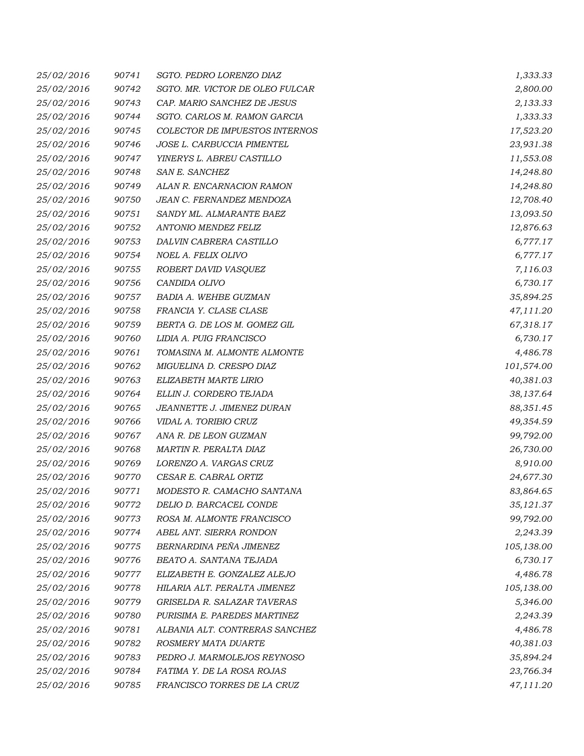| | | | |
|---|---|---|---|
| 25/02/2016 | 90741 | SGTO. PEDRO LORENZO DIAZ | 1,333.33 |
| 25/02/2016 | 90742 | SGTO. MR. VICTOR DE OLEO FULCAR | 2,800.00 |
| 25/02/2016 | 90743 | CAP. MARIO SANCHEZ DE JESUS | 2,133.33 |
| 25/02/2016 | 90744 | SGTO. CARLOS M. RAMON GARCIA | 1,333.33 |
| 25/02/2016 | 90745 | COLECTOR DE IMPUESTOS INTERNOS | 17,523.20 |
| 25/02/2016 | 90746 | JOSE L. CARBUCCIA PIMENTEL | 23,931.38 |
| 25/02/2016 | 90747 | YINERYS L. ABREU CASTILLO | 11,553.08 |
| 25/02/2016 | 90748 | SAN E. SANCHEZ | 14,248.80 |
| 25/02/2016 | 90749 | ALAN R. ENCARNACION RAMON | 14,248.80 |
| 25/02/2016 | 90750 | JEAN C. FERNANDEZ MENDOZA | 12,708.40 |
| 25/02/2016 | 90751 | SANDY ML. ALMARANTE BAEZ | 13,093.50 |
| 25/02/2016 | 90752 | ANTONIO MENDEZ FELIZ | 12,876.63 |
| 25/02/2016 | 90753 | DALVIN CABRERA CASTILLO | 6,777.17 |
| 25/02/2016 | 90754 | NOEL A. FELIX OLIVO | 6,777.17 |
| 25/02/2016 | 90755 | ROBERT DAVID VASQUEZ | 7,116.03 |
| 25/02/2016 | 90756 | CANDIDA OLIVO | 6,730.17 |
| 25/02/2016 | 90757 | BADIA A. WEHBE GUZMAN | 35,894.25 |
| 25/02/2016 | 90758 | FRANCIA Y. CLASE CLASE | 47,111.20 |
| 25/02/2016 | 90759 | BERTA G. DE LOS M. GOMEZ GIL | 67,318.17 |
| 25/02/2016 | 90760 | LIDIA A. PUIG FRANCISCO | 6,730.17 |
| 25/02/2016 | 90761 | TOMASINA M. ALMONTE ALMONTE | 4,486.78 |
| 25/02/2016 | 90762 | MIGUELINA D. CRESPO DIAZ | 101,574.00 |
| 25/02/2016 | 90763 | ELIZABETH MARTE LIRIO | 40,381.03 |
| 25/02/2016 | 90764 | ELLIN J. CORDERO TEJADA | 38,137.64 |
| 25/02/2016 | 90765 | JEANNETTE J. JIMENEZ DURAN | 88,351.45 |
| 25/02/2016 | 90766 | VIDAL A. TORIBIO CRUZ | 49,354.59 |
| 25/02/2016 | 90767 | ANA R. DE LEON GUZMAN | 99,792.00 |
| 25/02/2016 | 90768 | MARTIN R. PERALTA DIAZ | 26,730.00 |
| 25/02/2016 | 90769 | LORENZO A. VARGAS CRUZ | 8,910.00 |
| 25/02/2016 | 90770 | CESAR E. CABRAL ORTIZ | 24,677.30 |
| 25/02/2016 | 90771 | MODESTO R. CAMACHO SANTANA | 83,864.65 |
| 25/02/2016 | 90772 | DELIO D. BARCACEL CONDE | 35,121.37 |
| 25/02/2016 | 90773 | ROSA M. ALMONTE FRANCISCO | 99,792.00 |
| 25/02/2016 | 90774 | ABEL ANT. SIERRA RONDON | 2,243.39 |
| 25/02/2016 | 90775 | BERNARDINA PEÑA JIMENEZ | 105,138.00 |
| 25/02/2016 | 90776 | BEATO A. SANTANA TEJADA | 6,730.17 |
| 25/02/2016 | 90777 | ELIZABETH E. GONZALEZ ALEJO | 4,486.78 |
| 25/02/2016 | 90778 | HILARIA ALT. PERALTA JIMENEZ | 105,138.00 |
| 25/02/2016 | 90779 | GRISELDA R. SALAZAR TAVERAS | 5,346.00 |
| 25/02/2016 | 90780 | PURISIMA E. PAREDES MARTINEZ | 2,243.39 |
| 25/02/2016 | 90781 | ALBANIA ALT. CONTRERAS SANCHEZ | 4,486.78 |
| 25/02/2016 | 90782 | ROSMERY MATA DUARTE | 40,381.03 |
| 25/02/2016 | 90783 | PEDRO J. MARMOLEJOS REYNOSO | 35,894.24 |
| 25/02/2016 | 90784 | FATIMA Y. DE LA ROSA ROJAS | 23,766.34 |
| 25/02/2016 | 90785 | FRANCISCO TORRES DE LA CRUZ | 47,111.20 |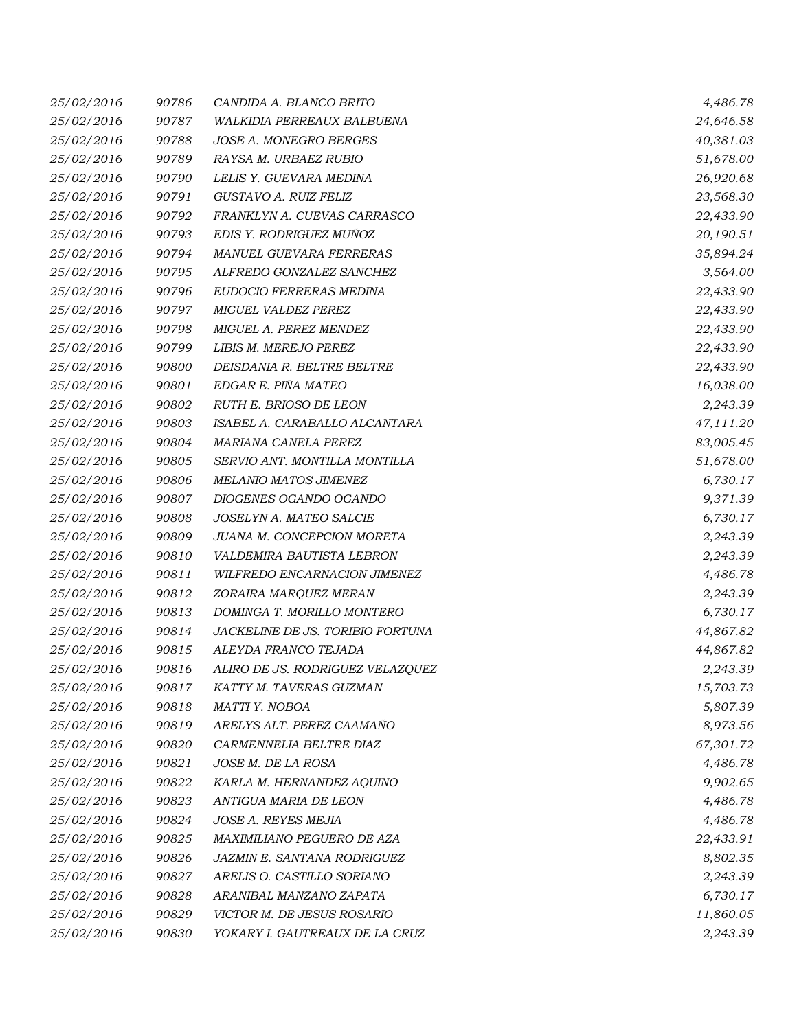| | | | |
|---|---|---|---|
| 25/02/2016 | 90786 | CANDIDA A. BLANCO BRITO | 4,486.78 |
| 25/02/2016 | 90787 | WALKIDIA PERREAUX BALBUENA | 24,646.58 |
| 25/02/2016 | 90788 | JOSE A. MONEGRO BERGES | 40,381.03 |
| 25/02/2016 | 90789 | RAYSA M. URBAEZ RUBIO | 51,678.00 |
| 25/02/2016 | 90790 | LELIS Y. GUEVARA MEDINA | 26,920.68 |
| 25/02/2016 | 90791 | GUSTAVO A. RUIZ FELIZ | 23,568.30 |
| 25/02/2016 | 90792 | FRANKLYN A. CUEVAS CARRASCO | 22,433.90 |
| 25/02/2016 | 90793 | EDIS Y. RODRIGUEZ MUÑOZ | 20,190.51 |
| 25/02/2016 | 90794 | MANUEL GUEVARA FERRERAS | 35,894.24 |
| 25/02/2016 | 90795 | ALFREDO GONZALEZ SANCHEZ | 3,564.00 |
| 25/02/2016 | 90796 | EUDOCIO FERRERAS MEDINA | 22,433.90 |
| 25/02/2016 | 90797 | MIGUEL VALDEZ PEREZ | 22,433.90 |
| 25/02/2016 | 90798 | MIGUEL A. PEREZ MENDEZ | 22,433.90 |
| 25/02/2016 | 90799 | LIBIS M. MEREJO PEREZ | 22,433.90 |
| 25/02/2016 | 90800 | DEISDANIA R. BELTRE BELTRE | 22,433.90 |
| 25/02/2016 | 90801 | EDGAR E. PIÑA MATEO | 16,038.00 |
| 25/02/2016 | 90802 | RUTH E. BRIOSO DE LEON | 2,243.39 |
| 25/02/2016 | 90803 | ISABEL A. CARABALLO ALCANTARA | 47,111.20 |
| 25/02/2016 | 90804 | MARIANA CANELA PEREZ | 83,005.45 |
| 25/02/2016 | 90805 | SERVIO ANT. MONTILLA MONTILLA | 51,678.00 |
| 25/02/2016 | 90806 | MELANIO MATOS JIMENEZ | 6,730.17 |
| 25/02/2016 | 90807 | DIOGENES OGANDO OGANDO | 9,371.39 |
| 25/02/2016 | 90808 | JOSELYN A. MATEO SALCIE | 6,730.17 |
| 25/02/2016 | 90809 | JUANA M. CONCEPCION MORETA | 2,243.39 |
| 25/02/2016 | 90810 | VALDEMIRA BAUTISTA LEBRON | 2,243.39 |
| 25/02/2016 | 90811 | WILFREDO ENCARNACION JIMENEZ | 4,486.78 |
| 25/02/2016 | 90812 | ZORAIRA MARQUEZ MERAN | 2,243.39 |
| 25/02/2016 | 90813 | DOMINGA T. MORILLO MONTERO | 6,730.17 |
| 25/02/2016 | 90814 | JACKELINE DE JS. TORIBIO FORTUNA | 44,867.82 |
| 25/02/2016 | 90815 | ALEYDA FRANCO TEJADA | 44,867.82 |
| 25/02/2016 | 90816 | ALIRO DE JS. RODRIGUEZ VELAZQUEZ | 2,243.39 |
| 25/02/2016 | 90817 | KATTY M. TAVERAS GUZMAN | 15,703.73 |
| 25/02/2016 | 90818 | MATTI Y. NOBOA | 5,807.39 |
| 25/02/2016 | 90819 | ARELYS ALT. PEREZ CAAMAÑO | 8,973.56 |
| 25/02/2016 | 90820 | CARMENNELIA BELTRE DIAZ | 67,301.72 |
| 25/02/2016 | 90821 | JOSE M. DE LA ROSA | 4,486.78 |
| 25/02/2016 | 90822 | KARLA M. HERNANDEZ AQUINO | 9,902.65 |
| 25/02/2016 | 90823 | ANTIGUA MARIA DE LEON | 4,486.78 |
| 25/02/2016 | 90824 | JOSE A. REYES MEJIA | 4,486.78 |
| 25/02/2016 | 90825 | MAXIMILIANO PEGUERO DE AZA | 22,433.91 |
| 25/02/2016 | 90826 | JAZMIN E. SANTANA RODRIGUEZ | 8,802.35 |
| 25/02/2016 | 90827 | ARELIS O. CASTILLO SORIANO | 2,243.39 |
| 25/02/2016 | 90828 | ARANIBAL MANZANO ZAPATA | 6,730.17 |
| 25/02/2016 | 90829 | VICTOR M. DE JESUS ROSARIO | 11,860.05 |
| 25/02/2016 | 90830 | YOKARY I. GAUTREAUX DE LA CRUZ | 2,243.39 |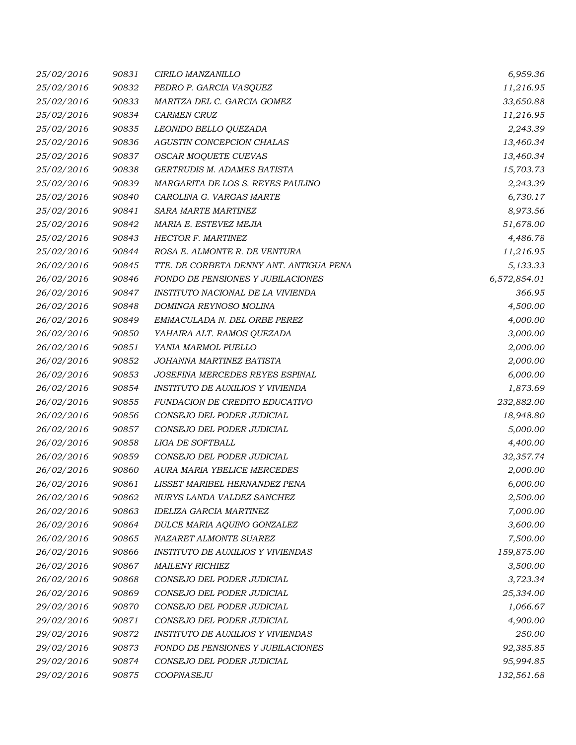| | | | |
|---|---|---|---|
| *25/02/2016* | *90831* | *CIRILO MANZANILLO* | *6,959.36* |
| *25/02/2016* | *90832* | *PEDRO P. GARCIA VASQUEZ* | *11,216.95* |
| *25/02/2016* | *90833* | *MARITZA DEL C. GARCIA GOMEZ* | *33,650.88* |
| *25/02/2016* | *90834* | *CARMEN CRUZ* | *11,216.95* |
| *25/02/2016* | *90835* | *LEONIDO BELLO QUEZADA* | *2,243.39* |
| *25/02/2016* | *90836* | *AGUSTIN CONCEPCION CHALAS* | *13,460.34* |
| *25/02/2016* | *90837* | *OSCAR MOQUETE CUEVAS* | *13,460.34* |
| *25/02/2016* | *90838* | *GERTRUDIS M. ADAMES BATISTA* | *15,703.73* |
| *25/02/2016* | *90839* | *MARGARITA DE LOS S. REYES PAULINO* | *2,243.39* |
| *25/02/2016* | *90840* | *CAROLINA G. VARGAS MARTE* | *6,730.17* |
| *25/02/2016* | *90841* | *SARA MARTE MARTINEZ* | *8,973.56* |
| *25/02/2016* | *90842* | *MARIA E. ESTEVEZ MEJIA* | *51,678.00* |
| *25/02/2016* | *90843* | *HECTOR F. MARTINEZ* | *4,486.78* |
| *25/02/2016* | *90844* | *ROSA E. ALMONTE R. DE VENTURA* | *11,216.95* |
| *26/02/2016* | *90845* | *TTE. DE CORBETA DENNY ANT. ANTIGUA PENA* | *5,133.33* |
| *26/02/2016* | *90846* | *FONDO DE PENSIONES Y JUBILACIONES* | *6,572,854.01* |
| *26/02/2016* | *90847* | *INSTITUTO NACIONAL DE LA VIVIENDA* | *366.95* |
| *26/02/2016* | *90848* | *DOMINGA REYNOSO MOLINA* | *4,500.00* |
| *26/02/2016* | *90849* | *EMMACULADA N. DEL ORBE PEREZ* | *4,000.00* |
| *26/02/2016* | *90850* | *YAHAIRA ALT. RAMOS QUEZADA* | *3,000.00* |
| *26/02/2016* | *90851* | *YANIA MARMOL PUELLO* | *2,000.00* |
| *26/02/2016* | *90852* | *JOHANNA MARTINEZ BATISTA* | *2,000.00* |
| *26/02/2016* | *90853* | *JOSEFINA MERCEDES REYES ESPINAL* | *6,000.00* |
| *26/02/2016* | *90854* | *INSTITUTO DE AUXILIOS Y VIVIENDA* | *1,873.69* |
| *26/02/2016* | *90855* | *FUNDACION DE CREDITO EDUCATIVO* | *232,882.00* |
| *26/02/2016* | *90856* | *CONSEJO DEL PODER JUDICIAL* | *18,948.80* |
| *26/02/2016* | *90857* | *CONSEJO DEL PODER JUDICIAL* | *5,000.00* |
| *26/02/2016* | *90858* | *LIGA DE SOFTBALL* | *4,400.00* |
| *26/02/2016* | *90859* | *CONSEJO DEL PODER JUDICIAL* | *32,357.74* |
| *26/02/2016* | *90860* | *AURA MARIA YBELICE MERCEDES* | *2,000.00* |
| *26/02/2016* | *90861* | *LISSET MARIBEL HERNANDEZ PENA* | *6,000.00* |
| *26/02/2016* | *90862* | *NURYS LANDA VALDEZ SANCHEZ* | *2,500.00* |
| *26/02/2016* | *90863* | *IDELIZA GARCIA MARTINEZ* | *7,000.00* |
| *26/02/2016* | *90864* | *DULCE MARIA AQUINO GONZALEZ* | *3,600.00* |
| *26/02/2016* | *90865* | *NAZARET ALMONTE SUAREZ* | *7,500.00* |
| *26/02/2016* | *90866* | *INSTITUTO DE AUXILIOS Y VIVIENDAS* | *159,875.00* |
| *26/02/2016* | *90867* | *MAILENY RICHIEZ* | *3,500.00* |
| *26/02/2016* | *90868* | *CONSEJO DEL PODER JUDICIAL* | *3,723.34* |
| *26/02/2016* | *90869* | *CONSEJO DEL PODER JUDICIAL* | *25,334.00* |
| *29/02/2016* | *90870* | *CONSEJO DEL PODER JUDICIAL* | *1,066.67* |
| *29/02/2016* | *90871* | *CONSEJO DEL PODER JUDICIAL* | *4,900.00* |
| *29/02/2016* | *90872* | *INSTITUTO DE AUXILIOS Y VIVIENDAS* | *250.00* |
| *29/02/2016* | *90873* | *FONDO DE PENSIONES Y JUBILACIONES* | *92,385.85* |
| *29/02/2016* | *90874* | *CONSEJO DEL PODER JUDICIAL* | *95,994.85* |
| *29/02/2016* | *90875* | *COOPNASEJU* | *132,561.68* |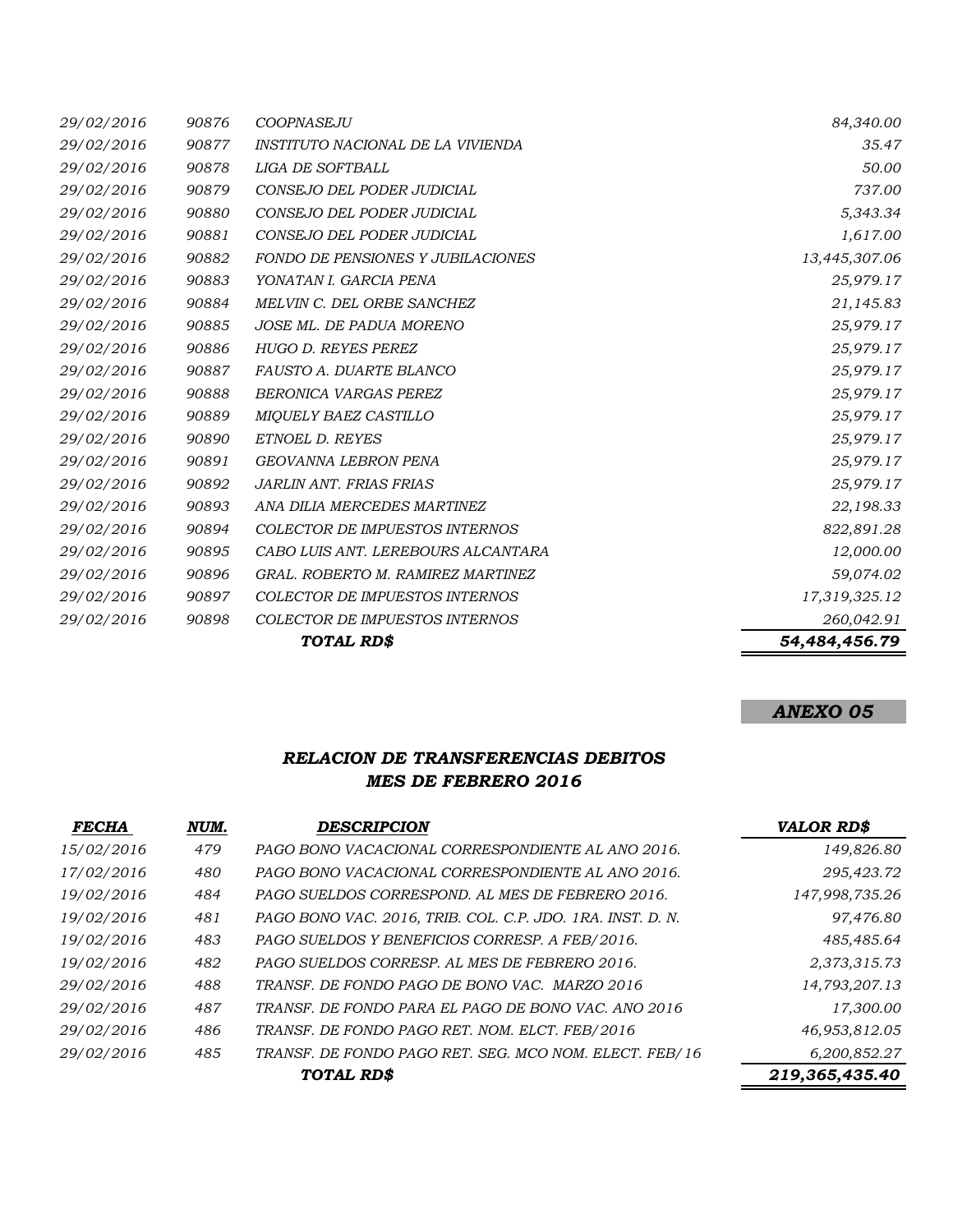| | | | |
|---|---|---|---|
| 29/02/2016 | 90876 | COOPNASEJU | 84,340.00 |
| 29/02/2016 | 90877 | INSTITUTO NACIONAL DE LA VIVIENDA | 35.47 |
| 29/02/2016 | 90878 | LIGA DE SOFTBALL | 50.00 |
| 29/02/2016 | 90879 | CONSEJO DEL PODER JUDICIAL | 737.00 |
| 29/02/2016 | 90880 | CONSEJO DEL PODER JUDICIAL | 5,343.34 |
| 29/02/2016 | 90881 | CONSEJO DEL PODER JUDICIAL | 1,617.00 |
| 29/02/2016 | 90882 | FONDO DE PENSIONES Y JUBILACIONES | 13,445,307.06 |
| 29/02/2016 | 90883 | YONATAN I. GARCIA PENA | 25,979.17 |
| 29/02/2016 | 90884 | MELVIN C. DEL ORBE SANCHEZ | 21,145.83 |
| 29/02/2016 | 90885 | JOSE ML. DE PADUA MORENO | 25,979.17 |
| 29/02/2016 | 90886 | HUGO D. REYES PEREZ | 25,979.17 |
| 29/02/2016 | 90887 | FAUSTO A. DUARTE BLANCO | 25,979.17 |
| 29/02/2016 | 90888 | BERONICA VARGAS PEREZ | 25,979.17 |
| 29/02/2016 | 90889 | MIQUELY BAEZ CASTILLO | 25,979.17 |
| 29/02/2016 | 90890 | ETNOEL D. REYES | 25,979.17 |
| 29/02/2016 | 90891 | GEOVANNA LEBRON PENA | 25,979.17 |
| 29/02/2016 | 90892 | JARLIN ANT. FRIAS FRIAS | 25,979.17 |
| 29/02/2016 | 90893 | ANA DILIA MERCEDES MARTINEZ | 22,198.33 |
| 29/02/2016 | 90894 | COLECTOR DE IMPUESTOS INTERNOS | 822,891.28 |
| 29/02/2016 | 90895 | CABO LUIS ANT. LEREBOURS ALCANTARA | 12,000.00 |
| 29/02/2016 | 90896 | GRAL. ROBERTO M. RAMIREZ MARTINEZ | 59,074.02 |
| 29/02/2016 | 90897 | COLECTOR DE IMPUESTOS INTERNOS | 17,319,325.12 |
| 29/02/2016 | 90898 | COLECTOR DE IMPUESTOS INTERNOS | 260,042.91 |
| | | ***TOTAL RD$*** | ***54,484,456.79*** |

***ANEXO 05***

## *RELACION DE TRANSFERENCIAS DEBITOS*
## *MES DE FEBRERO 2016*

| *FECHA* | *NUM.* | *DESCRIPCION* | *VALOR RD$* |
|---|---|---|---|
| 15/02/2016 | 479 | PAGO BONO VACACIONAL CORRESPONDIENTE AL ANO 2016. | 149,826.80 |
| 17/02/2016 | 480 | PAGO BONO VACACIONAL CORRESPONDIENTE AL ANO 2016. | 295,423.72 |
| 19/02/2016 | 484 | PAGO SUELDOS CORRESPOND. AL MES DE FEBRERO 2016. | 147,998,735.26 |
| 19/02/2016 | 481 | PAGO BONO VAC. 2016, TRIB. COL. C.P. JDO. 1RA. INST. D. N. | 97,476.80 |
| 19/02/2016 | 483 | PAGO SUELDOS Y BENEFICIOS CORRESP. A FEB/2016. | 485,485.64 |
| 19/02/2016 | 482 | PAGO SUELDOS CORRESP. AL MES DE FEBRERO 2016. | 2,373,315.73 |
| 29/02/2016 | 488 | TRANSF. DE FONDO PAGO DE BONO VAC. MARZO 2016 | 14,793,207.13 |
| 29/02/2016 | 487 | TRANSF. DE FONDO PARA EL PAGO DE BONO VAC. ANO 2016 | 17,300.00 |
| 29/02/2016 | 486 | TRANSF. DE FONDO PAGO RET. NOM. ELCT. FEB/2016 | 46,953,812.05 |
| 29/02/2016 | 485 | TRANSF. DE FONDO PAGO RET. SEG. MCO NOM. ELECT. FEB/16 | 6,200,852.27 |
| | | ***TOTAL RD$*** | ***219,365,435.40*** |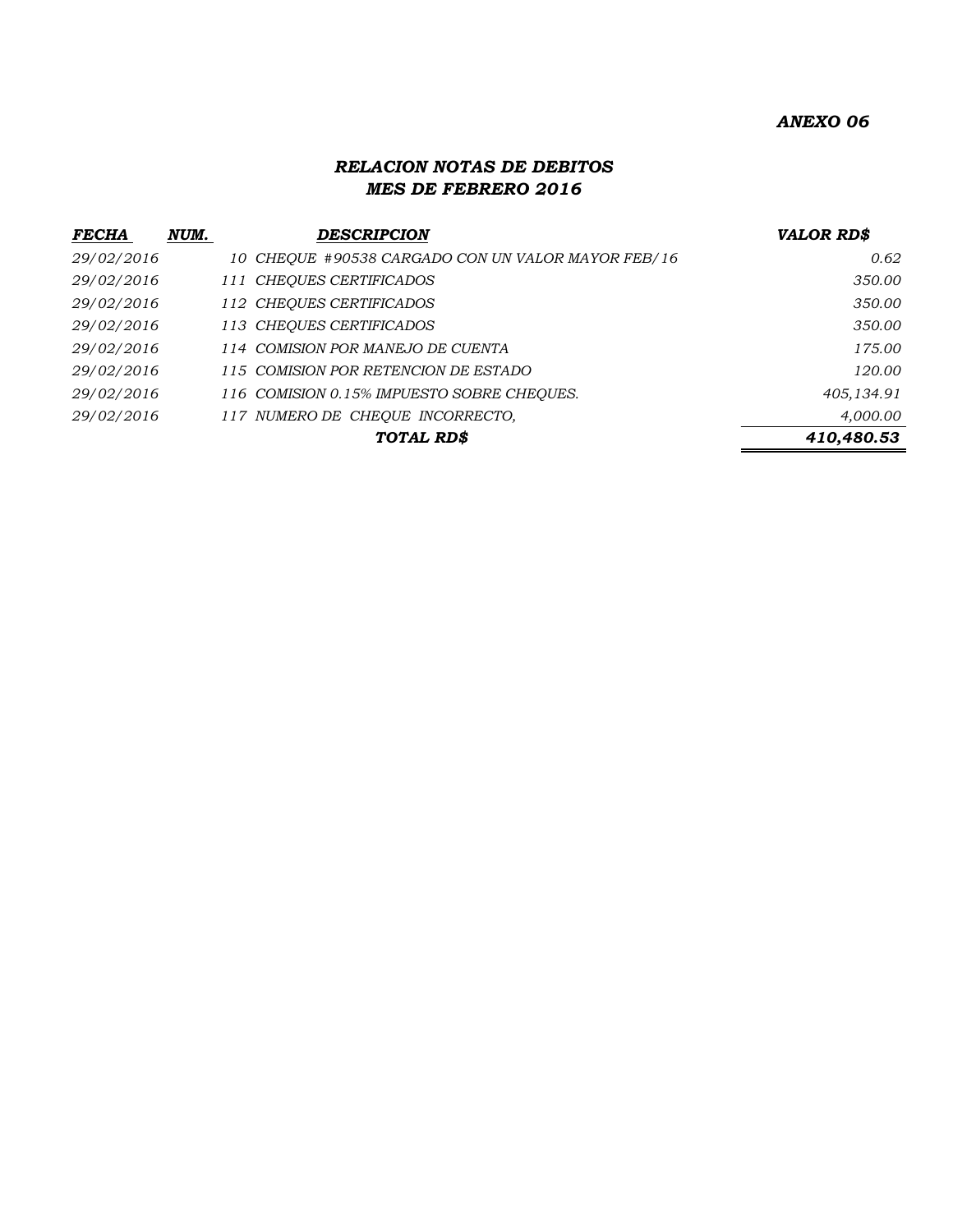*ANEXO 06*

## *RELACION NOTAS DE DEBITOS*
## *MES DE FEBRERO 2016*

| *FECHA* | *NUM.* | *DESCRIPCION* | *VALOR RD$* |
|---|---|---|---|
| *29/02/2016* | *10* | *CHEQUE #90538 CARGADO CON UN VALOR MAYOR FEB/16* | *0.62* |
| *29/02/2016* | *111* | *CHEQUES CERTIFICADOS* | *350.00* |
| *29/02/2016* | *112* | *CHEQUES CERTIFICADOS* | *350.00* |
| *29/02/2016* | *113* | *CHEQUES CERTIFICADOS* | *350.00* |
| *29/02/2016* | *114* | *COMISION POR MANEJO DE CUENTA* | *175.00* |
| *29/02/2016* | *115* | *COMISION POR RETENCION DE ESTADO* | *120.00* |
| *29/02/2016* | *116* | *COMISION 0.15% IMPUESTO SOBRE CHEQUES.* | *405,134.91* |
| *29/02/2016* | *117* | *NUMERO DE CHEQUE INCORRECTO,* | *4,000.00* |
| | | ***TOTAL RD$*** | ***410,480.53*** |